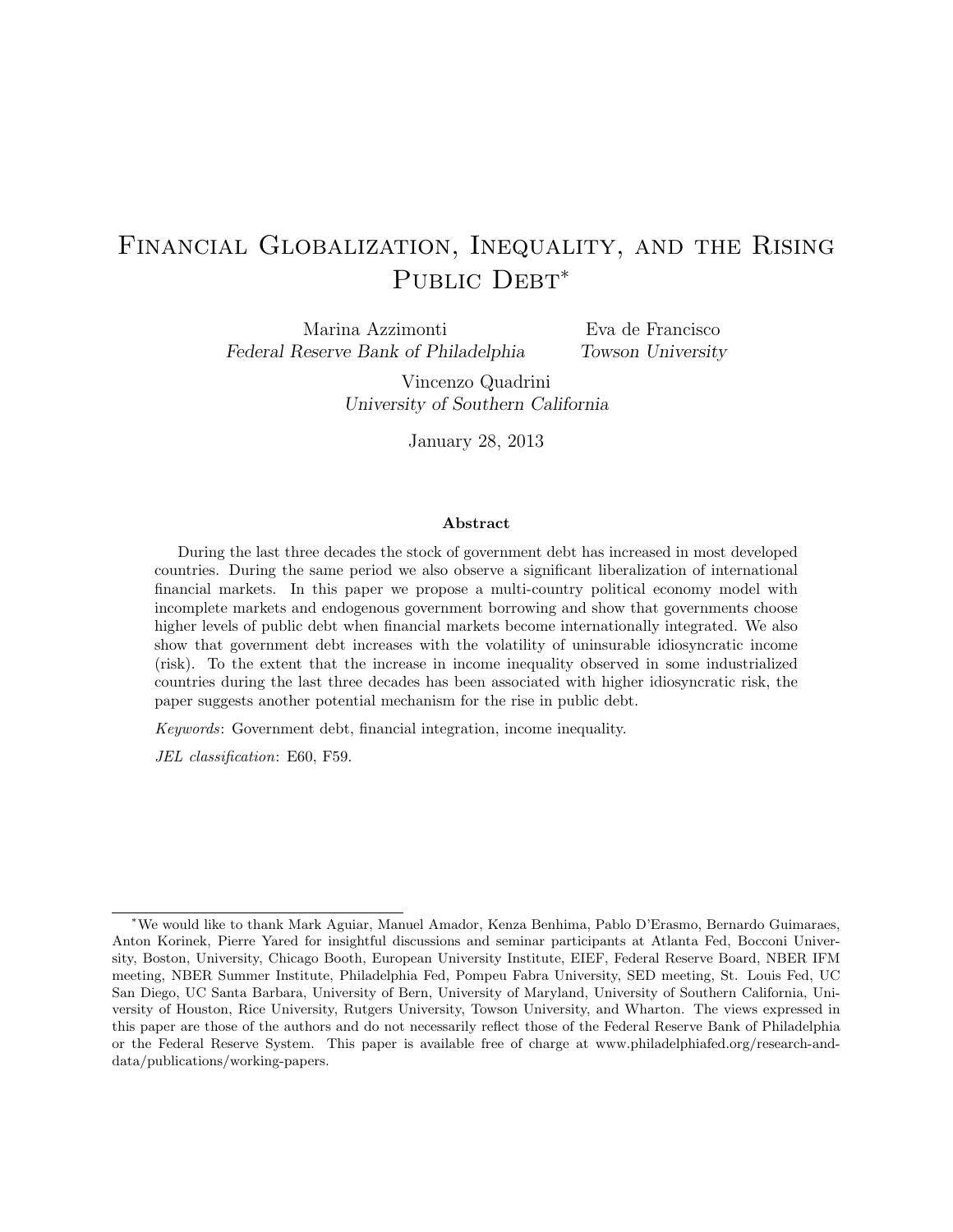# Financial Globalization, Inequality, and the Rising Public Debt*

Marina Azzimonti
*Federal Reserve Bank of Philadelphia*

Eva de Francisco
*Towson University*

Vincenzo Quadrini
*University of Southern California*

January 28, 2013

### Abstract

During the last three decades the stock of government debt has increased in most developed countries. During the same period we also observe a significant liberalization of international financial markets. In this paper we propose a multi-country political economy model with incomplete markets and endogenous government borrowing and show that governments choose higher levels of public debt when financial markets become internationally integrated. We also show that government debt increases with the volatility of uninsurable idiosyncratic income (risk). To the extent that the increase in income inequality observed in some industrialized countries during the last three decades has been associated with higher idiosyncratic risk, the paper suggests another potential mechanism for the rise in public debt.

*Keywords*: Government debt, financial integration, income inequality.

*JEL classification*: E60, F59.

---

*We would like to thank Mark Aguiar, Manuel Amador, Kenza Benhima, Pablo D'Erasmo, Bernardo Guimaraes, Anton Korinek, Pierre Yared for insightful discussions and seminar participants at Atlanta Fed, Bocconi University, Boston, University, Chicago Booth, European University Institute, EIEF, Federal Reserve Board, NBER IFM meeting, NBER Summer Institute, Philadelphia Fed, Pompeu Fabra University, SED meeting, St. Louis Fed, UC San Diego, UC Santa Barbara, University of Bern, University of Maryland, University of Southern California, University of Houston, Rice University, Rutgers University, Towson University, and Wharton. The views expressed in this paper are those of the authors and do not necessarily reflect those of the Federal Reserve Bank of Philadelphia or the Federal Reserve System. This paper is available free of charge at www.philadelphiafed.org/research-and-data/publications/working-papers.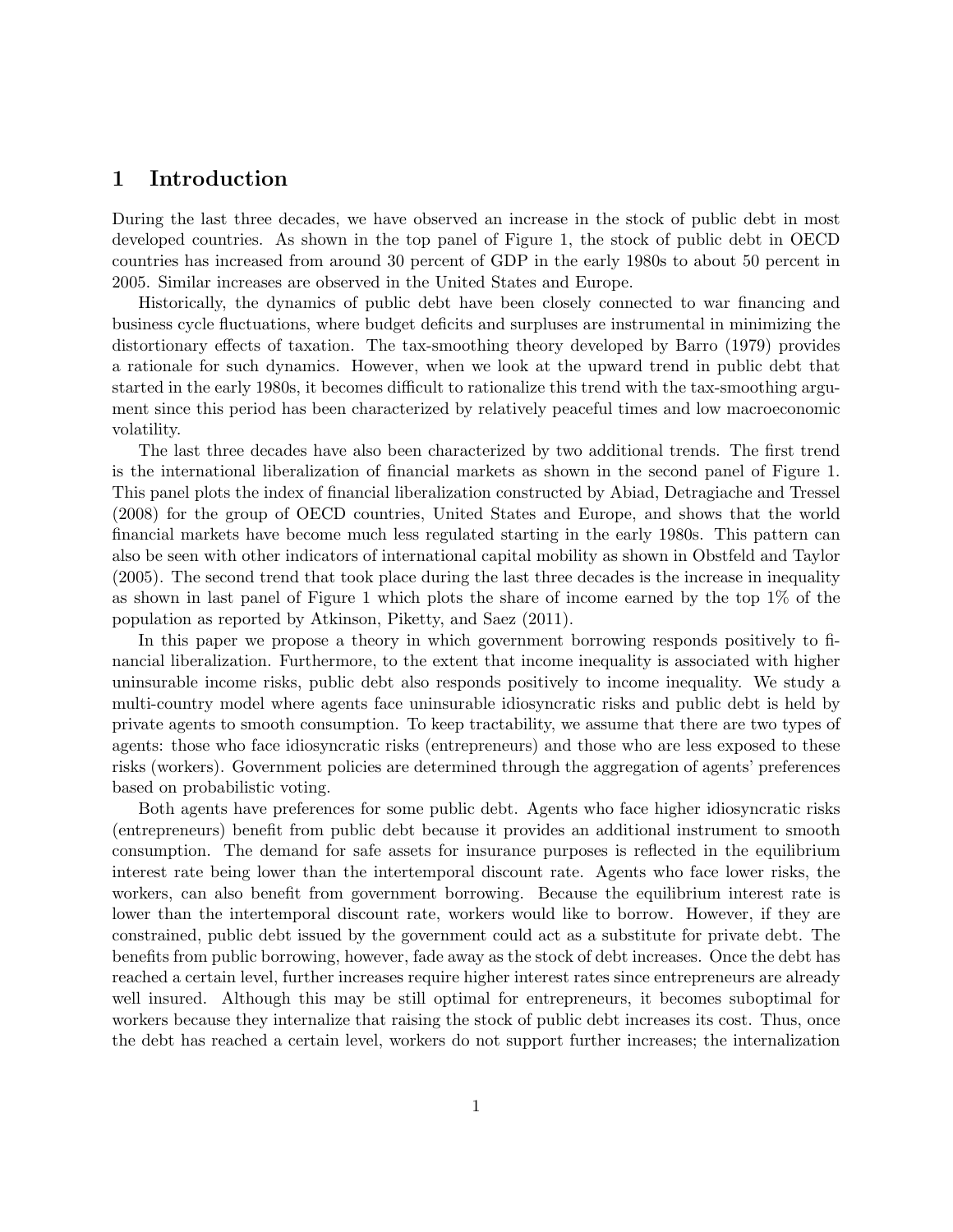# 1 Introduction

During the last three decades, we have observed an increase in the stock of public debt in most developed countries. As shown in the top panel of Figure 1, the stock of public debt in OECD countries has increased from around 30 percent of GDP in the early 1980s to about 50 percent in 2005. Similar increases are observed in the United States and Europe.

Historically, the dynamics of public debt have been closely connected to war financing and business cycle fluctuations, where budget deficits and surpluses are instrumental in minimizing the distortionary effects of taxation. The tax-smoothing theory developed by Barro (1979) provides a rationale for such dynamics. However, when we look at the upward trend in public debt that started in the early 1980s, it becomes difficult to rationalize this trend with the tax-smoothing argument since this period has been characterized by relatively peaceful times and low macroeconomic volatility.

The last three decades have also been characterized by two additional trends. The first trend is the international liberalization of financial markets as shown in the second panel of Figure 1. This panel plots the index of financial liberalization constructed by Abiad, Detragiache and Tressel (2008) for the group of OECD countries, United States and Europe, and shows that the world financial markets have become much less regulated starting in the early 1980s. This pattern can also be seen with other indicators of international capital mobility as shown in Obstfeld and Taylor (2005). The second trend that took place during the last three decades is the increase in inequality as shown in last panel of Figure 1 which plots the share of income earned by the top 1% of the population as reported by Atkinson, Piketty, and Saez (2011).

In this paper we propose a theory in which government borrowing responds positively to financial liberalization. Furthermore, to the extent that income inequality is associated with higher uninsurable income risks, public debt also responds positively to income inequality. We study a multi-country model where agents face uninsurable idiosyncratic risks and public debt is held by private agents to smooth consumption. To keep tractability, we assume that there are two types of agents: those who face idiosyncratic risks (entrepreneurs) and those who are less exposed to these risks (workers). Government policies are determined through the aggregation of agents' preferences based on probabilistic voting.

Both agents have preferences for some public debt. Agents who face higher idiosyncratic risks (entrepreneurs) benefit from public debt because it provides an additional instrument to smooth consumption. The demand for safe assets for insurance purposes is reflected in the equilibrium interest rate being lower than the intertemporal discount rate. Agents who face lower risks, the workers, can also benefit from government borrowing. Because the equilibrium interest rate is lower than the intertemporal discount rate, workers would like to borrow. However, if they are constrained, public debt issued by the government could act as a substitute for private debt. The benefits from public borrowing, however, fade away as the stock of debt increases. Once the debt has reached a certain level, further increases require higher interest rates since entrepreneurs are already well insured. Although this may be still optimal for entrepreneurs, it becomes suboptimal for workers because they internalize that raising the stock of public debt increases its cost. Thus, once the debt has reached a certain level, workers do not support further increases; the internalization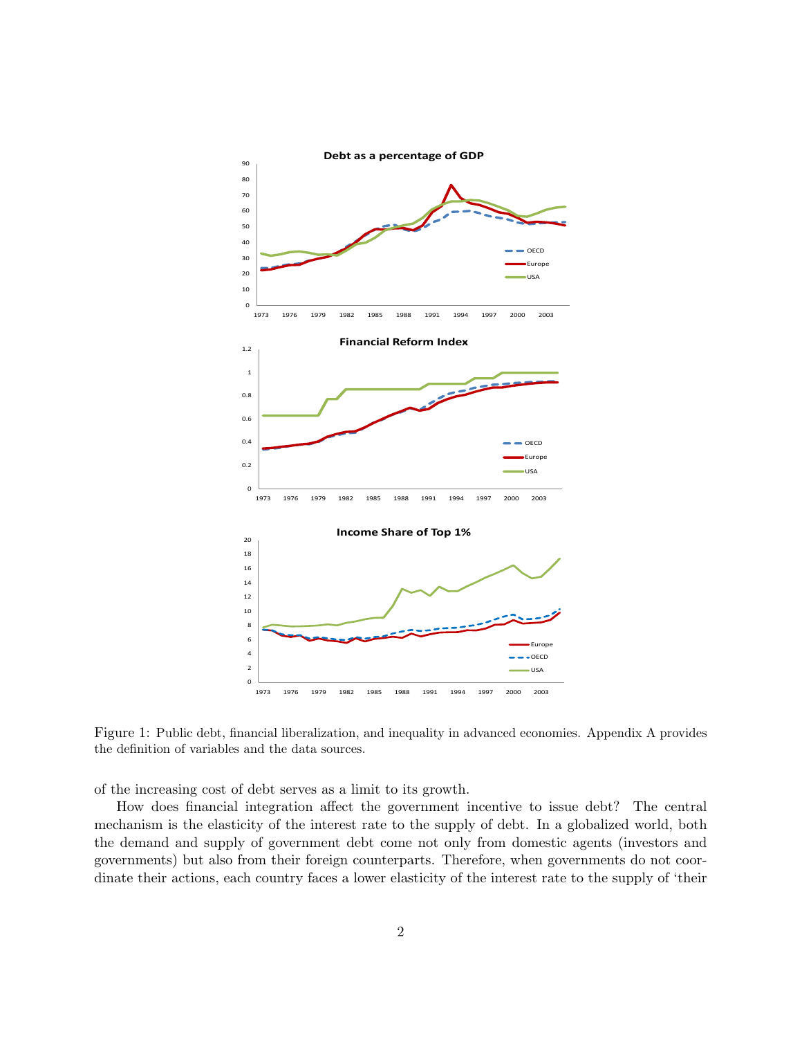Figure 1: Public debt, financial liberalization, and inequality in advanced economies. Appendix A provides the definition of variables and the data sources.

of the increasing cost of debt serves as a limit to its growth.

How does financial integration affect the government incentive to issue debt? The central mechanism is the elasticity of the interest rate to the supply of debt. In a globalized world, both the demand and supply of government debt come not only from domestic agents (investors and governments) but also from their foreign counterparts. Therefore, when governments do not coordinate their actions, each country faces a lower elasticity of the interest rate to the supply of 'their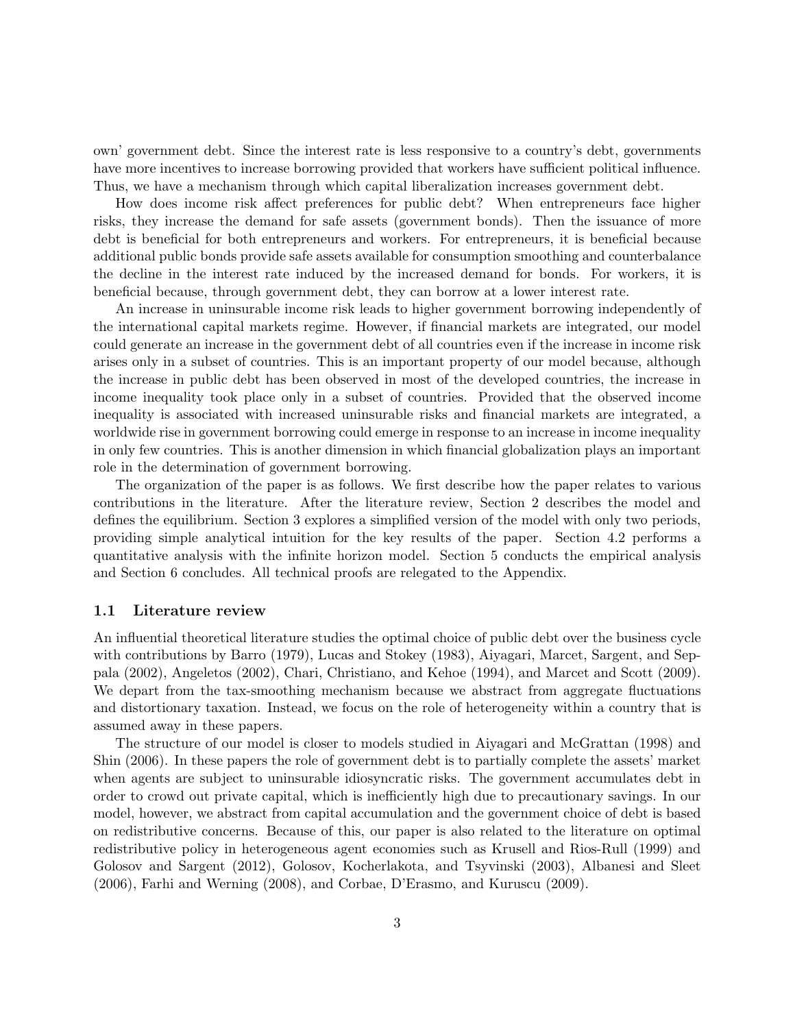own' government debt. Since the interest rate is less responsive to a country's debt, governments have more incentives to increase borrowing provided that workers have sufficient political influence. Thus, we have a mechanism through which capital liberalization increases government debt.

How does income risk affect preferences for public debt? When entrepreneurs face higher risks, they increase the demand for safe assets (government bonds). Then the issuance of more debt is beneficial for both entrepreneurs and workers. For entrepreneurs, it is beneficial because additional public bonds provide safe assets available for consumption smoothing and counterbalance the decline in the interest rate induced by the increased demand for bonds. For workers, it is beneficial because, through government debt, they can borrow at a lower interest rate.

An increase in uninsurable income risk leads to higher government borrowing independently of the international capital markets regime. However, if financial markets are integrated, our model could generate an increase in the government debt of all countries even if the increase in income risk arises only in a subset of countries. This is an important property of our model because, although the increase in public debt has been observed in most of the developed countries, the increase in income inequality took place only in a subset of countries. Provided that the observed income inequality is associated with increased uninsurable risks and financial markets are integrated, a worldwide rise in government borrowing could emerge in response to an increase in income inequality in only few countries. This is another dimension in which financial globalization plays an important role in the determination of government borrowing.

The organization of the paper is as follows. We first describe how the paper relates to various contributions in the literature. After the literature review, Section 2 describes the model and defines the equilibrium. Section 3 explores a simplified version of the model with only two periods, providing simple analytical intuition for the key results of the paper. Section 4.2 performs a quantitative analysis with the infinite horizon model. Section 5 conducts the empirical analysis and Section 6 concludes. All technical proofs are relegated to the Appendix.

### 1.1 Literature review

An influential theoretical literature studies the optimal choice of public debt over the business cycle with contributions by Barro (1979), Lucas and Stokey (1983), Aiyagari, Marcet, Sargent, and Seppala (2002), Angeletos (2002), Chari, Christiano, and Kehoe (1994), and Marcet and Scott (2009). We depart from the tax-smoothing mechanism because we abstract from aggregate fluctuations and distortionary taxation. Instead, we focus on the role of heterogeneity within a country that is assumed away in these papers.

The structure of our model is closer to models studied in Aiyagari and McGrattan (1998) and Shin (2006). In these papers the role of government debt is to partially complete the assets' market when agents are subject to uninsurable idiosyncratic risks. The government accumulates debt in order to crowd out private capital, which is inefficiently high due to precautionary savings. In our model, however, we abstract from capital accumulation and the government choice of debt is based on redistributive concerns. Because of this, our paper is also related to the literature on optimal redistributive policy in heterogeneous agent economies such as Krusell and Rios-Rull (1999) and Golosov and Sargent (2012), Golosov, Kocherlakota, and Tsyvinski (2003), Albanesi and Sleet (2006), Farhi and Werning (2008), and Corbae, D'Erasmo, and Kuruscu (2009).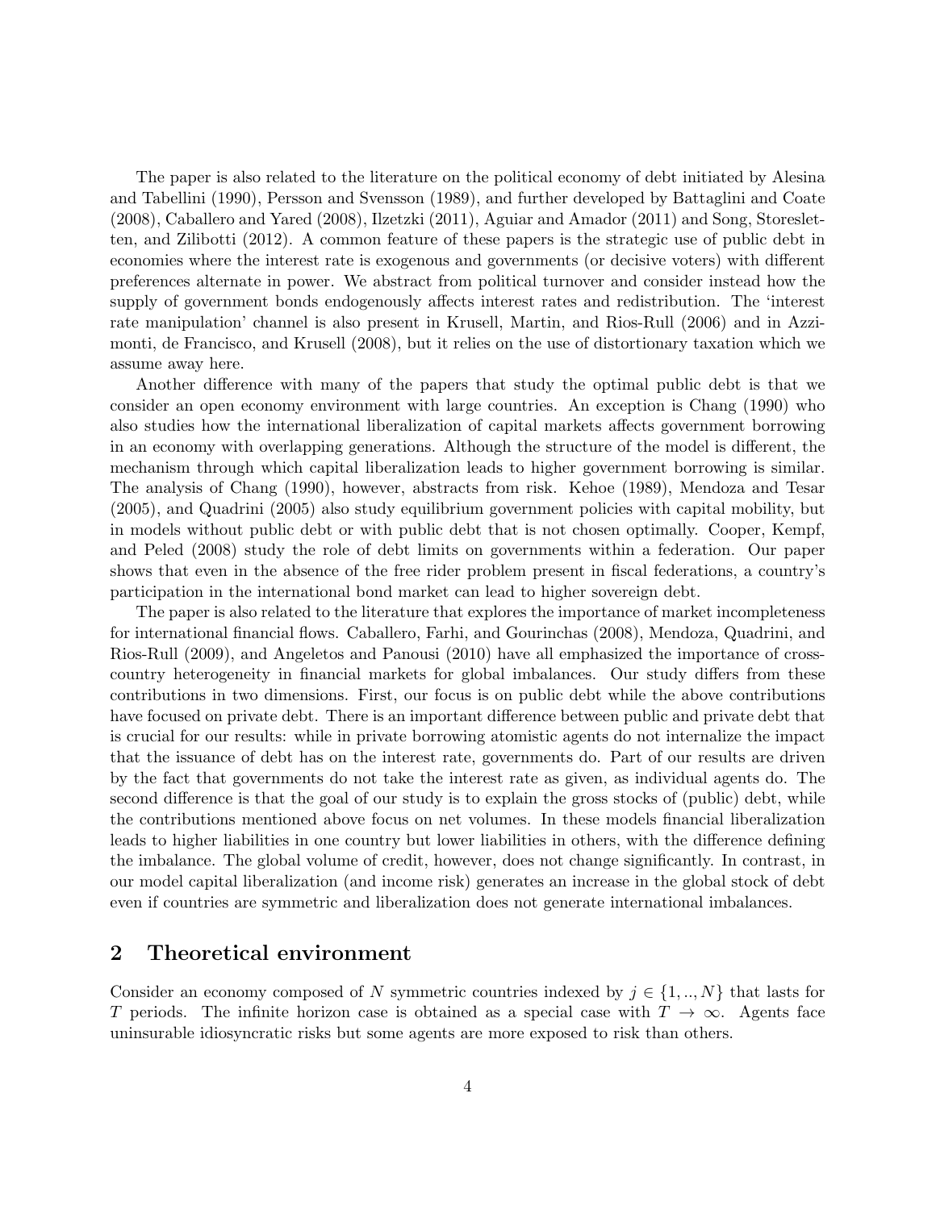The paper is also related to the literature on the political economy of debt initiated by Alesina and Tabellini (1990), Persson and Svensson (1989), and further developed by Battaglini and Coate (2008), Caballero and Yared (2008), Ilzetzki (2011), Aguiar and Amador (2011) and Song, Storesletten, and Zilibotti (2012). A common feature of these papers is the strategic use of public debt in economies where the interest rate is exogenous and governments (or decisive voters) with different preferences alternate in power. We abstract from political turnover and consider instead how the supply of government bonds endogenously affects interest rates and redistribution. The 'interest rate manipulation' channel is also present in Krusell, Martin, and Rios-Rull (2006) and in Azzimonti, de Francisco, and Krusell (2008), but it relies on the use of distortionary taxation which we assume away here.

Another difference with many of the papers that study the optimal public debt is that we consider an open economy environment with large countries. An exception is Chang (1990) who also studies how the international liberalization of capital markets affects government borrowing in an economy with overlapping generations. Although the structure of the model is different, the mechanism through which capital liberalization leads to higher government borrowing is similar. The analysis of Chang (1990), however, abstracts from risk. Kehoe (1989), Mendoza and Tesar (2005), and Quadrini (2005) also study equilibrium government policies with capital mobility, but in models without public debt or with public debt that is not chosen optimally. Cooper, Kempf, and Peled (2008) study the role of debt limits on governments within a federation. Our paper shows that even in the absence of the free rider problem present in fiscal federations, a country's participation in the international bond market can lead to higher sovereign debt.

The paper is also related to the literature that explores the importance of market incompleteness for international financial flows. Caballero, Farhi, and Gourinchas (2008), Mendoza, Quadrini, and Rios-Rull (2009), and Angeletos and Panousi (2010) have all emphasized the importance of cross-country heterogeneity in financial markets for global imbalances. Our study differs from these contributions in two dimensions. First, our focus is on public debt while the above contributions have focused on private debt. There is an important difference between public and private debt that is crucial for our results: while in private borrowing atomistic agents do not internalize the impact that the issuance of debt has on the interest rate, governments do. Part of our results are driven by the fact that governments do not take the interest rate as given, as individual agents do. The second difference is that the goal of our study is to explain the gross stocks of (public) debt, while the contributions mentioned above focus on net volumes. In these models financial liberalization leads to higher liabilities in one country but lower liabilities in others, with the difference defining the imbalance. The global volume of credit, however, does not change significantly. In contrast, in our model capital liberalization (and income risk) generates an increase in the global stock of debt even if countries are symmetric and liberalization does not generate international imbalances.

## 2 Theoretical environment

Consider an economy composed of $N$ symmetric countries indexed by $j \in \{1, .., N\}$ that lasts for $T$ periods. The infinite horizon case is obtained as a special case with $T \to \infty$. Agents face uninsurable idiosyncratic risks but some agents are more exposed to risk than others.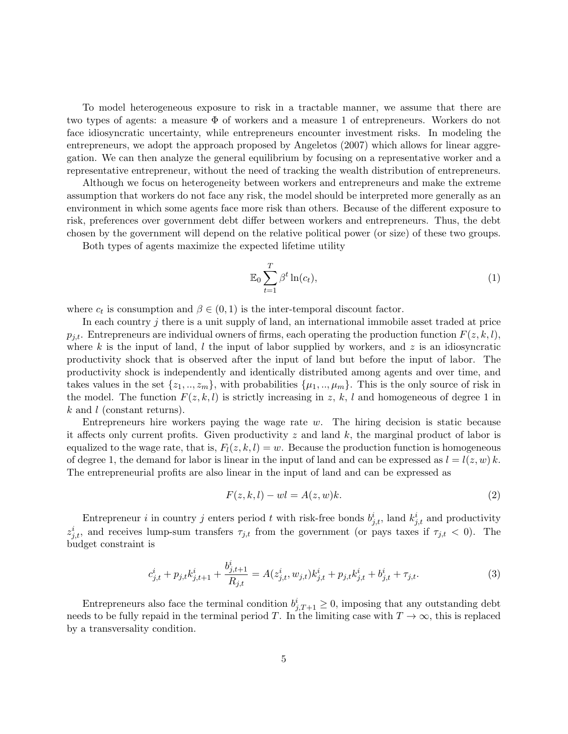To model heterogeneous exposure to risk in a tractable manner, we assume that there are two types of agents: a measure $\Phi$ of workers and a measure 1 of entrepreneurs. Workers do not face idiosyncratic uncertainty, while entrepreneurs encounter investment risks. In modeling the entrepreneurs, we adopt the approach proposed by Angeletos (2007) which allows for linear aggregation. We can then analyze the general equilibrium by focusing on a representative worker and a representative entrepreneur, without the need of tracking the wealth distribution of entrepreneurs.

Although we focus on heterogeneity between workers and entrepreneurs and make the extreme assumption that workers do not face any risk, the model should be interpreted more generally as an environment in which some agents face more risk than others. Because of the different exposure to risk, preferences over government debt differ between workers and entrepreneurs. Thus, the debt chosen by the government will depend on the relative political power (or size) of these two groups.

Both types of agents maximize the expected lifetime utility

$$\mathbb{E}_0 \sum_{t=1}^{T} \beta^t \ln(c_t), \tag{1}$$

where $c_t$ is consumption and $\beta \in (0, 1)$ is the inter-temporal discount factor.

In each country $j$ there is a unit supply of land, an international immobile asset traded at price $p_{j,t}$. Entrepreneurs are individual owners of firms, each operating the production function $F(z, k, l)$, where $k$ is the input of land, $l$ the input of labor supplied by workers, and $z$ is an idiosyncratic productivity shock that is observed after the input of land but before the input of labor. The productivity shock is independently and identically distributed among agents and over time, and takes values in the set $\{z_1, .., z_m\}$, with probabilities $\{\mu_1, .., \mu_m\}$. This is the only source of risk in the model. The function $F(z, k, l)$ is strictly increasing in $z$, $k$, $l$ and homogeneous of degree 1 in $k$ and $l$ (constant returns).

Entrepreneurs hire workers paying the wage rate $w$. The hiring decision is static because it affects only current profits. Given productivity $z$ and land $k$, the marginal product of labor is equalized to the wage rate, that is, $F_l(z, k, l) = w$. Because the production function is homogeneous of degree 1, the demand for labor is linear in the input of land and can be expressed as $l = l(z, w)\, k$. The entrepreneurial profits are also linear in the input of land and can be expressed as

$$F(z, k, l) - wl = A(z, w)k. \tag{2}$$

Entrepreneur $i$ in country $j$ enters period $t$ with risk-free bonds $b^i_{j,t}$, land $k^i_{j,t}$ and productivity $z^i_{j,t}$, and receives lump-sum transfers $\tau_{j,t}$ from the government (or pays taxes if $\tau_{j,t} < 0$). The budget constraint is

$$c^i_{j,t} + p_{j,t}k^i_{j,t+1} + \frac{b^i_{j,t+1}}{R_{j,t}} = A(z^i_{j,t}, w_{j,t})k^i_{j,t} + p_{j,t}k^i_{j,t} + b^i_{j,t} + \tau_{j,t}. \tag{3}$$

Entrepreneurs also face the terminal condition $b^i_{j,T+1} \geq 0$, imposing that any outstanding debt needs to be fully repaid in the terminal period $T$. In the limiting case with $T \to \infty$, this is replaced by a transversality condition.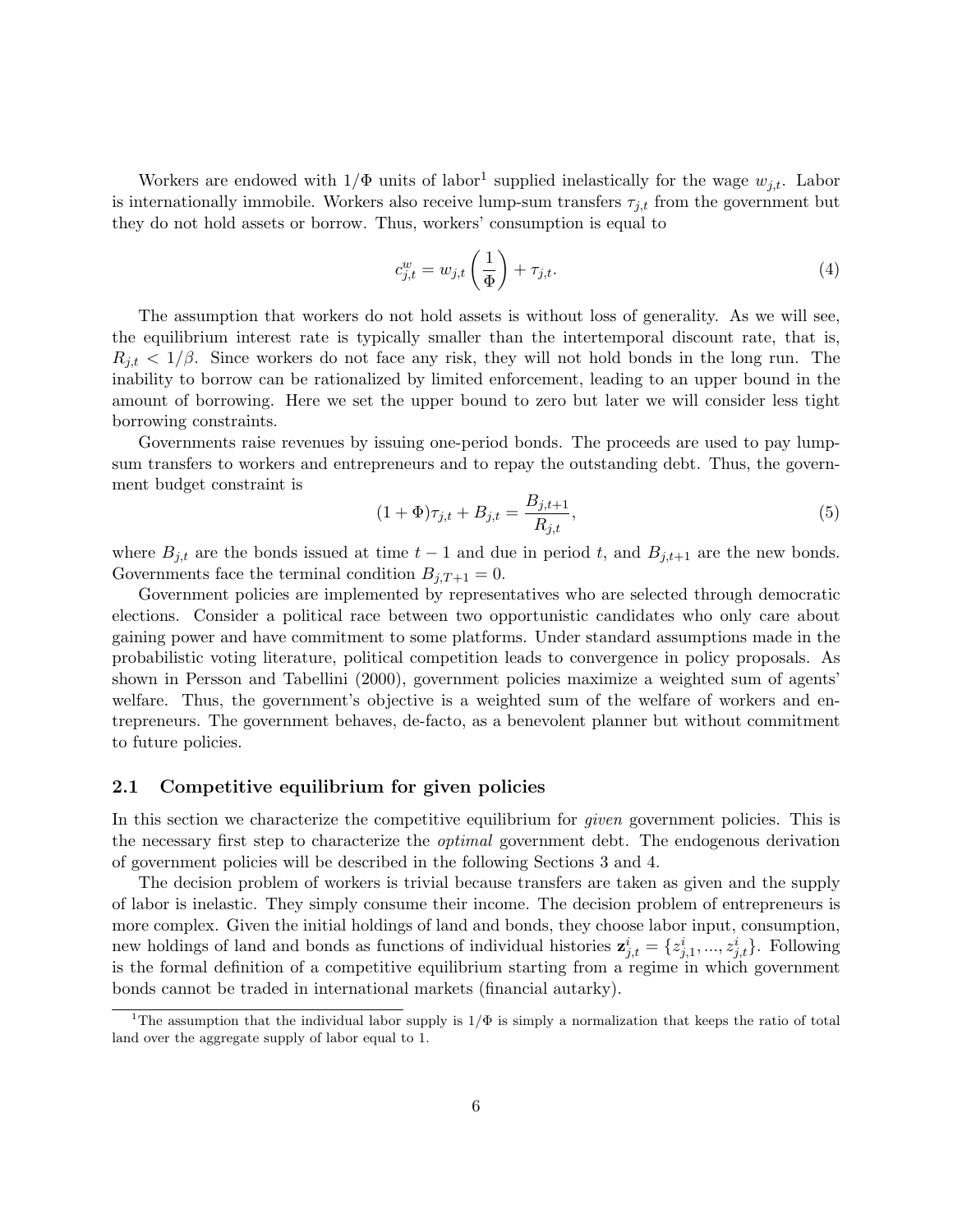Workers are endowed with $1/\Phi$ units of labor[1] supplied inelastically for the wage $w_{j,t}$. Labor is internationally immobile. Workers also receive lump-sum transfers $\tau_{j,t}$ from the government but they do not hold assets or borrow. Thus, workers' consumption is equal to

$$c^w_{j,t} = w_{j,t}\left(\frac{1}{\Phi}\right) + \tau_{j,t}. \tag{4}$$

The assumption that workers do not hold assets is without loss of generality. As we will see, the equilibrium interest rate is typically smaller than the intertemporal discount rate, that is, $R_{j,t} < 1/\beta$. Since workers do not face any risk, they will not hold bonds in the long run. The inability to borrow can be rationalized by limited enforcement, leading to an upper bound in the amount of borrowing. Here we set the upper bound to zero but later we will consider less tight borrowing constraints.

Governments raise revenues by issuing one-period bonds. The proceeds are used to pay lump-sum transfers to workers and entrepreneurs and to repay the outstanding debt. Thus, the government budget constraint is

$$(1+\Phi)\tau_{j,t} + B_{j,t} = \frac{B_{j,t+1}}{R_{j,t}}, \tag{5}$$

where $B_{j,t}$ are the bonds issued at time $t-1$ and due in period $t$, and $B_{j,t+1}$ are the new bonds. Governments face the terminal condition $B_{j,T+1} = 0$.

Government policies are implemented by representatives who are selected through democratic elections. Consider a political race between two opportunistic candidates who only care about gaining power and have commitment to some platforms. Under standard assumptions made in the probabilistic voting literature, political competition leads to convergence in policy proposals. As shown in Persson and Tabellini (2000), government policies maximize a weighted sum of agents' welfare. Thus, the government's objective is a weighted sum of the welfare of workers and entrepreneurs. The government behaves, de-facto, as a benevolent planner but without commitment to future policies.

## 2.1 Competitive equilibrium for given policies

In this section we characterize the competitive equilibrium for *given* government policies. This is the necessary first step to characterize the *optimal* government debt. The endogenous derivation of government policies will be described in the following Sections 3 and 4.

The decision problem of workers is trivial because transfers are taken as given and the supply of labor is inelastic. They simply consume their income. The decision problem of entrepreneurs is more complex. Given the initial holdings of land and bonds, they choose labor input, consumption, new holdings of land and bonds as functions of individual histories $\mathbf{z}^i_{j,t} = \{z^i_{j,1}, ..., z^i_{j,t}\}$. Following is the formal definition of a competitive equilibrium starting from a regime in which government bonds cannot be traded in international markets (financial autarky).

[1] The assumption that the individual labor supply is $1/\Phi$ is simply a normalization that keeps the ratio of total land over the aggregate supply of labor equal to 1.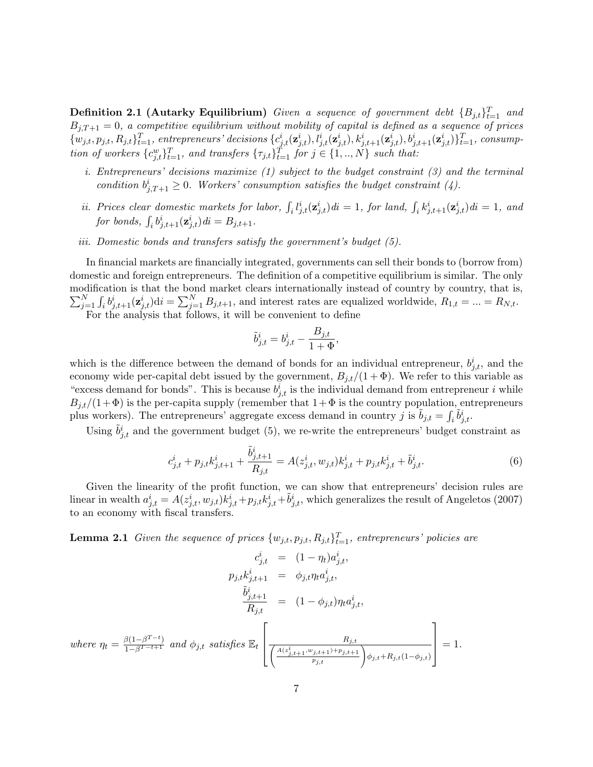**Definition 2.1 (Autarky Equilibrium)** *Given a sequence of government debt $\{B_{j,t}\}_{t=1}^{T}$ and $B_{j,T+1} = 0$, a competitive equilibrium without mobility of capital is defined as a sequence of prices $\{w_{j,t}, p_{j,t}, R_{j,t}\}_{t=1}^{T}$, entrepreneurs' decisions $\{c_{j,t}^{i}(\mathbf{z}_{j,t}^{i}), l_{j,t}^{i}(\mathbf{z}_{j,t}^{i}), k_{j,t+1}^{i}(\mathbf{z}_{j,t}^{i}), b_{j,t+1}^{i}(\mathbf{z}_{j,t}^{i})\}_{t=1}^{T}$, consumption of workers $\{c_{j,t}^{w}\}_{t=1}^{T}$, and transfers $\{\tau_{j,t}\}_{t=1}^{T}$ for $j \in \{1, .., N\}$ such that:*

*i. Entrepreneurs' decisions maximize (1) subject to the budget constraint (3) and the terminal condition $b_{j,T+1}^{i} \geq 0$. Workers' consumption satisfies the budget constraint (4).*

*ii. Prices clear domestic markets for labor, $\int_i l_{j,t}^{i}(\mathbf{z}_{j,t}^{i})di = 1$, for land, $\int_i k_{j,t+1}^{i}(\mathbf{z}_{j,t}^{i})di = 1$, and for bonds, $\int_i b_{j,t+1}^{i}(\mathbf{z}_{j,t}^{i})di = B_{j,t+1}$.*

*iii. Domestic bonds and transfers satisfy the government's budget (5).*

In financial markets are financially integrated, governments can sell their bonds to (borrow from) domestic and foreign entrepreneurs. The definition of a competitive equilibrium is similar. The only modification is that the bond market clears internationally instead of country by country, that is, $\sum_{j=1}^{N}\int_i b_{j,t+1}^{i}(\mathbf{z}_{j,t}^{i})\text{d}i = \sum_{j=1}^{N} B_{j,t+1}$, and interest rates are equalized worldwide, $R_{1,t} = ... = R_{N,t}$.

For the analysis that follows, it will be convenient to define

$$\tilde{b}_{j,t}^{i} = b_{j,t}^{i} - \frac{B_{j,t}}{1+\Phi},$$

which is the difference between the demand of bonds for an individual entrepreneur, $b_{j,t}^{i}$, and the economy wide per-capital debt issued by the government, $B_{j,t}/(1+\Phi)$. We refer to this variable as "excess demand for bonds". This is because $b_{j,t}^{i}$ is the individual demand from entrepreneur $i$ while $B_{j,t}/(1+\Phi)$ is the per-capita supply (remember that $1+\Phi$ is the country population, entrepreneurs plus workers). The entrepreneurs' aggregate excess demand in country $j$ is $\tilde{b}_{j,t} = \int_i \tilde{b}_{j,t}^{i}$.

Using $\tilde{b}_{j,t}^{i}$ and the government budget (5), we re-write the entrepreneurs' budget constraint as

$$c_{j,t}^{i} + p_{j,t}k_{j,t+1}^{i} + \frac{\tilde{b}_{j,t+1}^{i}}{R_{j,t}} = A(z_{j,t}^{i}, w_{j,t})k_{j,t}^{i} + p_{j,t}k_{j,t}^{i} + \tilde{b}_{j,t}^{i}. \tag{6}$$

Given the linearity of the profit function, we can show that entrepreneurs' decision rules are linear in wealth $a_{j,t}^{i} = A(z_{j,t}^{i}, w_{j,t})k_{j,t}^{i} + p_{j,t}k_{j,t}^{i} + \tilde{b}_{j,t}^{i}$, which generalizes the result of Angeletos (2007) to an economy with fiscal transfers.

**Lemma 2.1** *Given the sequence of prices $\{w_{j,t}, p_{j,t}, R_{j,t}\}_{t=1}^{T}$, entrepreneurs' policies are*

$$\begin{aligned}
c_{j,t}^{i} &= (1-\eta_t)a_{j,t}^{i}, \\
p_{j,t}k_{j,t+1}^{i} &= \phi_{j,t}\eta_t a_{j,t}^{i}, \\
\frac{\tilde{b}_{j,t+1}^{i}}{R_{j,t}} &= (1-\phi_{j,t})\eta_t a_{j,t}^{i},
\end{aligned}$$

*where $\eta_t = \frac{\beta(1-\beta^{T-t})}{1-\beta^{T-t+1}}$ and $\phi_{j,t}$ satisfies* $\mathbb{E}_t\left[\frac{R_{j,t}}{\left(\frac{A(z_{j,t+1}^{i}, w_{j,t+1}) + p_{j,t+1}}{p_{j,t}}\right)\phi_{j,t} + R_{j,t}(1-\phi_{j,t})}\right] = 1.$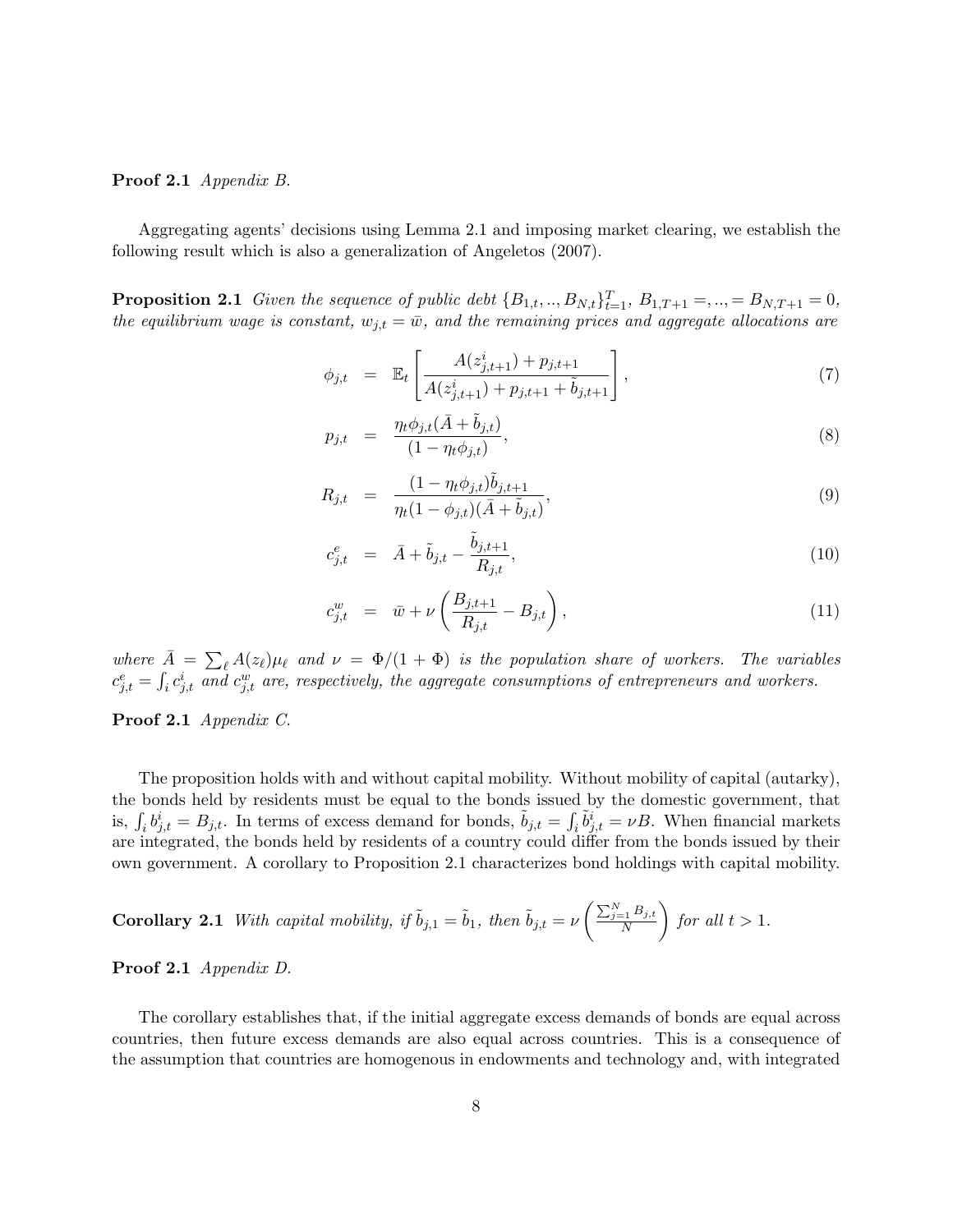**Proof 2.1** *Appendix B.*

Aggregating agents' decisions using Lemma 2.1 and imposing market clearing, we establish the following result which is also a generalization of Angeletos (2007).

**Proposition 2.1** *Given the sequence of public debt $\{B_{1,t},..,B_{N,t}\}_{t=1}^{T}$, $B_{1,T+1} =,..,= B_{N,T+1} = 0$, the equilibrium wage is constant, $w_{j,t} = \bar{w}$, and the remaining prices and aggregate allocations are*

$$\phi_{j,t} = \mathbb{E}_t\left[\frac{A(z^i_{j,t+1}) + p_{j,t+1}}{A(z^i_{j,t+1}) + p_{j,t+1} + \tilde{b}_{j,t+1}}\right], \tag{7}$$

$$p_{j,t} = \frac{\eta_t \phi_{j,t}(\bar{A} + \tilde{b}_{j,t})}{(1 - \eta_t \phi_{j,t})}, \tag{8}$$

$$R_{j,t} = \frac{(1 - \eta_t \phi_{j,t})\tilde{b}_{j,t+1}}{\eta_t (1 - \phi_{j,t})(\bar{A} + \tilde{b}_{j,t})}, \tag{9}$$

$$c^e_{j,t} = \bar{A} + \tilde{b}_{j,t} - \frac{\tilde{b}_{j,t+1}}{R_{j,t}}, \tag{10}$$

$$c^w_{j,t} = \bar{w} + \nu\left(\frac{B_{j,t+1}}{R_{j,t}} - B_{j,t}\right), \tag{11}$$

*where $\bar{A} = \sum_\ell A(z_\ell)\mu_\ell$ and $\nu = \Phi/(1+\Phi)$ is the population share of workers. The variables $c^e_{j,t} = \int_i c^i_{j,t}$ and $c^w_{j,t}$ are, respectively, the aggregate consumptions of entrepreneurs and workers.*

**Proof 2.1** *Appendix C.*

The proposition holds with and without capital mobility. Without mobility of capital (autarky), the bonds held by residents must be equal to the bonds issued by the domestic government, that is, $\int_i b^i_{j,t} = B_{j,t}$. In terms of excess demand for bonds, $\tilde{b}_{j,t} = \int_i \tilde{b}^i_{j,t} = \nu B$. When financial markets are integrated, the bonds held by residents of a country could differ from the bonds issued by their own government. A corollary to Proposition 2.1 characterizes bond holdings with capital mobility.

**Corollary 2.1** *With capital mobility, if $\tilde{b}_{j,1} = \tilde{b}_1$, then $\tilde{b}_{j,t} = \nu\left(\frac{\sum_{j=1}^N B_{j,t}}{N}\right)$ for all $t > 1$.*

**Proof 2.1** *Appendix D.*

The corollary establishes that, if the initial aggregate excess demands of bonds are equal across countries, then future excess demands are also equal across countries. This is a consequence of the assumption that countries are homogenous in endowments and technology and, with integrated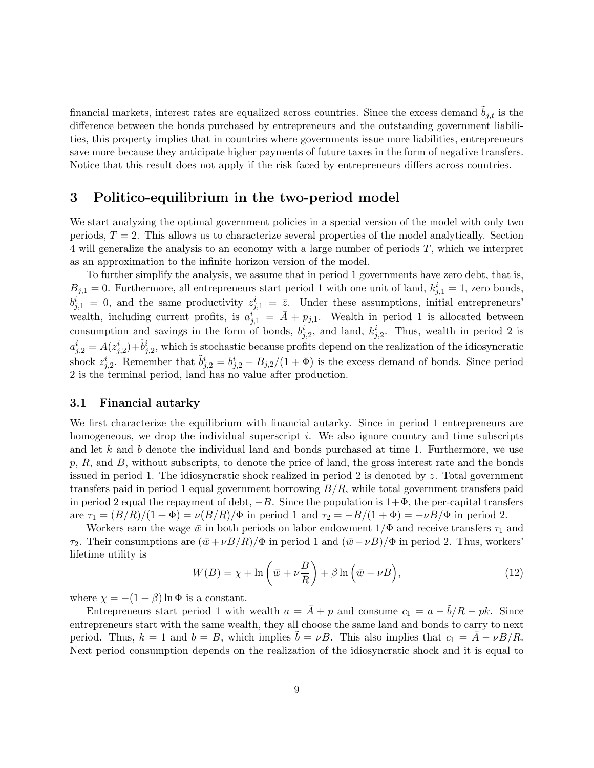financial markets, interest rates are equalized across countries. Since the excess demand $\tilde{b}_{j,t}$ is the difference between the bonds purchased by entrepreneurs and the outstanding government liabilities, this property implies that in countries where governments issue more liabilities, entrepreneurs save more because they anticipate higher payments of future taxes in the form of negative transfers. Notice that this result does not apply if the risk faced by entrepreneurs differs across countries.

## 3 Politico-equilibrium in the two-period model

We start analyzing the optimal government policies in a special version of the model with only two periods, $T = 2$. This allows us to characterize several properties of the model analytically. Section 4 will generalize the analysis to an economy with a large number of periods $T$, which we interpret as an approximation to the infinite horizon version of the model.

To further simplify the analysis, we assume that in period 1 governments have zero debt, that is, $B_{j,1} = 0$. Furthermore, all entrepreneurs start period 1 with one unit of land, $k^i_{j,1} = 1$, zero bonds, $b^i_{j,1} = 0$, and the same productivity $z^i_{j,1} = \bar{z}$. Under these assumptions, initial entrepreneurs' wealth, including current profits, is $a^i_{j,1} = \bar{A} + p_{j,1}$. Wealth in period 1 is allocated between consumption and savings in the form of bonds, $b^i_{j,2}$, and land, $k^i_{j,2}$. Thus, wealth in period 2 is $a^i_{j,2} = A(z^i_{j,2}) + \tilde{b}^i_{j,2}$, which is stochastic because profits depend on the realization of the idiosyncratic shock $z^i_{j,2}$. Remember that $\tilde{b}^i_{j,2} = b^i_{j,2} - B_{j,2}/(1+\Phi)$ is the excess demand of bonds. Since period 2 is the terminal period, land has no value after production.

### 3.1 Financial autarky

We first characterize the equilibrium with financial autarky. Since in period 1 entrepreneurs are homogeneous, we drop the individual superscript $i$. We also ignore country and time subscripts and let $k$ and $b$ denote the individual land and bonds purchased at time 1. Furthermore, we use $p$, $R$, and $B$, without subscripts, to denote the price of land, the gross interest rate and the bonds issued in period 1. The idiosyncratic shock realized in period 2 is denoted by $z$. Total government transfers paid in period 1 equal government borrowing $B/R$, while total government transfers paid in period 2 equal the repayment of debt, $-B$. Since the population is $1+\Phi$, the per-capital transfers are $\tau_1 = (B/R)/(1+\Phi) = \nu(B/R)/\Phi$ in period 1 and $\tau_2 = -B/(1+\Phi) = -\nu B/\Phi$ in period 2.

Workers earn the wage $\bar{w}$ in both periods on labor endowment $1/\Phi$ and receive transfers $\tau_1$ and $\tau_2$. Their consumptions are $(\bar{w} + \nu B/R)/\Phi$ in period 1 and $(\bar{w} - \nu B)/\Phi$ in period 2. Thus, workers' lifetime utility is

$$W(B) = \chi + \ln\left(\bar{w} + \nu\frac{B}{R}\right) + \beta \ln\left(\bar{w} - \nu B\right), \tag{12}$$

where $\chi = -(1+\beta)\ln\Phi$ is a constant.

Entrepreneurs start period 1 with wealth $a = \bar{A} + p$ and consume $c_1 = a - \tilde{b}/R - pk$. Since entrepreneurs start with the same wealth, they all choose the same land and bonds to carry to next period. Thus, $k = 1$ and $b = B$, which implies $\tilde{b} = \nu B$. This also implies that $c_1 = \bar{A} - \nu B/R$. Next period consumption depends on the realization of the idiosyncratic shock and it is equal to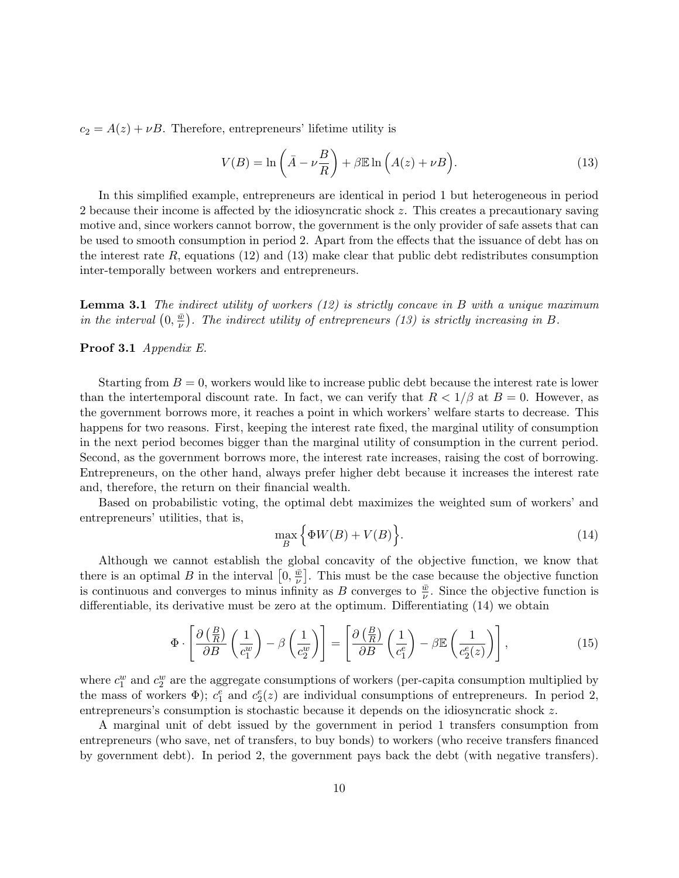$c_2 = A(z) + \nu B$. Therefore, entrepreneurs' lifetime utility is

$$V(B) = \ln\left(\bar{A} - \nu\frac{B}{R}\right) + \beta\mathbb{E}\ln\Big(A(z) + \nu B\Big). \tag{13}$$

In this simplified example, entrepreneurs are identical in period 1 but heterogeneous in period 2 because their income is affected by the idiosyncratic shock $z$. This creates a precautionary saving motive and, since workers cannot borrow, the government is the only provider of safe assets that can be used to smooth consumption in period 2. Apart from the effects that the issuance of debt has on the interest rate $R$, equations (12) and (13) make clear that public debt redistributes consumption inter-temporally between workers and entrepreneurs.

**Lemma 3.1** *The indirect utility of workers (12) is strictly concave in $B$ with a unique maximum in the interval $\left(0, \frac{\bar{w}}{\nu}\right)$. The indirect utility of entrepreneurs (13) is strictly increasing in $B$.*

**Proof 3.1** *Appendix E.*

Starting from $B = 0$, workers would like to increase public debt because the interest rate is lower than the intertemporal discount rate. In fact, we can verify that $R < 1/\beta$ at $B = 0$. However, as the government borrows more, it reaches a point in which workers' welfare starts to decrease. This happens for two reasons. First, keeping the interest rate fixed, the marginal utility of consumption in the next period becomes bigger than the marginal utility of consumption in the current period. Second, as the government borrows more, the interest rate increases, raising the cost of borrowing. Entrepreneurs, on the other hand, always prefer higher debt because it increases the interest rate and, therefore, the return on their financial wealth.

Based on probabilistic voting, the optimal debt maximizes the weighted sum of workers' and entrepreneurs' utilities, that is,

$$\max_{B}\Big\{\Phi W(B) + V(B)\Big\}. \tag{14}$$

Although we cannot establish the global concavity of the objective function, we know that there is an optimal $B$ in the interval $\left[0, \frac{\bar{w}}{\nu}\right]$. This must be the case because the objective function is continuous and converges to minus infinity as $B$ converges to $\frac{\bar{w}}{\nu}$. Since the objective function is differentiable, its derivative must be zero at the optimum. Differentiating (14) we obtain

$$\Phi\cdot\left[\frac{\partial\left(\frac{B}{R}\right)}{\partial B}\left(\frac{1}{c_1^w}\right) - \beta\left(\frac{1}{c_2^w}\right)\right] = \left[\frac{\partial\left(\frac{B}{R}\right)}{\partial B}\left(\frac{1}{c_1^e}\right) - \beta\mathbb{E}\left(\frac{1}{c_2^e(z)}\right)\right], \tag{15}$$

where $c_1^w$ and $c_2^w$ are the aggregate consumptions of workers (per-capita consumption multiplied by the mass of workers $\Phi$); $c_1^e$ and $c_2^e(z)$ are individual consumptions of entrepreneurs. In period 2, entrepreneurs's consumption is stochastic because it depends on the idiosyncratic shock $z$.

A marginal unit of debt issued by the government in period 1 transfers consumption from entrepreneurs (who save, net of transfers, to buy bonds) to workers (who receive transfers financed by government debt). In period 2, the government pays back the debt (with negative transfers).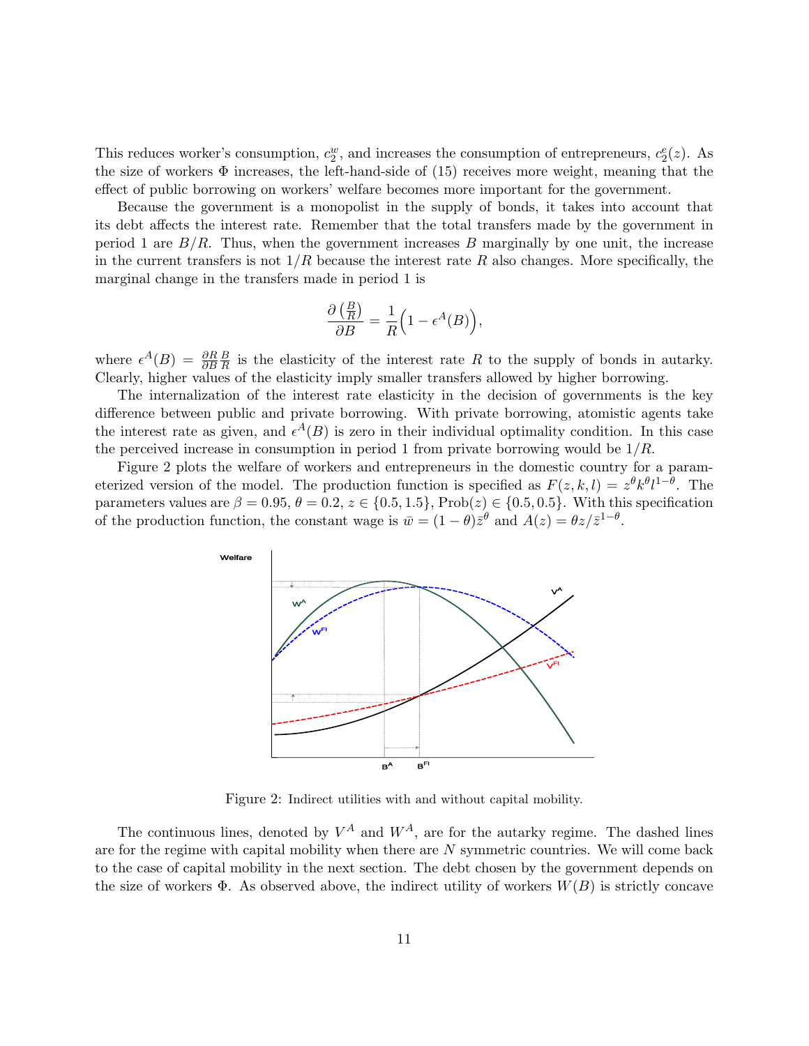This reduces worker's consumption, $c_2^w$, and increases the consumption of entrepreneurs, $c_2^e(z)$. As the size of workers $\Phi$ increases, the left-hand-side of (15) receives more weight, meaning that the effect of public borrowing on workers' welfare becomes more important for the government.

Because the government is a monopolist in the supply of bonds, it takes into account that its debt affects the interest rate. Remember that the total transfers made by the government in period 1 are $B/R$. Thus, when the government increases $B$ marginally by one unit, the increase in the current transfers is not $1/R$ because the interest rate $R$ also changes. More specifically, the marginal change in the transfers made in period 1 is

$$\frac{\partial\left(\frac{B}{R}\right)}{\partial B} = \frac{1}{R}\Big(1 - \epsilon^A(B)\Big),$$

where $\epsilon^A(B) = \frac{\partial R}{\partial B}\frac{B}{R}$ is the elasticity of the interest rate $R$ to the supply of bonds in autarky. Clearly, higher values of the elasticity imply smaller transfers allowed by higher borrowing.

The internalization of the interest rate elasticity in the decision of governments is the key difference between public and private borrowing. With private borrowing, atomistic agents take the interest rate as given, and $\epsilon^A(B)$ is zero in their individual optimality condition. In this case the perceived increase in consumption in period 1 from private borrowing would be $1/R$.

Figure 2 plots the welfare of workers and entrepreneurs in the domestic country for a parameterized version of the model. The production function is specified as $F(z, k, l) = z^\theta k^\theta l^{1-\theta}$. The parameters values are $\beta = 0.95$, $\theta = 0.2$, $z \in \{0.5, 1.5\}$, $\text{Prob}(z) \in \{0.5, 0.5\}$. With this specification of the production function, the constant wage is $\bar{w} = (1-\theta)\bar{z}^\theta$ and $A(z) = \theta z/\bar{z}^{1-\theta}$.

Figure 2: Indirect utilities with and without capital mobility.

The continuous lines, denoted by $V^A$ and $W^A$, are for the autarky regime. The dashed lines are for the regime with capital mobility when there are $N$ symmetric countries. We will come back to the case of capital mobility in the next section. The debt chosen by the government depends on the size of workers $\Phi$. As observed above, the indirect utility of workers $W(B)$ is strictly concave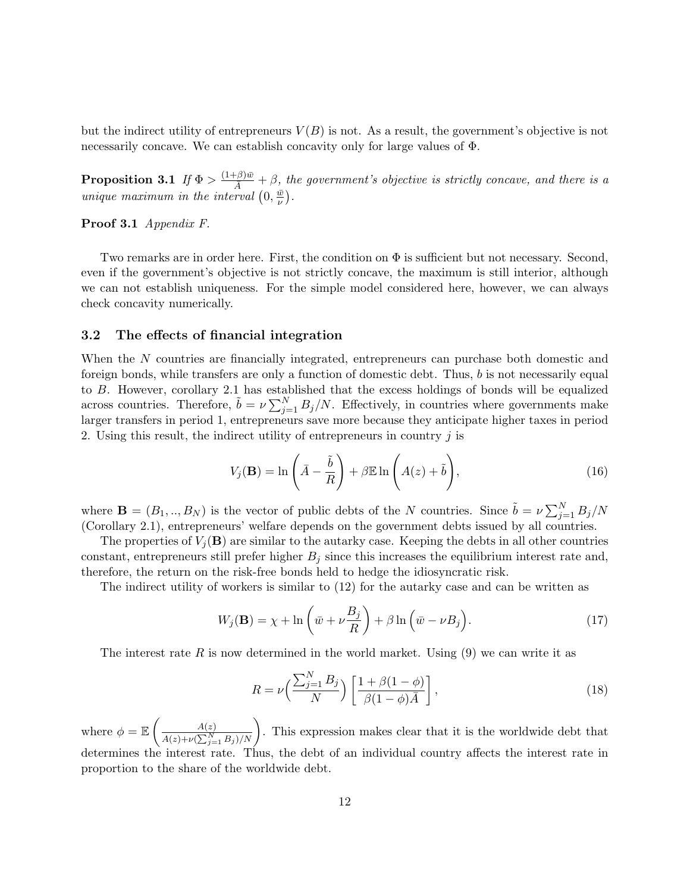but the indirect utility of entrepreneurs $V(B)$ is not. As a result, the government's objective is not necessarily concave. We can establish concavity only for large values of $\Phi$.

**Proposition 3.1** *If $\Phi > \frac{(1+\beta)\bar{w}}{\bar{A}} + \beta$, the government's objective is strictly concave, and there is a unique maximum in the interval $\left(0, \frac{\bar{w}}{\nu}\right)$.*

**Proof 3.1** *Appendix F.*

Two remarks are in order here. First, the condition on $\Phi$ is sufficient but not necessary. Second, even if the government's objective is not strictly concave, the maximum is still interior, although we can not establish uniqueness. For the simple model considered here, however, we can always check concavity numerically.

### 3.2 The effects of financial integration

When the $N$ countries are financially integrated, entrepreneurs can purchase both domestic and foreign bonds, while transfers are only a function of domestic debt. Thus, $b$ is not necessarily equal to $B$. However, corollary 2.1 has established that the excess holdings of bonds will be equalized across countries. Therefore, $\tilde{b} = \nu \sum_{j=1}^{N} B_j/N$. Effectively, in countries where governments make larger transfers in period 1, entrepreneurs save more because they anticipate higher taxes in period 2. Using this result, the indirect utility of entrepreneurs in country $j$ is

$$V_j(\mathbf{B}) = \ln\left(\bar{A} - \frac{\tilde{b}}{R}\right) + \beta \mathbb{E} \ln\left(A(z) + \tilde{b}\right), \tag{16}$$

where $\mathbf{B} = (B_1, .., B_N)$ is the vector of public debts of the $N$ countries. Since $\tilde{b} = \nu \sum_{j=1}^{N} B_j/N$ (Corollary 2.1), entrepreneurs' welfare depends on the government debts issued by all countries.

The properties of $V_j(\mathbf{B})$ are similar to the autarky case. Keeping the debts in all other countries constant, entrepreneurs still prefer higher $B_j$ since this increases the equilibrium interest rate and, therefore, the return on the risk-free bonds held to hedge the idiosyncratic risk.

The indirect utility of workers is similar to (12) for the autarky case and can be written as

$$W_j(\mathbf{B}) = \chi + \ln\left(\bar{w} + \nu \frac{B_j}{R}\right) + \beta \ln\left(\bar{w} - \nu B_j\right). \tag{17}$$

The interest rate $R$ is now determined in the world market. Using (9) we can write it as

$$R = \nu\Big(\frac{\sum_{j=1}^{N} B_j}{N}\Big) \left[\frac{1 + \beta(1-\phi)}{\beta(1-\phi)\bar{A}}\right], \tag{18}$$

where $\phi = \mathbb{E}\left(\frac{A(z)}{A(z) + \nu(\sum_{j=1}^{N} B_j)/N}\right)$. This expression makes clear that it is the worldwide debt that determines the interest rate. Thus, the debt of an individual country affects the interest rate in proportion to the share of the worldwide debt.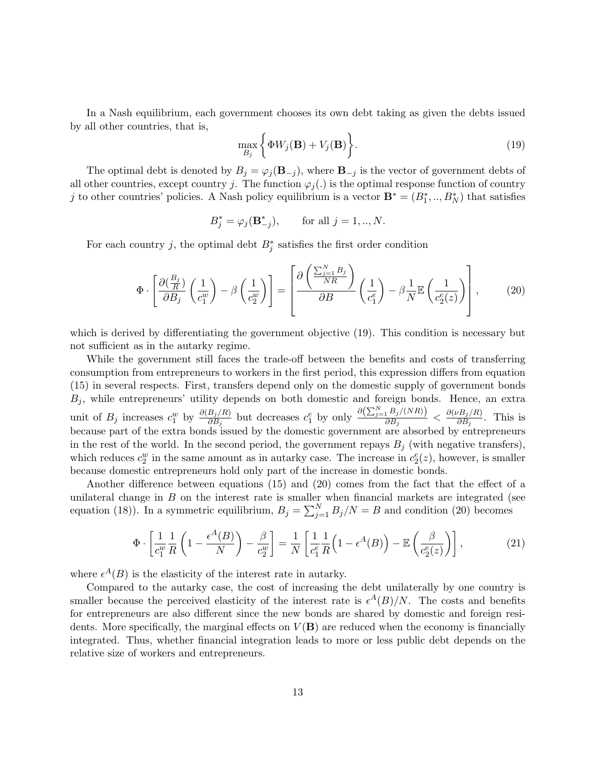In a Nash equilibrium, each government chooses its own debt taking as given the debts issued by all other countries, that is,

$$\max_{B_j} \left\{ \Phi W_j(\mathbf{B}) + V_j(\mathbf{B}) \right\}. \tag{19}$$

The optimal debt is denoted by $B_j = \varphi_j(\mathbf{B}_{-j})$, where $\mathbf{B}_{-j}$ is the vector of government debts of all other countries, except country $j$. The function $\varphi_j(.)$ is the optimal response function of country $j$ to other countries' policies. A Nash policy equilibrium is a vector $\mathbf{B}^* = (B_1^*, .., B_N^*)$ that satisfies

$$B_j^* = \varphi_j(\mathbf{B}_{-j}^*), \qquad \text{for all } j = 1, .., N.$$

For each country $j$, the optimal debt $B_j^*$ satisfies the first order condition

$$\Phi \cdot \left[ \frac{\partial (\frac{B_j}{R})}{\partial B_j} \left( \frac{1}{c_1^w} \right) - \beta \left( \frac{1}{c_2^w} \right) \right] = \left[ \frac{\partial \left( \frac{\sum_{j=1}^N B_j}{NR} \right)}{\partial B} \left( \frac{1}{c_1^e} \right) - \beta \frac{1}{N} \mathbb{E} \left( \frac{1}{c_2^e(z)} \right) \right], \tag{20}$$

which is derived by differentiating the government objective (19). This condition is necessary but not sufficient as in the autarky regime.

While the government still faces the trade-off between the benefits and costs of transferring consumption from entrepreneurs to workers in the first period, this expression differs from equation (15) in several respects. First, transfers depend only on the domestic supply of government bonds $B_j$, while entrepreneurs' utility depends on both domestic and foreign bonds. Hence, an extra unit of $B_j$ increases $c_1^w$ by $\frac{\partial (B_j/R)}{\partial B_j}$ but decreases $c_1^e$ by only $\frac{\partial \left( \sum_{j=1}^N B_j/(NR) \right)}{\partial B_j} < \frac{\partial (\nu B_j/R)}{\partial B_j}$. This is because part of the extra bonds issued by the domestic government are absorbed by entrepreneurs in the rest of the world. In the second period, the government repays $B_j$ (with negative transfers), which reduces $c_2^w$ in the same amount as in autarky case. The increase in $c_2^e(z)$, however, is smaller because domestic entrepreneurs hold only part of the increase in domestic bonds.

Another difference between equations (15) and (20) comes from the fact that the effect of a unilateral change in $B$ on the interest rate is smaller when financial markets are integrated (see equation (18)). In a symmetric equilibrium, $B_j = \sum_{j=1}^N B_j/N = B$ and condition (20) becomes

$$\Phi \cdot \left[ \frac{1}{c_1^w} \frac{1}{R} \left( 1 - \frac{\epsilon^A(B)}{N} \right) - \frac{\beta}{c_2^w} \right] = \frac{1}{N} \left[ \frac{1}{c_1^e} \frac{1}{R} \Big( 1 - \epsilon^A(B) \Big) - \mathbb{E} \left( \frac{\beta}{c_2^e(z)} \right) \right], \tag{21}$$

where $\epsilon^A(B)$ is the elasticity of the interest rate in autarky.

Compared to the autarky case, the cost of increasing the debt unilaterally by one country is smaller because the perceived elasticity of the interest rate is $\epsilon^A(B)/N$. The costs and benefits for entrepreneurs are also different since the new bonds are shared by domestic and foreign residents. More specifically, the marginal effects on $V(\mathbf{B})$ are reduced when the economy is financially integrated. Thus, whether financial integration leads to more or less public debt depends on the relative size of workers and entrepreneurs.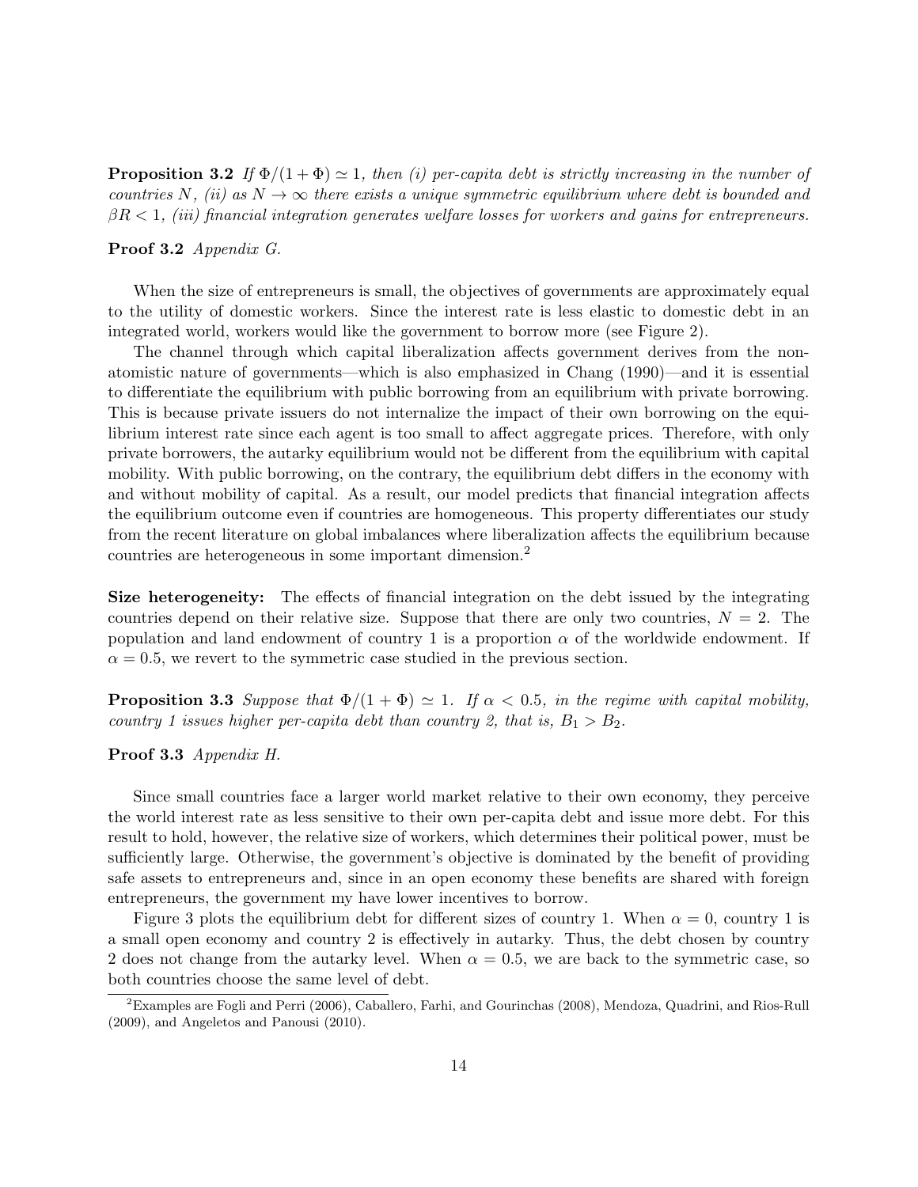**Proposition 3.2** *If $\Phi/(1+\Phi) \simeq 1$, then (i) per-capita debt is strictly increasing in the number of countries $N$, (ii) as $N \to \infty$ there exists a unique symmetric equilibrium where debt is bounded and $\beta R < 1$, (iii) financial integration generates welfare losses for workers and gains for entrepreneurs.*

**Proof 3.2** *Appendix G.*

When the size of entrepreneurs is small, the objectives of governments are approximately equal to the utility of domestic workers. Since the interest rate is less elastic to domestic debt in an integrated world, workers would like the government to borrow more (see Figure 2).

The channel through which capital liberalization affects government derives from the non-atomistic nature of governments—which is also emphasized in Chang (1990)—and it is essential to differentiate the equilibrium with public borrowing from an equilibrium with private borrowing. This is because private issuers do not internalize the impact of their own borrowing on the equilibrium interest rate since each agent is too small to affect aggregate prices. Therefore, with only private borrowers, the autarky equilibrium would not be different from the equilibrium with capital mobility. With public borrowing, on the contrary, the equilibrium debt differs in the economy with and without mobility of capital. As a result, our model predicts that financial integration affects the equilibrium outcome even if countries are homogeneous. This property differentiates our study from the recent literature on global imbalances where liberalization affects the equilibrium because countries are heterogeneous in some important dimension.[2]

**Size heterogeneity:** The effects of financial integration on the debt issued by the integrating countries depend on their relative size. Suppose that there are only two countries, $N = 2$. The population and land endowment of country 1 is a proportion $\alpha$ of the worldwide endowment. If $\alpha = 0.5$, we revert to the symmetric case studied in the previous section.

**Proposition 3.3** *Suppose that $\Phi/(1+\Phi) \simeq 1$. If $\alpha < 0.5$, in the regime with capital mobility, country 1 issues higher per-capita debt than country 2, that is, $B_1 > B_2$.*

**Proof 3.3** *Appendix H.*

Since small countries face a larger world market relative to their own economy, they perceive the world interest rate as less sensitive to their own per-capita debt and issue more debt. For this result to hold, however, the relative size of workers, which determines their political power, must be sufficiently large. Otherwise, the government's objective is dominated by the benefit of providing safe assets to entrepreneurs and, since in an open economy these benefits are shared with foreign entrepreneurs, the government my have lower incentives to borrow.

Figure 3 plots the equilibrium debt for different sizes of country 1. When $\alpha = 0$, country 1 is a small open economy and country 2 is effectively in autarky. Thus, the debt chosen by country 2 does not change from the autarky level. When $\alpha = 0.5$, we are back to the symmetric case, so both countries choose the same level of debt.

[2] Examples are Fogli and Perri (2006), Caballero, Farhi, and Gourinchas (2008), Mendoza, Quadrini, and Rios-Rull (2009), and Angeletos and Panousi (2010).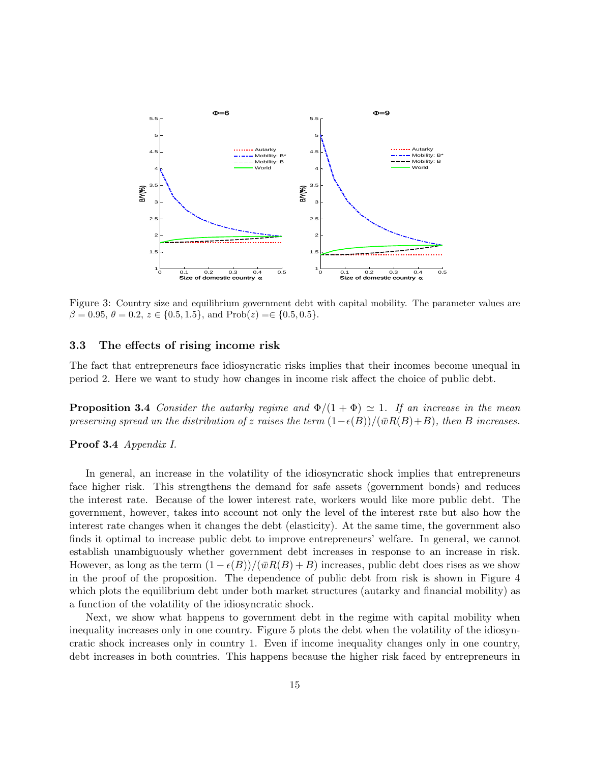Figure 3: Country size and equilibrium government debt with capital mobility. The parameter values are $\beta = 0.95$, $\theta = 0.2$, $z \in \{0.5, 1.5\}$, and $\text{Prob}(z) = \in \{0.5, 0.5\}$.

### 3.3 The effects of rising income risk

The fact that entrepreneurs face idiosyncratic risks implies that their incomes become unequal in period 2. Here we want to study how changes in income risk affect the choice of public debt.

**Proposition 3.4** *Consider the autarky regime and* $\Phi/(1+\Phi) \simeq 1$. *If an increase in the mean preserving spread un the distribution of* $z$ *raises the term* $(1-\epsilon(B))/(\bar{w}R(B)+B)$, *then* $B$ *increases.*

**Proof 3.4** *Appendix I.*

In general, an increase in the volatility of the idiosyncratic shock implies that entrepreneurs face higher risk. This strengthens the demand for safe assets (government bonds) and reduces the interest rate. Because of the lower interest rate, workers would like more public debt. The government, however, takes into account not only the level of the interest rate but also how the interest rate changes when it changes the debt (elasticity). At the same time, the government also finds it optimal to increase public debt to improve entrepreneurs' welfare. In general, we cannot establish unambiguously whether government debt increases in response to an increase in risk. However, as long as the term $(1-\epsilon(B))/(\bar{w}R(B)+B)$ increases, public debt does rises as we show in the proof of the proposition. The dependence of public debt from risk is shown in Figure 4 which plots the equilibrium debt under both market structures (autarky and financial mobility) as a function of the volatility of the idiosyncratic shock.

Next, we show what happens to government debt in the regime with capital mobility when inequality increases only in one country. Figure 5 plots the debt when the volatility of the idiosyncratic shock increases only in country 1. Even if income inequality changes only in one country, debt increases in both countries. This happens because the higher risk faced by entrepreneurs in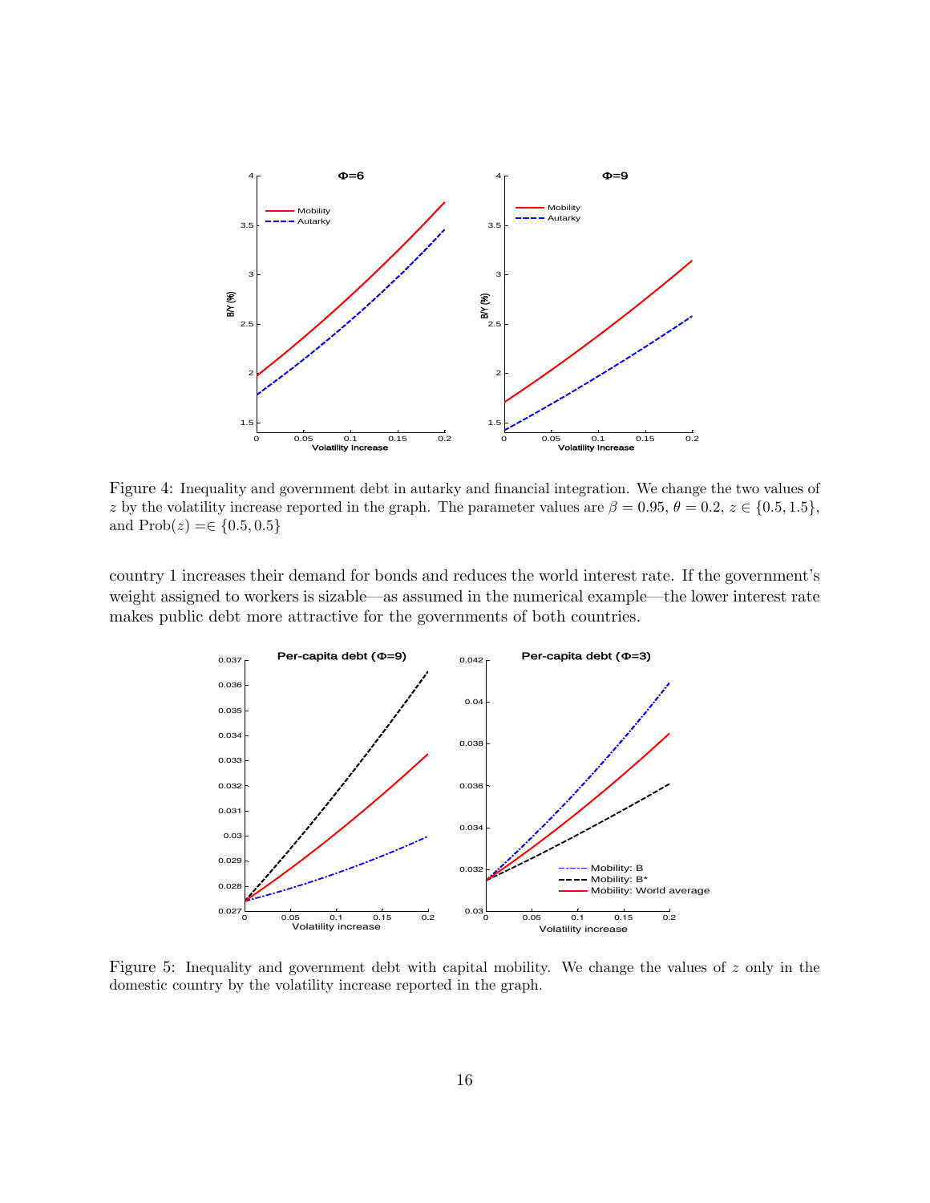Figure 4: Inequality and government debt in autarky and financial integration. We change the two values of $z$ by the volatility increase reported in the graph. The parameter values are $\beta = 0.95$, $\theta = 0.2$, $z \in \{0.5, 1.5\}$, and $\text{Prob}(z) = \in \{0.5, 0.5\}$

country 1 increases their demand for bonds and reduces the world interest rate. If the government's weight assigned to workers is sizable—as assumed in the numerical example—the lower interest rate makes public debt more attractive for the governments of both countries.

Figure 5: Inequality and government debt with capital mobility. We change the values of $z$ only in the domestic country by the volatility increase reported in the graph.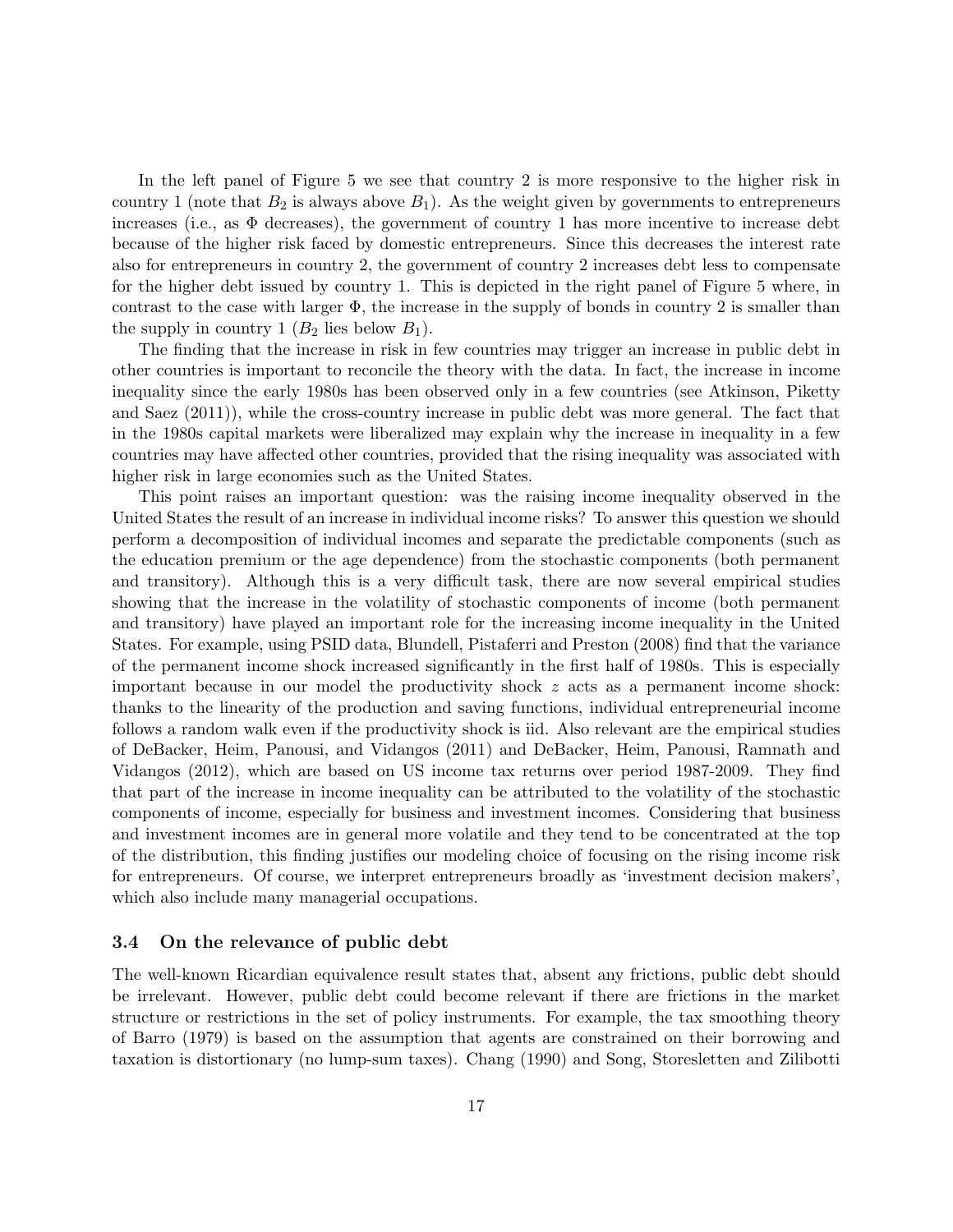In the left panel of Figure 5 we see that country 2 is more responsive to the higher risk in country 1 (note that $B_2$ is always above $B_1$). As the weight given by governments to entrepreneurs increases (i.e., as $\Phi$ decreases), the government of country 1 has more incentive to increase debt because of the higher risk faced by domestic entrepreneurs. Since this decreases the interest rate also for entrepreneurs in country 2, the government of country 2 increases debt less to compensate for the higher debt issued by country 1. This is depicted in the right panel of Figure 5 where, in contrast to the case with larger $\Phi$, the increase in the supply of bonds in country 2 is smaller than the supply in country 1 ($B_2$ lies below $B_1$).

The finding that the increase in risk in few countries may trigger an increase in public debt in other countries is important to reconcile the theory with the data. In fact, the increase in income inequality since the early 1980s has been observed only in a few countries (see Atkinson, Piketty and Saez (2011)), while the cross-country increase in public debt was more general. The fact that in the 1980s capital markets were liberalized may explain why the increase in inequality in a few countries may have affected other countries, provided that the rising inequality was associated with higher risk in large economies such as the United States.

This point raises an important question: was the raising income inequality observed in the United States the result of an increase in individual income risks? To answer this question we should perform a decomposition of individual incomes and separate the predictable components (such as the education premium or the age dependence) from the stochastic components (both permanent and transitory). Although this is a very difficult task, there are now several empirical studies showing that the increase in the volatility of stochastic components of income (both permanent and transitory) have played an important role for the increasing income inequality in the United States. For example, using PSID data, Blundell, Pistaferri and Preston (2008) find that the variance of the permanent income shock increased significantly in the first half of 1980s. This is especially important because in our model the productivity shock $z$ acts as a permanent income shock: thanks to the linearity of the production and saving functions, individual entrepreneurial income follows a random walk even if the productivity shock is iid. Also relevant are the empirical studies of DeBacker, Heim, Panousi, and Vidangos (2011) and DeBacker, Heim, Panousi, Ramnath and Vidangos (2012), which are based on US income tax returns over period 1987-2009. They find that part of the increase in income inequality can be attributed to the volatility of the stochastic components of income, especially for business and investment incomes. Considering that business and investment incomes are in general more volatile and they tend to be concentrated at the top of the distribution, this finding justifies our modeling choice of focusing on the rising income risk for entrepreneurs. Of course, we interpret entrepreneurs broadly as 'investment decision makers', which also include many managerial occupations.

### 3.4 On the relevance of public debt

The well-known Ricardian equivalence result states that, absent any frictions, public debt should be irrelevant. However, public debt could become relevant if there are frictions in the market structure or restrictions in the set of policy instruments. For example, the tax smoothing theory of Barro (1979) is based on the assumption that agents are constrained on their borrowing and taxation is distortionary (no lump-sum taxes). Chang (1990) and Song, Storesletten and Zilibotti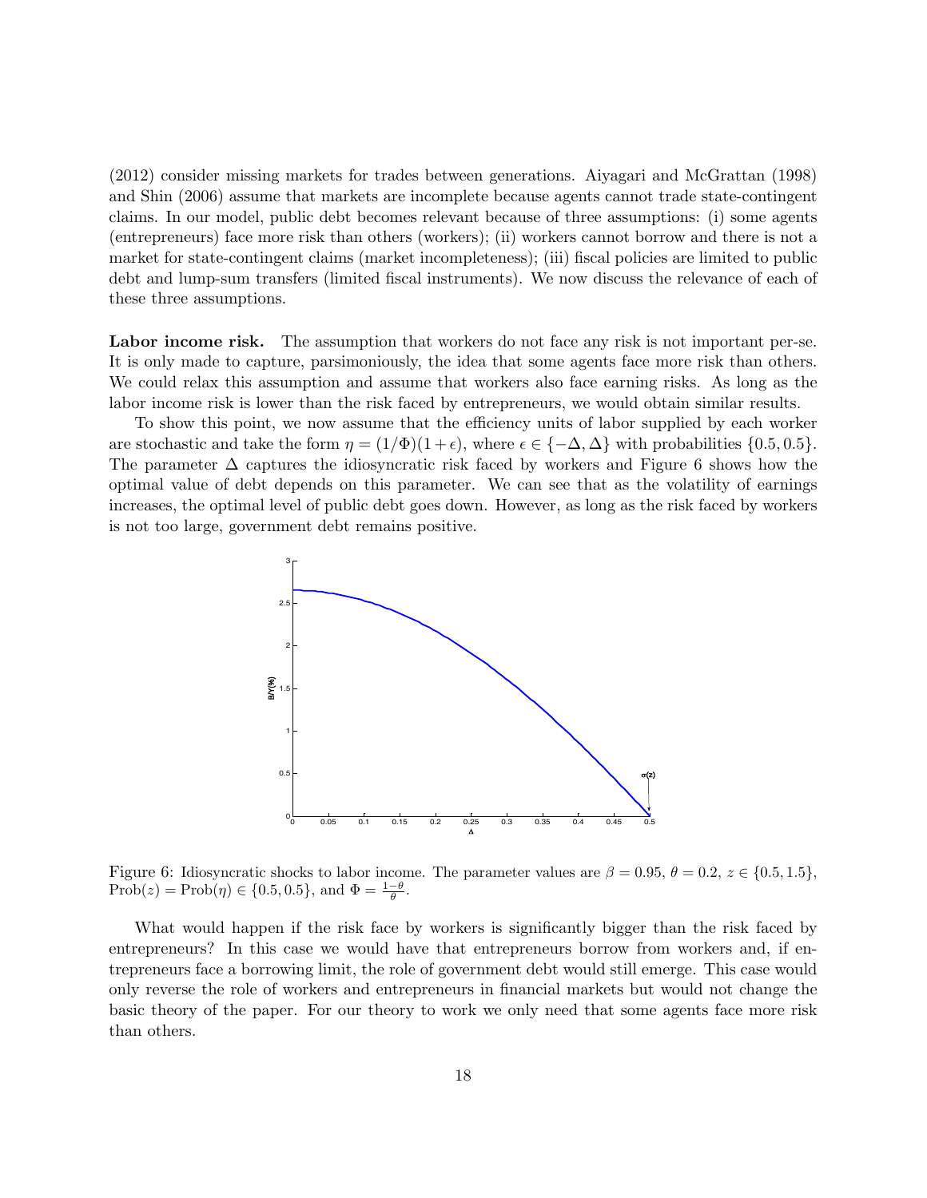(2012) consider missing markets for trades between generations. Aiyagari and McGrattan (1998) and Shin (2006) assume that markets are incomplete because agents cannot trade state-contingent claims. In our model, public debt becomes relevant because of three assumptions: (i) some agents (entrepreneurs) face more risk than others (workers); (ii) workers cannot borrow and there is not a market for state-contingent claims (market incompleteness); (iii) fiscal policies are limited to public debt and lump-sum transfers (limited fiscal instruments). We now discuss the relevance of each of these three assumptions.

**Labor income risk.** The assumption that workers do not face any risk is not important per-se. It is only made to capture, parsimoniously, the idea that some agents face more risk than others. We could relax this assumption and assume that workers also face earning risks. As long as the labor income risk is lower than the risk faced by entrepreneurs, we would obtain similar results.

To show this point, we now assume that the efficiency units of labor supplied by each worker are stochastic and take the form $\eta = (1/\Phi)(1+\epsilon)$, where $\epsilon \in \{-\Delta, \Delta\}$ with probabilities $\{0.5, 0.5\}$. The parameter $\Delta$ captures the idiosyncratic risk faced by workers and Figure 6 shows how the optimal value of debt depends on this parameter. We can see that as the volatility of earnings increases, the optimal level of public debt goes down. However, as long as the risk faced by workers is not too large, government debt remains positive.

Figure 6: Idiosyncratic shocks to labor income. The parameter values are $\beta = 0.95$, $\theta = 0.2$, $z \in \{0.5, 1.5\}$, $\text{Prob}(z) = \text{Prob}(\eta) \in \{0.5, 0.5\}$, and $\Phi = \frac{1-\theta}{\theta}$.

What would happen if the risk face by workers is significantly bigger than the risk faced by entrepreneurs? In this case we would have that entrepreneurs borrow from workers and, if entrepreneurs face a borrowing limit, the role of government debt would still emerge. This case would only reverse the role of workers and entrepreneurs in financial markets but would not change the basic theory of the paper. For our theory to work we only need that some agents face more risk than others.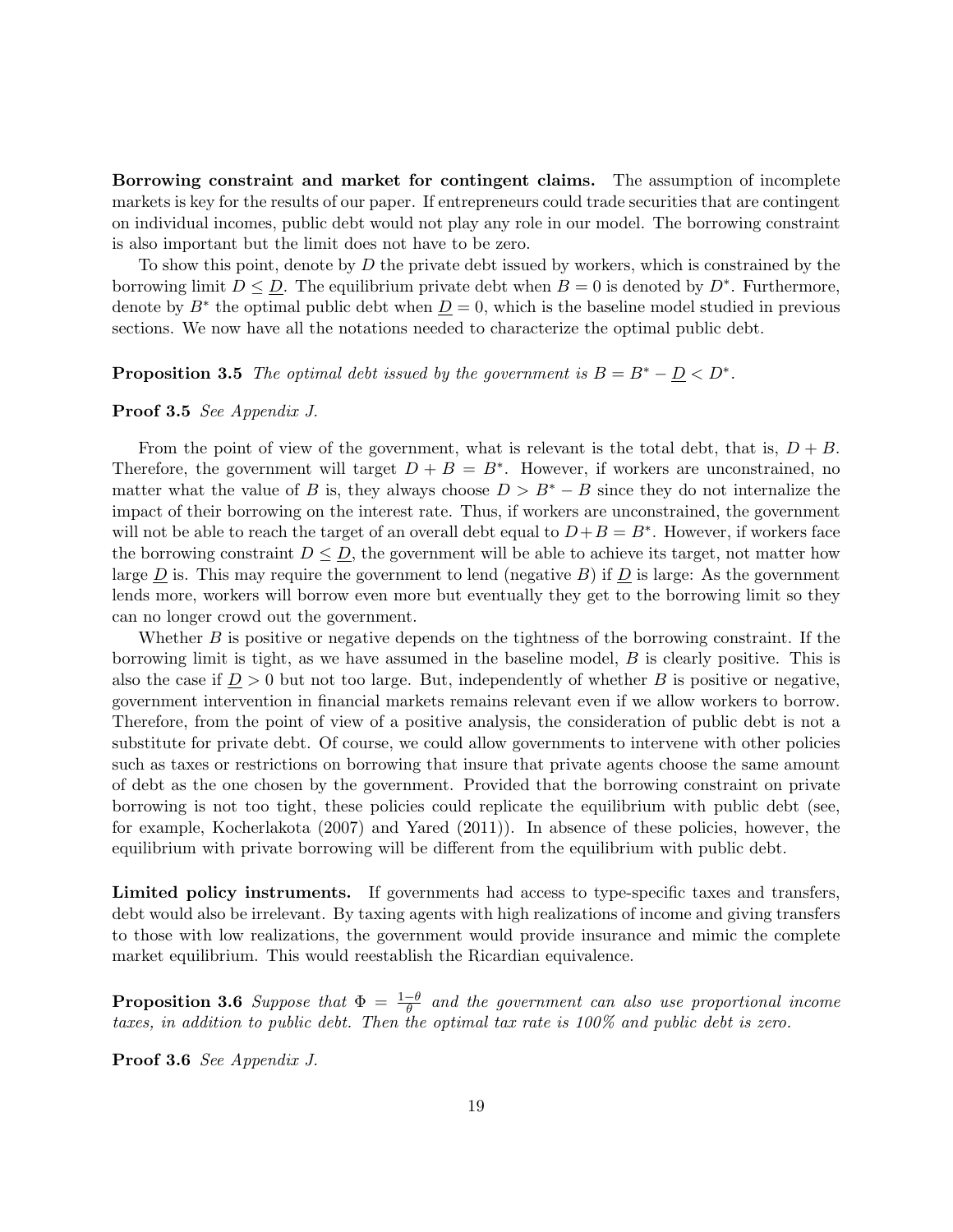**Borrowing constraint and market for contingent claims.** The assumption of incomplete markets is key for the results of our paper. If entrepreneurs could trade securities that are contingent on individual incomes, public debt would not play any role in our model. The borrowing constraint is also important but the limit does not have to be zero.

To show this point, denote by $D$ the private debt issued by workers, which is constrained by the borrowing limit $D \leq \underline{D}$. The equilibrium private debt when $B = 0$ is denoted by $D^*$. Furthermore, denote by $B^*$ the optimal public debt when $\underline{D} = 0$, which is the baseline model studied in previous sections. We now have all the notations needed to characterize the optimal public debt.

**Proposition 3.5** *The optimal debt issued by the government is* $B = B^* - \underline{D} < D^*$.

**Proof 3.5** *See Appendix J.*

From the point of view of the government, what is relevant is the total debt, that is, $D + B$. Therefore, the government will target $D + B = B^*$. However, if workers are unconstrained, no matter what the value of $B$ is, they always choose $D > B^* - B$ since they do not internalize the impact of their borrowing on the interest rate. Thus, if workers are unconstrained, the government will not be able to reach the target of an overall debt equal to $D + B = B^*$. However, if workers face the borrowing constraint $D \leq \underline{D}$, the government will be able to achieve its target, not matter how large $\underline{D}$ is. This may require the government to lend (negative $B$) if $\underline{D}$ is large: As the government lends more, workers will borrow even more but eventually they get to the borrowing limit so they can no longer crowd out the government.

Whether $B$ is positive or negative depends on the tightness of the borrowing constraint. If the borrowing limit is tight, as we have assumed in the baseline model, $B$ is clearly positive. This is also the case if $\underline{D} > 0$ but not too large. But, independently of whether $B$ is positive or negative, government intervention in financial markets remains relevant even if we allow workers to borrow. Therefore, from the point of view of a positive analysis, the consideration of public debt is not a substitute for private debt. Of course, we could allow governments to intervene with other policies such as taxes or restrictions on borrowing that insure that private agents choose the same amount of debt as the one chosen by the government. Provided that the borrowing constraint on private borrowing is not too tight, these policies could replicate the equilibrium with public debt (see, for example, Kocherlakota (2007) and Yared (2011)). In absence of these policies, however, the equilibrium with private borrowing will be different from the equilibrium with public debt.

**Limited policy instruments.** If governments had access to type-specific taxes and transfers, debt would also be irrelevant. By taxing agents with high realizations of income and giving transfers to those with low realizations, the government would provide insurance and mimic the complete market equilibrium. This would reestablish the Ricardian equivalence.

**Proposition 3.6** *Suppose that* $\Phi = \frac{1-\theta}{\theta}$ *and the government can also use proportional income taxes, in addition to public debt. Then the optimal tax rate is 100% and public debt is zero.*

**Proof 3.6** *See Appendix J.*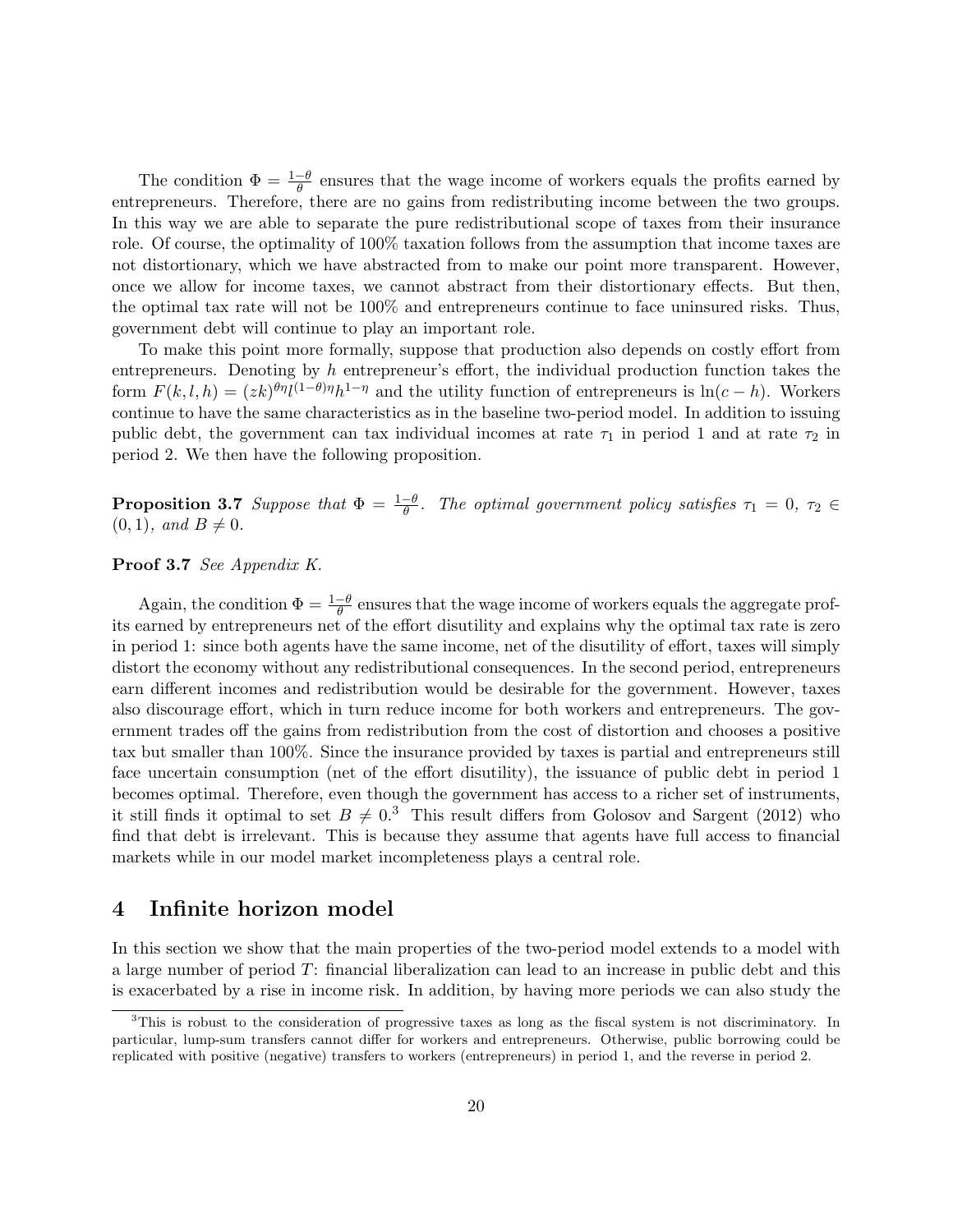The condition $\Phi = \frac{1-\theta}{\theta}$ ensures that the wage income of workers equals the profits earned by entrepreneurs. Therefore, there are no gains from redistributing income between the two groups. In this way we are able to separate the pure redistributional scope of taxes from their insurance role. Of course, the optimality of 100% taxation follows from the assumption that income taxes are not distortionary, which we have abstracted from to make our point more transparent. However, once we allow for income taxes, we cannot abstract from their distortionary effects. But then, the optimal tax rate will not be 100% and entrepreneurs continue to face uninsured risks. Thus, government debt will continue to play an important role.

To make this point more formally, suppose that production also depends on costly effort from entrepreneurs. Denoting by $h$ entrepreneur's effort, the individual production function takes the form $F(k, l, h) = (zk)^{\theta\eta} l^{(1-\theta)\eta} h^{1-\eta}$ and the utility function of entrepreneurs is $\ln(c - h)$. Workers continue to have the same characteristics as in the baseline two-period model. In addition to issuing public debt, the government can tax individual incomes at rate $\tau_1$ in period 1 and at rate $\tau_2$ in period 2. We then have the following proposition.

**Proposition 3.7** *Suppose that $\Phi = \frac{1-\theta}{\theta}$. The optimal government policy satisfies $\tau_1 = 0$, $\tau_2 \in (0, 1)$, and $B \neq 0$.*

**Proof 3.7** *See Appendix K.*

Again, the condition $\Phi = \frac{1-\theta}{\theta}$ ensures that the wage income of workers equals the aggregate profits earned by entrepreneurs net of the effort disutility and explains why the optimal tax rate is zero in period 1: since both agents have the same income, net of the disutility of effort, taxes will simply distort the economy without any redistributional consequences. In the second period, entrepreneurs earn different incomes and redistribution would be desirable for the government. However, taxes also discourage effort, which in turn reduce income for both workers and entrepreneurs. The government trades off the gains from redistribution from the cost of distortion and chooses a positive tax but smaller than 100%. Since the insurance provided by taxes is partial and entrepreneurs still face uncertain consumption (net of the effort disutility), the issuance of public debt in period 1 becomes optimal. Therefore, even though the government has access to a richer set of instruments, it still finds it optimal to set $B \neq 0$.[3] This result differs from Golosov and Sargent (2012) who find that debt is irrelevant. This is because they assume that agents have full access to financial markets while in our model market incompleteness plays a central role.

# 4 Infinite horizon model

In this section we show that the main properties of the two-period model extends to a model with a large number of period $T$: financial liberalization can lead to an increase in public debt and this is exacerbated by a rise in income risk. In addition, by having more periods we can also study the

[3] This is robust to the consideration of progressive taxes as long as the fiscal system is not discriminatory. In particular, lump-sum transfers cannot differ for workers and entrepreneurs. Otherwise, public borrowing could be replicated with positive (negative) transfers to workers (entrepreneurs) in period 1, and the reverse in period 2.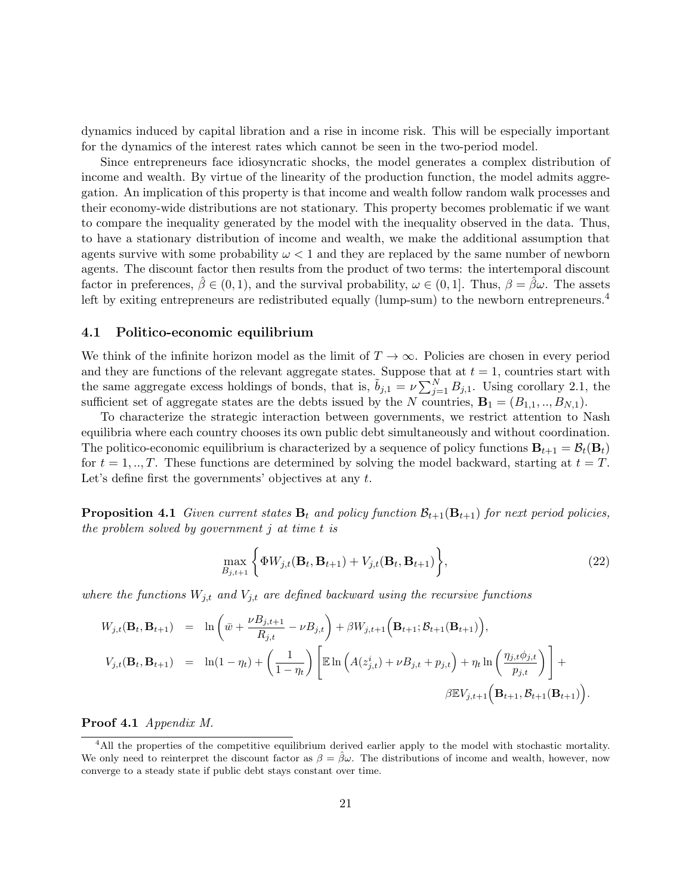dynamics induced by capital libration and a rise in income risk. This will be especially important for the dynamics of the interest rates which cannot be seen in the two-period model.

Since entrepreneurs face idiosyncratic shocks, the model generates a complex distribution of income and wealth. By virtue of the linearity of the production function, the model admits aggregation. An implication of this property is that income and wealth follow random walk processes and their economy-wide distributions are not stationary. This property becomes problematic if we want to compare the inequality generated by the model with the inequality observed in the data. Thus, to have a stationary distribution of income and wealth, we make the additional assumption that agents survive with some probability $\omega < 1$ and they are replaced by the same number of newborn agents. The discount factor then results from the product of two terms: the intertemporal discount factor in preferences, $\hat{\beta} \in (0,1)$, and the survival probability, $\omega \in (0,1]$. Thus, $\beta = \hat{\beta}\omega$. The assets left by exiting entrepreneurs are redistributed equally (lump-sum) to the newborn entrepreneurs.[4]

### 4.1 Politico-economic equilibrium

We think of the infinite horizon model as the limit of $T \to \infty$. Policies are chosen in every period and they are functions of the relevant aggregate states. Suppose that at $t = 1$, countries start with the same aggregate excess holdings of bonds, that is, $\tilde{b}_{j,1} = \nu \sum_{j=1}^{N} B_{j,1}$. Using corollary 2.1, the sufficient set of aggregate states are the debts issued by the $N$ countries, $\mathbf{B}_1 = (B_{1,1}, .., B_{N,1})$.

To characterize the strategic interaction between governments, we restrict attention to Nash equilibria where each country chooses its own public debt simultaneously and without coordination. The politico-economic equilibrium is characterized by a sequence of policy functions $\mathbf{B}_{t+1} = \mathcal{B}_t(\mathbf{B}_t)$ for $t = 1, .., T$. These functions are determined by solving the model backward, starting at $t = T$. Let's define first the governments' objectives at any $t$.

**Proposition 4.1** *Given current states $\mathbf{B}_t$ and policy function $\mathcal{B}_{t+1}(\mathbf{B}_{t+1})$ for next period policies, the problem solved by government $j$ at time $t$ is*

$$\max_{B_{j,t+1}} \left\{ \Phi W_{j,t}(\mathbf{B}_t, \mathbf{B}_{t+1}) + V_{j,t}(\mathbf{B}_t, \mathbf{B}_{t+1}) \right\}, \tag{22}$$

*where the functions $W_{j,t}$ and $V_{j,t}$ are defined backward using the recursive functions*

$$\begin{aligned}
W_{j,t}(\mathbf{B}_t, \mathbf{B}_{t+1}) &= \ln\left(\bar{w} + \frac{\nu B_{j,t+1}}{R_{j,t}} - \nu B_{j,t}\right) + \beta W_{j,t+1}\Big(\mathbf{B}_{t+1}; \mathcal{B}_{t+1}(\mathbf{B}_{t+1})\Big), \\
V_{j,t}(\mathbf{B}_t, \mathbf{B}_{t+1}) &= \ln(1-\eta_t) + \left(\frac{1}{1-\eta_t}\right)\left[\mathbb{E}\ln\Big(A(z^i_{j,t}) + \nu B_{j,t} + p_{j,t}\Big) + \eta_t \ln\left(\frac{\eta_{j,t}\phi_{j,t}}{p_{j,t}}\right)\right] + \\
&\qquad \beta \mathbb{E} V_{j,t+1}\Big(\mathbf{B}_{t+1}, \mathcal{B}_{t+1}(\mathbf{B}_{t+1})\Big).
\end{aligned}$$

**Proof 4.1** *Appendix M.*

[4] All the properties of the competitive equilibrium derived earlier apply to the model with stochastic mortality. We only need to reinterpret the discount factor as $\beta = \hat{\beta}\omega$. The distributions of income and wealth, however, now converge to a steady state if public debt stays constant over time.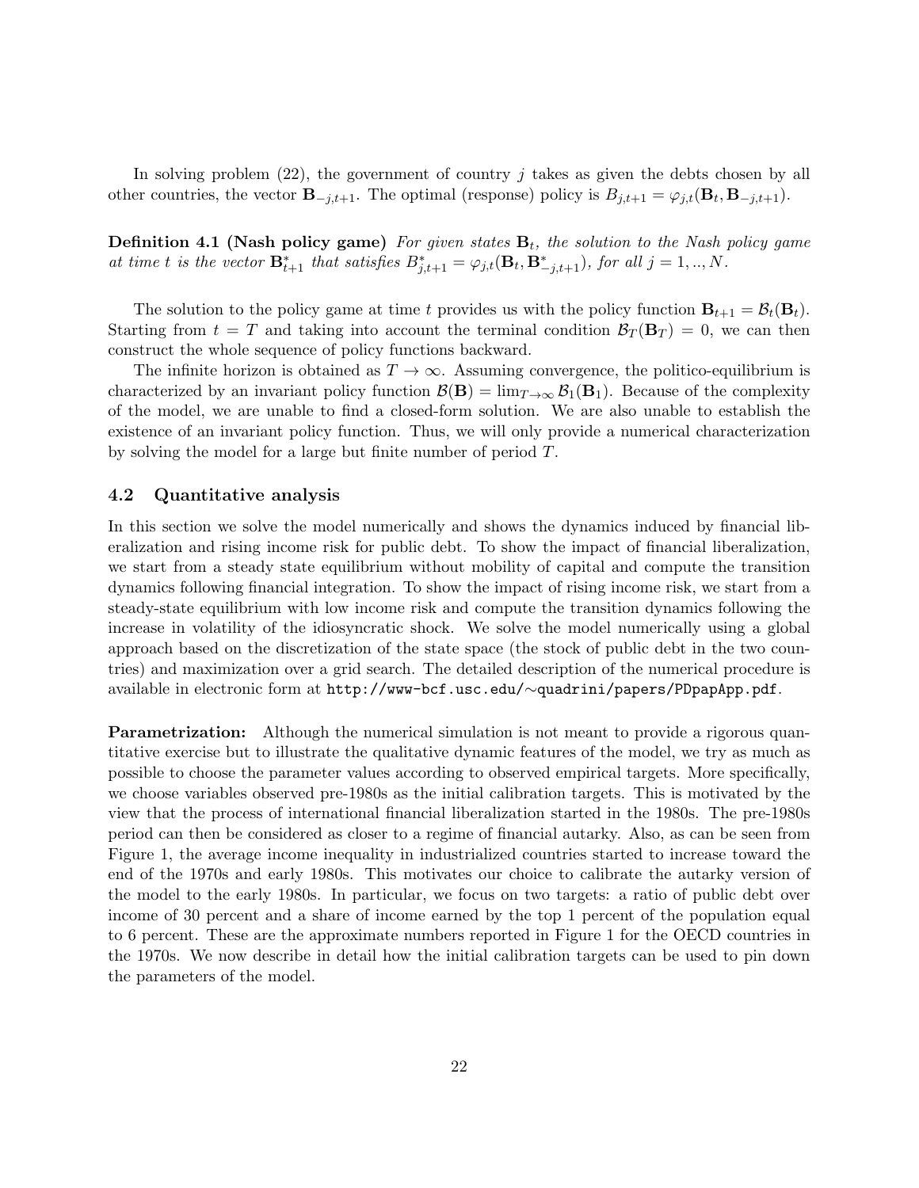In solving problem (22), the government of country $j$ takes as given the debts chosen by all other countries, the vector $\mathbf{B}_{-j,t+1}$. The optimal (response) policy is $B_{j,t+1} = \varphi_{j,t}(\mathbf{B}_t, \mathbf{B}_{-j,t+1})$.

**Definition 4.1 (Nash policy game)** *For given states $\mathbf{B}_t$, the solution to the Nash policy game at time $t$ is the vector $\mathbf{B}^*_{t+1}$ that satisfies $B^*_{j,t+1} = \varphi_{j,t}(\mathbf{B}_t, \mathbf{B}^*_{-j,t+1})$, for all $j = 1, .., N$.*

The solution to the policy game at time $t$ provides us with the policy function $\mathbf{B}_{t+1} = \mathcal{B}_t(\mathbf{B}_t)$. Starting from $t = T$ and taking into account the terminal condition $\mathcal{B}_T(\mathbf{B}_T) = 0$, we can then construct the whole sequence of policy functions backward.

The infinite horizon is obtained as $T \to \infty$. Assuming convergence, the politico-equilibrium is characterized by an invariant policy function $\mathcal{B}(\mathbf{B}) = \lim_{T\to\infty} \mathcal{B}_1(\mathbf{B}_1)$. Because of the complexity of the model, we are unable to find a closed-form solution. We are also unable to establish the existence of an invariant policy function. Thus, we will only provide a numerical characterization by solving the model for a large but finite number of period $T$.

### 4.2 Quantitative analysis

In this section we solve the model numerically and shows the dynamics induced by financial liberalization and rising income risk for public debt. To show the impact of financial liberalization, we start from a steady state equilibrium without mobility of capital and compute the transition dynamics following financial integration. To show the impact of rising income risk, we start from a steady-state equilibrium with low income risk and compute the transition dynamics following the increase in volatility of the idiosyncratic shock. We solve the model numerically using a global approach based on the discretization of the state space (the stock of public debt in the two countries) and maximization over a grid search. The detailed description of the numerical procedure is available in electronic form at `http://www-bcf.usc.edu/∼quadrini/papers/PDpapApp.pdf`.

**Parametrization:** Although the numerical simulation is not meant to provide a rigorous quantitative exercise but to illustrate the qualitative dynamic features of the model, we try as much as possible to choose the parameter values according to observed empirical targets. More specifically, we choose variables observed pre-1980s as the initial calibration targets. This is motivated by the view that the process of international financial liberalization started in the 1980s. The pre-1980s period can then be considered as closer to a regime of financial autarky. Also, as can be seen from Figure 1, the average income inequality in industrialized countries started to increase toward the end of the 1970s and early 1980s. This motivates our choice to calibrate the autarky version of the model to the early 1980s. In particular, we focus on two targets: a ratio of public debt over income of 30 percent and a share of income earned by the top 1 percent of the population equal to 6 percent. These are the approximate numbers reported in Figure 1 for the OECD countries in the 1970s. We now describe in detail how the initial calibration targets can be used to pin down the parameters of the model.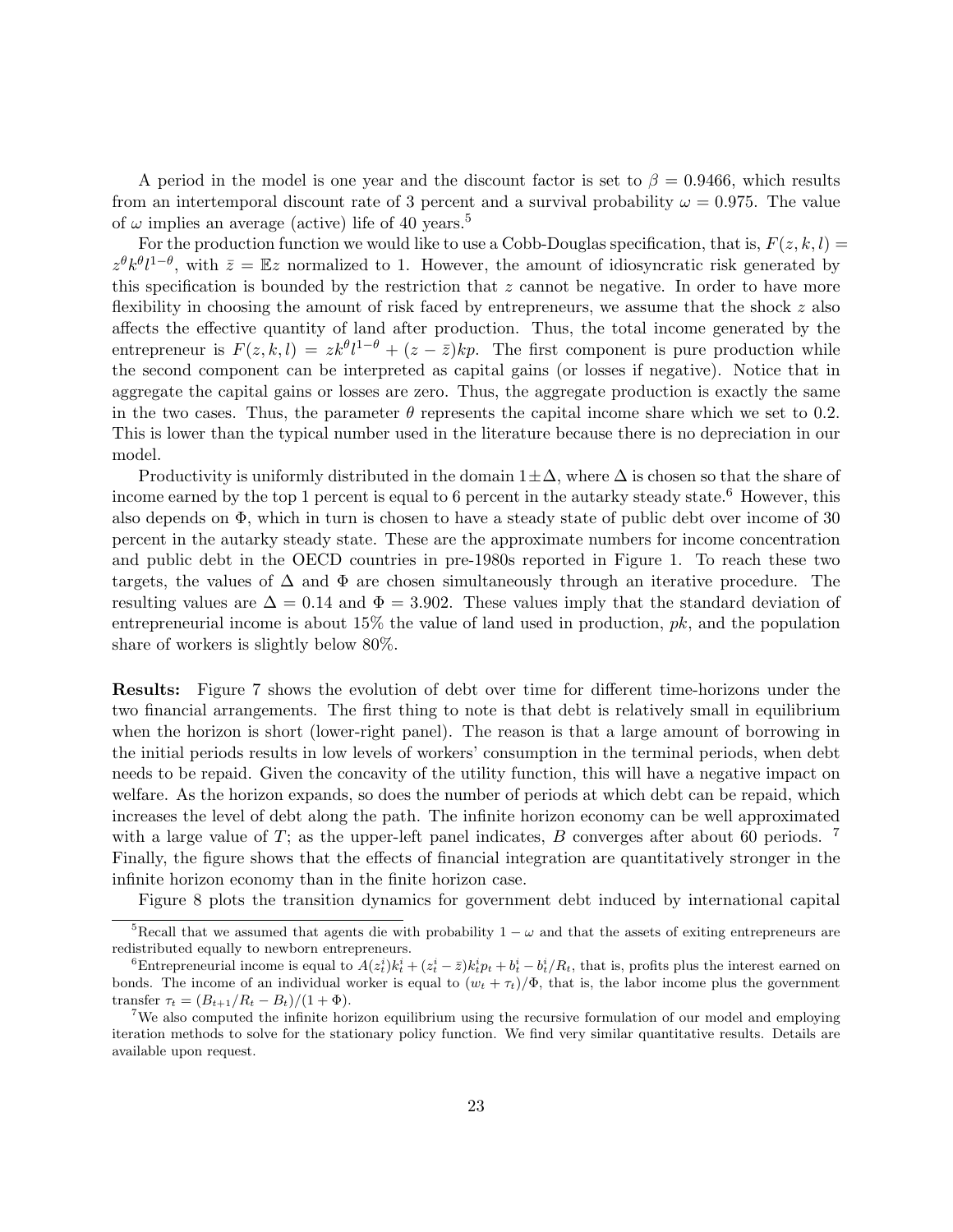A period in the model is one year and the discount factor is set to $\beta = 0.9466$, which results from an intertemporal discount rate of 3 percent and a survival probability $\omega = 0.975$. The value of $\omega$ implies an average (active) life of 40 years.[5]

For the production function we would like to use a Cobb-Douglas specification, that is, $F(z,k,l) = z^{\theta} k^{\theta} l^{1-\theta}$, with $\bar{z} = \mathbb{E}z$ normalized to 1. However, the amount of idiosyncratic risk generated by this specification is bounded by the restriction that $z$ cannot be negative. In order to have more flexibility in choosing the amount of risk faced by entrepreneurs, we assume that the shock $z$ also affects the effective quantity of land after production. Thus, the total income generated by the entrepreneur is $F(z,k,l) = zk^{\theta}l^{1-\theta} + (z - \bar{z})kp$. The first component is pure production while the second component can be interpreted as capital gains (or losses if negative). Notice that in aggregate the capital gains or losses are zero. Thus, the aggregate production is exactly the same in the two cases. Thus, the parameter $\theta$ represents the capital income share which we set to 0.2. This is lower than the typical number used in the literature because there is no depreciation in our model.

Productivity is uniformly distributed in the domain $1 \pm \Delta$, where $\Delta$ is chosen so that the share of income earned by the top 1 percent is equal to 6 percent in the autarky steady state.[6] However, this also depends on $\Phi$, which in turn is chosen to have a steady state of public debt over income of 30 percent in the autarky steady state. These are the approximate numbers for income concentration and public debt in the OECD countries in pre-1980s reported in Figure 1. To reach these two targets, the values of $\Delta$ and $\Phi$ are chosen simultaneously through an iterative procedure. The resulting values are $\Delta = 0.14$ and $\Phi = 3.902$. These values imply that the standard deviation of entrepreneurial income is about 15% the value of land used in production, $pk$, and the population share of workers is slightly below 80%.

**Results:** Figure 7 shows the evolution of debt over time for different time-horizons under the two financial arrangements. The first thing to note is that debt is relatively small in equilibrium when the horizon is short (lower-right panel). The reason is that a large amount of borrowing in the initial periods results in low levels of workers' consumption in the terminal periods, when debt needs to be repaid. Given the concavity of the utility function, this will have a negative impact on welfare. As the horizon expands, so does the number of periods at which debt can be repaid, which increases the level of debt along the path. The infinite horizon economy can be well approximated with a large value of $T$; as the upper-left panel indicates, $B$ converges after about 60 periods.[7] Finally, the figure shows that the effects of financial integration are quantitatively stronger in the infinite horizon economy than in the finite horizon case.

Figure 8 plots the transition dynamics for government debt induced by international capital

---

[5] Recall that we assumed that agents die with probability $1 - \omega$ and that the assets of exiting entrepreneurs are redistributed equally to newborn entrepreneurs.

[6] Entrepreneurial income is equal to $A(z_t^i)k_t^i + (z_t^i - \bar{z})k_t^i p_t + b_t^i - b_t^i/R_t$, that is, profits plus the interest earned on bonds. The income of an individual worker is equal to $(w_t + \tau_t)/\Phi$, that is, the labor income plus the government transfer $\tau_t = (B_{t+1}/R_t - B_t)/(1 + \Phi)$.

[7] We also computed the infinite horizon equilibrium using the recursive formulation of our model and employing iteration methods to solve for the stationary policy function. We find very similar quantitative results. Details are available upon request.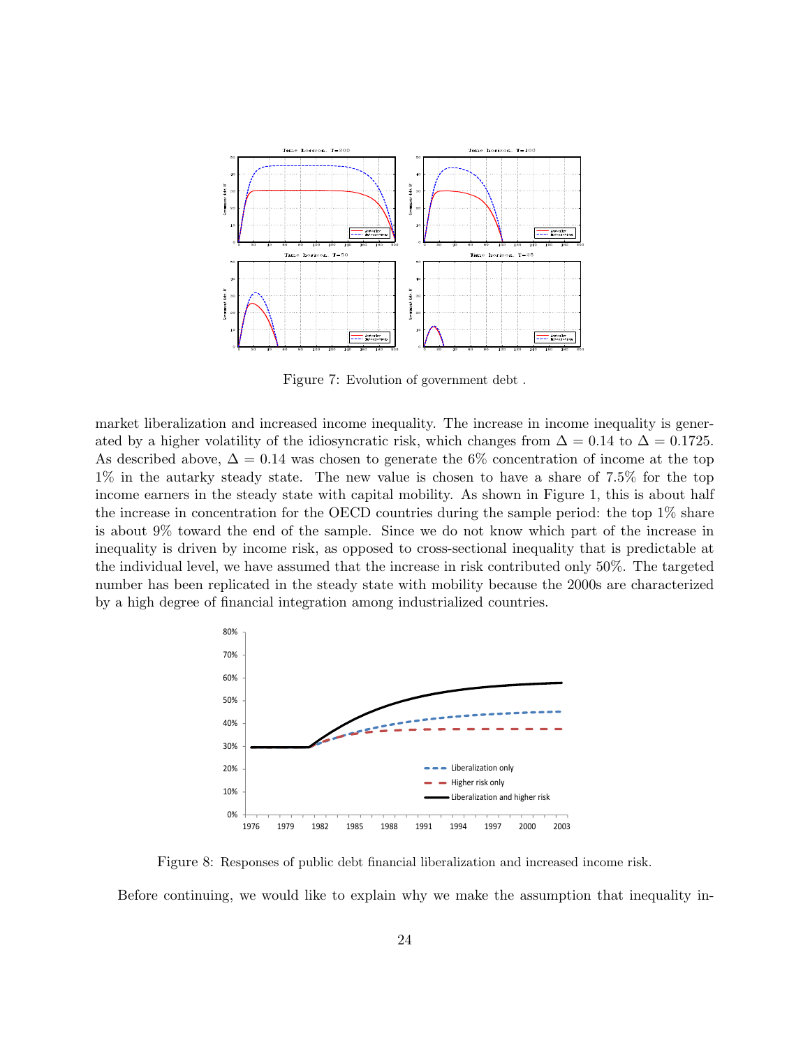Figure 7: Evolution of government debt .

market liberalization and increased income inequality. The increase in income inequality is generated by a higher volatility of the idiosyncratic risk, which changes from $\Delta = 0.14$ to $\Delta = 0.1725$. As described above, $\Delta = 0.14$ was chosen to generate the 6% concentration of income at the top 1% in the autarky steady state. The new value is chosen to have a share of 7.5% for the top income earners in the steady state with capital mobility. As shown in Figure 1, this is about half the increase in concentration for the OECD countries during the sample period: the top 1% share is about 9% toward the end of the sample. Since we do not know which part of the increase in inequality is driven by income risk, as opposed to cross-sectional inequality that is predictable at the individual level, we have assumed that the increase in risk contributed only 50%. The targeted number has been replicated in the steady state with mobility because the 2000s are characterized by a high degree of financial integration among industrialized countries.

Figure 8: Responses of public debt financial liberalization and increased income risk.

Before continuing, we would like to explain why we make the assumption that inequality in-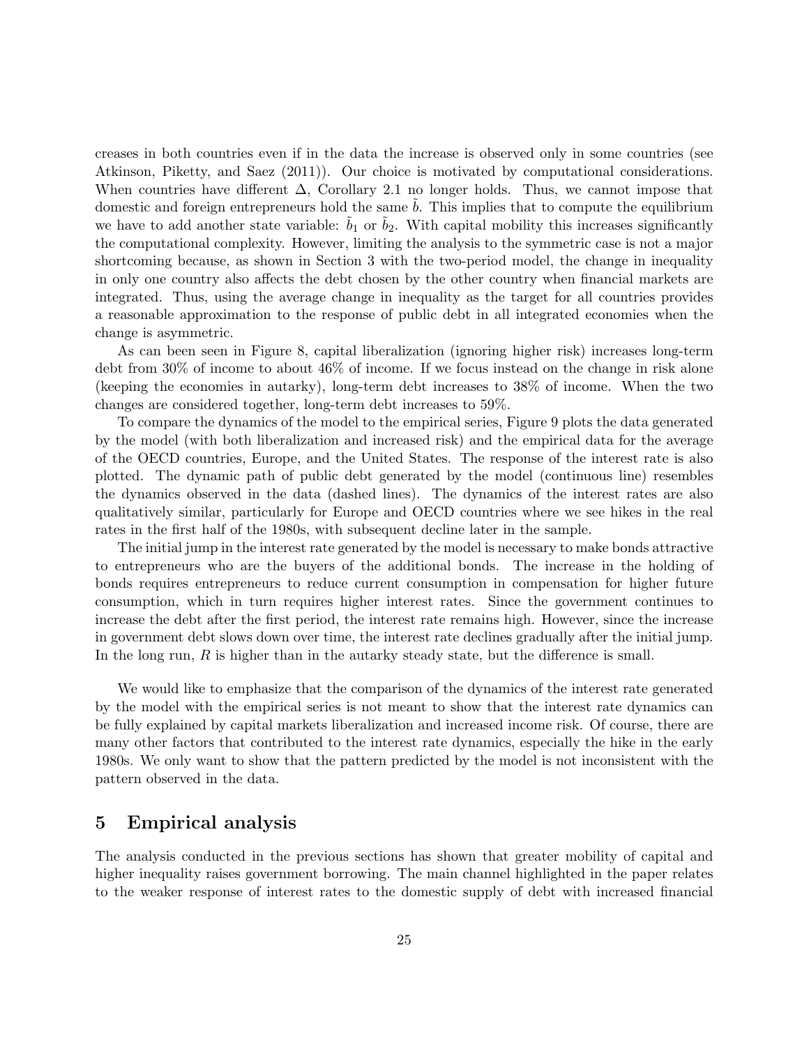creases in both countries even if in the data the increase is observed only in some countries (see Atkinson, Piketty, and Saez (2011)). Our choice is motivated by computational considerations. When countries have different $\Delta$, Corollary 2.1 no longer holds. Thus, we cannot impose that domestic and foreign entrepreneurs hold the same $\tilde{b}$. This implies that to compute the equilibrium we have to add another state variable: $\tilde{b}_1$ or $\tilde{b}_2$. With capital mobility this increases significantly the computational complexity. However, limiting the analysis to the symmetric case is not a major shortcoming because, as shown in Section 3 with the two-period model, the change in inequality in only one country also affects the debt chosen by the other country when financial markets are integrated. Thus, using the average change in inequality as the target for all countries provides a reasonable approximation to the response of public debt in all integrated economies when the change is asymmetric.

As can been seen in Figure 8, capital liberalization (ignoring higher risk) increases long-term debt from 30% of income to about 46% of income. If we focus instead on the change in risk alone (keeping the economies in autarky), long-term debt increases to 38% of income. When the two changes are considered together, long-term debt increases to 59%.

To compare the dynamics of the model to the empirical series, Figure 9 plots the data generated by the model (with both liberalization and increased risk) and the empirical data for the average of the OECD countries, Europe, and the United States. The response of the interest rate is also plotted. The dynamic path of public debt generated by the model (continuous line) resembles the dynamics observed in the data (dashed lines). The dynamics of the interest rates are also qualitatively similar, particularly for Europe and OECD countries where we see hikes in the real rates in the first half of the 1980s, with subsequent decline later in the sample.

The initial jump in the interest rate generated by the model is necessary to make bonds attractive to entrepreneurs who are the buyers of the additional bonds. The increase in the holding of bonds requires entrepreneurs to reduce current consumption in compensation for higher future consumption, which in turn requires higher interest rates. Since the government continues to increase the debt after the first period, the interest rate remains high. However, since the increase in government debt slows down over time, the interest rate declines gradually after the initial jump. In the long run, $R$ is higher than in the autarky steady state, but the difference is small.

We would like to emphasize that the comparison of the dynamics of the interest rate generated by the model with the empirical series is not meant to show that the interest rate dynamics can be fully explained by capital markets liberalization and increased income risk. Of course, there are many other factors that contributed to the interest rate dynamics, especially the hike in the early 1980s. We only want to show that the pattern predicted by the model is not inconsistent with the pattern observed in the data.

## 5 Empirical analysis

The analysis conducted in the previous sections has shown that greater mobility of capital and higher inequality raises government borrowing. The main channel highlighted in the paper relates to the weaker response of interest rates to the domestic supply of debt with increased financial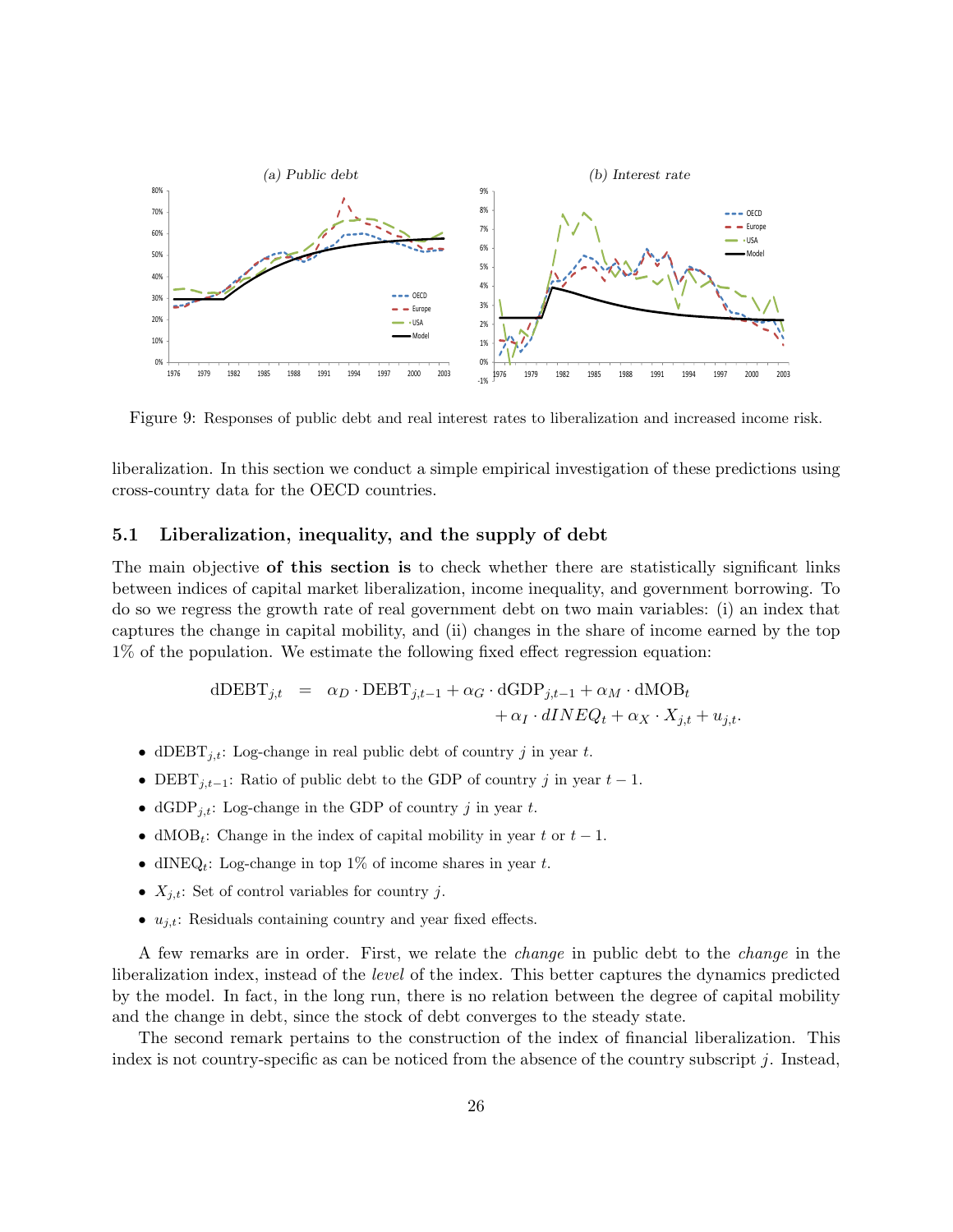Figure 9: Responses of public debt and real interest rates to liberalization and increased income risk.

liberalization. In this section we conduct a simple empirical investigation of these predictions using cross-country data for the OECD countries.

### 5.1 Liberalization, inequality, and the supply of debt

The main objective **of this section is** to check whether there are statistically significant links between indices of capital market liberalization, income inequality, and government borrowing. To do so we regress the growth rate of real government debt on two main variables: (i) an index that captures the change in capital mobility, and (ii) changes in the share of income earned by the top 1% of the population. We estimate the following fixed effect regression equation:

$$
\begin{aligned}
\mathrm{dDEBT}_{j,t} \;\; = \;\; & \alpha_D \cdot \mathrm{DEBT}_{j,t-1} + \alpha_G \cdot \mathrm{dGDP}_{j,t-1} + \alpha_M \cdot \mathrm{dMOB}_t \\
& + \alpha_I \cdot dINEQ_t + \alpha_X \cdot X_{j,t} + u_{j,t}.
\end{aligned}
$$

- $\mathrm{dDEBT}_{j,t}$: Log-change in real public debt of country $j$ in year $t$.
- $\mathrm{DEBT}_{j,t-1}$: Ratio of public debt to the GDP of country $j$ in year $t-1$.
- $\mathrm{dGDP}_{j,t}$: Log-change in the GDP of country $j$ in year $t$.
- $\mathrm{dMOB}_t$: Change in the index of capital mobility in year $t$ or $t-1$.
- $\mathrm{dINEQ}_t$: Log-change in top 1% of income shares in year $t$.
- $X_{j,t}$: Set of control variables for country $j$.
- $u_{j,t}$: Residuals containing country and year fixed effects.

A few remarks are in order. First, we relate the *change* in public debt to the *change* in the liberalization index, instead of the *level* of the index. This better captures the dynamics predicted by the model. In fact, in the long run, there is no relation between the degree of capital mobility and the change in debt, since the stock of debt converges to the steady state.

The second remark pertains to the construction of the index of financial liberalization. This index is not country-specific as can be noticed from the absence of the country subscript $j$. Instead,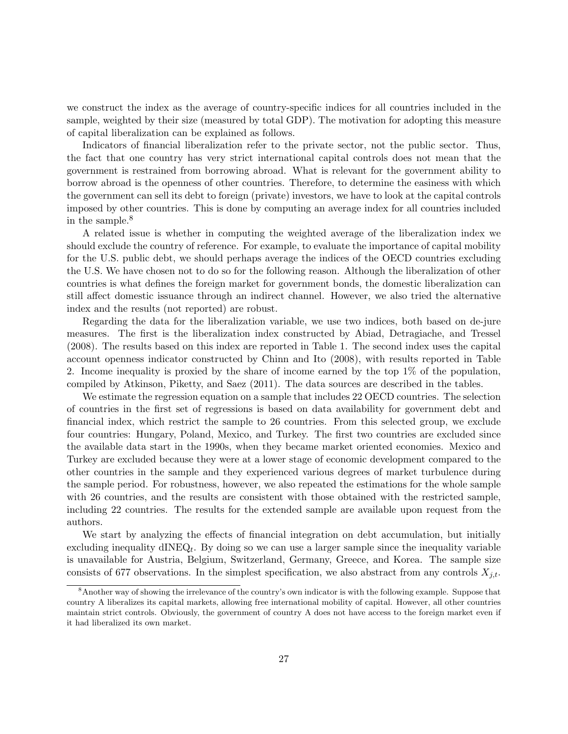we construct the index as the average of country-specific indices for all countries included in the sample, weighted by their size (measured by total GDP). The motivation for adopting this measure of capital liberalization can be explained as follows.

Indicators of financial liberalization refer to the private sector, not the public sector. Thus, the fact that one country has very strict international capital controls does not mean that the government is restrained from borrowing abroad. What is relevant for the government ability to borrow abroad is the openness of other countries. Therefore, to determine the easiness with which the government can sell its debt to foreign (private) investors, we have to look at the capital controls imposed by other countries. This is done by computing an average index for all countries included in the sample.[8]

A related issue is whether in computing the weighted average of the liberalization index we should exclude the country of reference. For example, to evaluate the importance of capital mobility for the U.S. public debt, we should perhaps average the indices of the OECD countries excluding the U.S. We have chosen not to do so for the following reason. Although the liberalization of other countries is what defines the foreign market for government bonds, the domestic liberalization can still affect domestic issuance through an indirect channel. However, we also tried the alternative index and the results (not reported) are robust.

Regarding the data for the liberalization variable, we use two indices, both based on de-jure measures. The first is the liberalization index constructed by Abiad, Detragiache, and Tressel (2008). The results based on this index are reported in Table 1. The second index uses the capital account openness indicator constructed by Chinn and Ito (2008), with results reported in Table 2. Income inequality is proxied by the share of income earned by the top 1% of the population, compiled by Atkinson, Piketty, and Saez (2011). The data sources are described in the tables.

We estimate the regression equation on a sample that includes 22 OECD countries. The selection of countries in the first set of regressions is based on data availability for government debt and financial index, which restrict the sample to 26 countries. From this selected group, we exclude four countries: Hungary, Poland, Mexico, and Turkey. The first two countries are excluded since the available data start in the 1990s, when they became market oriented economies. Mexico and Turkey are excluded because they were at a lower stage of economic development compared to the other countries in the sample and they experienced various degrees of market turbulence during the sample period. For robustness, however, we also repeated the estimations for the whole sample with 26 countries, and the results are consistent with those obtained with the restricted sample, including 22 countries. The results for the extended sample are available upon request from the authors.

We start by analyzing the effects of financial integration on debt accumulation, but initially excluding inequality $\text{dINEQ}_t$. By doing so we can use a larger sample since the inequality variable is unavailable for Austria, Belgium, Switzerland, Germany, Greece, and Korea. The sample size consists of 677 observations. In the simplest specification, we also abstract from any controls $X_{j,t}$.

[8] Another way of showing the irrelevance of the country's own indicator is with the following example. Suppose that country A liberalizes its capital markets, allowing free international mobility of capital. However, all other countries maintain strict controls. Obviously, the government of country A does not have access to the foreign market even if it had liberalized its own market.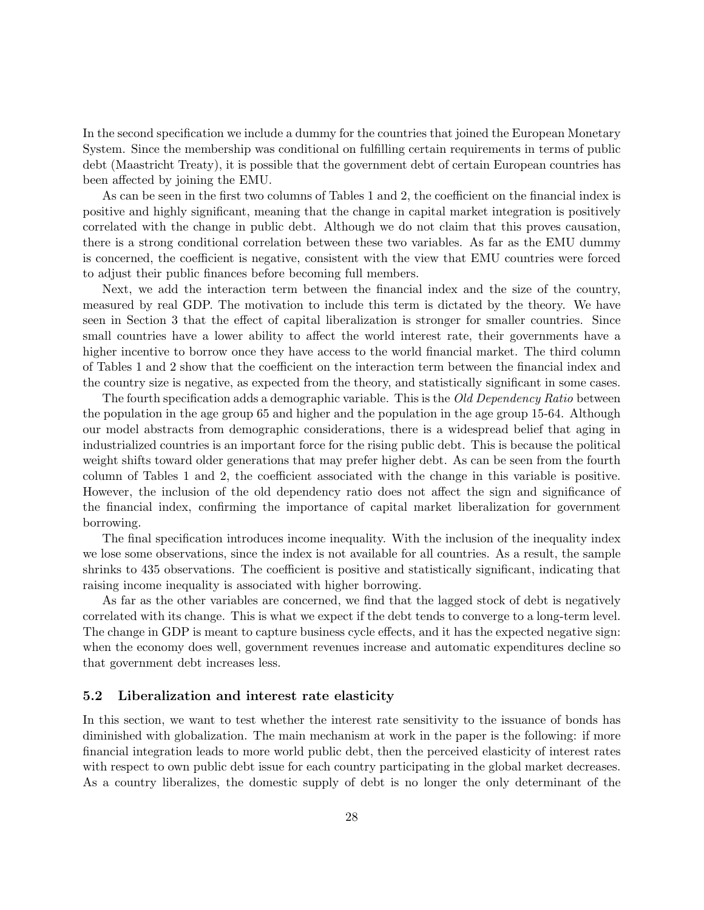In the second specification we include a dummy for the countries that joined the European Monetary System. Since the membership was conditional on fulfilling certain requirements in terms of public debt (Maastricht Treaty), it is possible that the government debt of certain European countries has been affected by joining the EMU.

As can be seen in the first two columns of Tables 1 and 2, the coefficient on the financial index is positive and highly significant, meaning that the change in capital market integration is positively correlated with the change in public debt. Although we do not claim that this proves causation, there is a strong conditional correlation between these two variables. As far as the EMU dummy is concerned, the coefficient is negative, consistent with the view that EMU countries were forced to adjust their public finances before becoming full members.

Next, we add the interaction term between the financial index and the size of the country, measured by real GDP. The motivation to include this term is dictated by the theory. We have seen in Section 3 that the effect of capital liberalization is stronger for smaller countries. Since small countries have a lower ability to affect the world interest rate, their governments have a higher incentive to borrow once they have access to the world financial market. The third column of Tables 1 and 2 show that the coefficient on the interaction term between the financial index and the country size is negative, as expected from the theory, and statistically significant in some cases.

The fourth specification adds a demographic variable. This is the *Old Dependency Ratio* between the population in the age group 65 and higher and the population in the age group 15-64. Although our model abstracts from demographic considerations, there is a widespread belief that aging in industrialized countries is an important force for the rising public debt. This is because the political weight shifts toward older generations that may prefer higher debt. As can be seen from the fourth column of Tables 1 and 2, the coefficient associated with the change in this variable is positive. However, the inclusion of the old dependency ratio does not affect the sign and significance of the financial index, confirming the importance of capital market liberalization for government borrowing.

The final specification introduces income inequality. With the inclusion of the inequality index we lose some observations, since the index is not available for all countries. As a result, the sample shrinks to 435 observations. The coefficient is positive and statistically significant, indicating that raising income inequality is associated with higher borrowing.

As far as the other variables are concerned, we find that the lagged stock of debt is negatively correlated with its change. This is what we expect if the debt tends to converge to a long-term level. The change in GDP is meant to capture business cycle effects, and it has the expected negative sign: when the economy does well, government revenues increase and automatic expenditures decline so that government debt increases less.

### 5.2 Liberalization and interest rate elasticity

In this section, we want to test whether the interest rate sensitivity to the issuance of bonds has diminished with globalization. The main mechanism at work in the paper is the following: if more financial integration leads to more world public debt, then the perceived elasticity of interest rates with respect to own public debt issue for each country participating in the global market decreases. As a country liberalizes, the domestic supply of debt is no longer the only determinant of the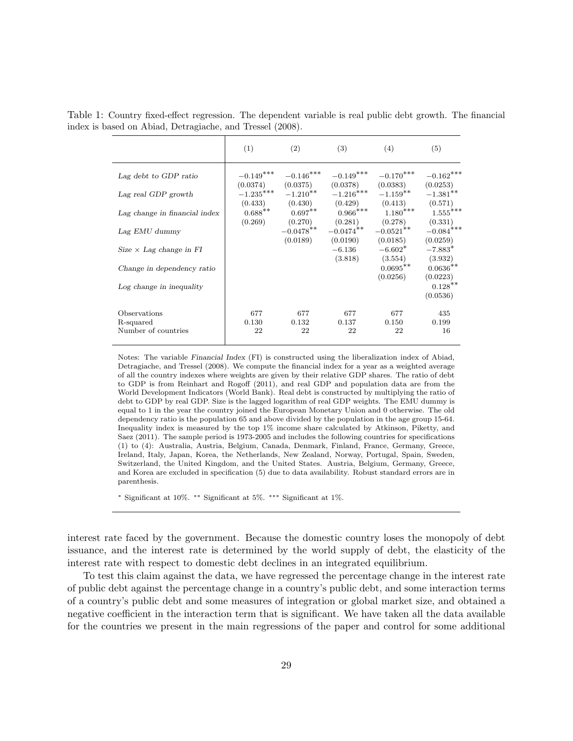Table 1: Country fixed-effect regression. The dependent variable is real public debt growth. The financial index is based on Abiad, Detragiache, and Tressel (2008).

| | (1) | (2) | (3) | (4) | (5) |
|---|---|---|---|---|---|
| *Lag debt to GDP ratio* | $-0.149^{***}$ | $-0.146^{***}$ | $-0.149^{***}$ | $-0.170^{***}$ | $-0.162^{***}$ |
| | (0.0374) | (0.0375) | (0.0378) | (0.0383) | (0.0253) |
| *Lag real GDP growth* | $-1.235^{***}$ | $-1.210^{**}$ | $-1.216^{***}$ | $-1.159^{**}$ | $-1.381^{**}$ |
| | (0.433) | (0.430) | (0.429) | (0.413) | (0.571) |
| *Lag change in financial index* | $0.688^{**}$ | $0.697^{**}$ | $0.966^{***}$ | $1.180^{***}$ | $1.555^{***}$ |
| | (0.269) | (0.270) | (0.281) | (0.278) | (0.331) |
| *Lag EMU dummy* | | $-0.0478^{**}$ | $-0.0474^{**}$ | $-0.0521^{**}$ | $-0.084^{***}$ |
| | | (0.0189) | (0.0190) | (0.0185) | (0.0259) |
| *Size × Lag change in FI* | | | $-6.136$ | $-6.602^{*}$ | $-7.883^{*}$ |
| | | | (3.818) | (3.554) | (3.932) |
| *Change in dependency ratio* | | | | $0.0695^{**}$ | $0.0636^{**}$ |
| | | | | (0.0256) | (0.0223) |
| *Log change in inequality* | | | | | $0.128^{**}$ |
| | | | | | (0.0536) |
| Observations | 677 | 677 | 677 | 677 | 435 |
| R-squared | 0.130 | 0.132 | 0.137 | 0.150 | 0.199 |
| Number of countries | 22 | 22 | 22 | 22 | 16 |

Notes: The variable *Financial Index* (FI) is constructed using the liberalization index of Abiad, Detragiache, and Tressel (2008). We compute the financial index for a year as a weighted average of all the country indexes where weights are given by their relative GDP shares. The ratio of debt to GDP is from Reinhart and Rogoff (2011), and real GDP and population data are from the World Development Indicators (World Bank). Real debt is constructed by multiplying the ratio of debt to GDP by real GDP. Size is the lagged logarithm of real GDP weights. The EMU dummy is equal to 1 in the year the country joined the European Monetary Union and 0 otherwise. The old dependency ratio is the population 65 and above divided by the population in the age group 15-64. Inequality index is measured by the top 1% income share calculated by Atkinson, Piketty, and Saez (2011). The sample period is 1973-2005 and includes the following countries for specifications (1) to (4): Australia, Austria, Belgium, Canada, Denmark, Finland, France, Germany, Greece, Ireland, Italy, Japan, Korea, the Netherlands, New Zealand, Norway, Portugal, Spain, Sweden, Switzerland, the United Kingdom, and the United States. Austria, Belgium, Germany, Greece, and Korea are excluded in specification (5) due to data availability. Robust standard errors are in parenthesis.

$^{*}$ Significant at 10%. $^{**}$ Significant at 5%. $^{***}$ Significant at 1%.

interest rate faced by the government. Because the domestic country loses the monopoly of debt issuance, and the interest rate is determined by the world supply of debt, the elasticity of the interest rate with respect to domestic debt declines in an integrated equilibrium.

To test this claim against the data, we have regressed the percentage change in the interest rate of public debt against the percentage change in a country's public debt, and some interaction terms of a country's public debt and some measures of integration or global market size, and obtained a negative coefficient in the interaction term that is significant. We have taken all the data available for the countries we present in the main regressions of the paper and control for some additional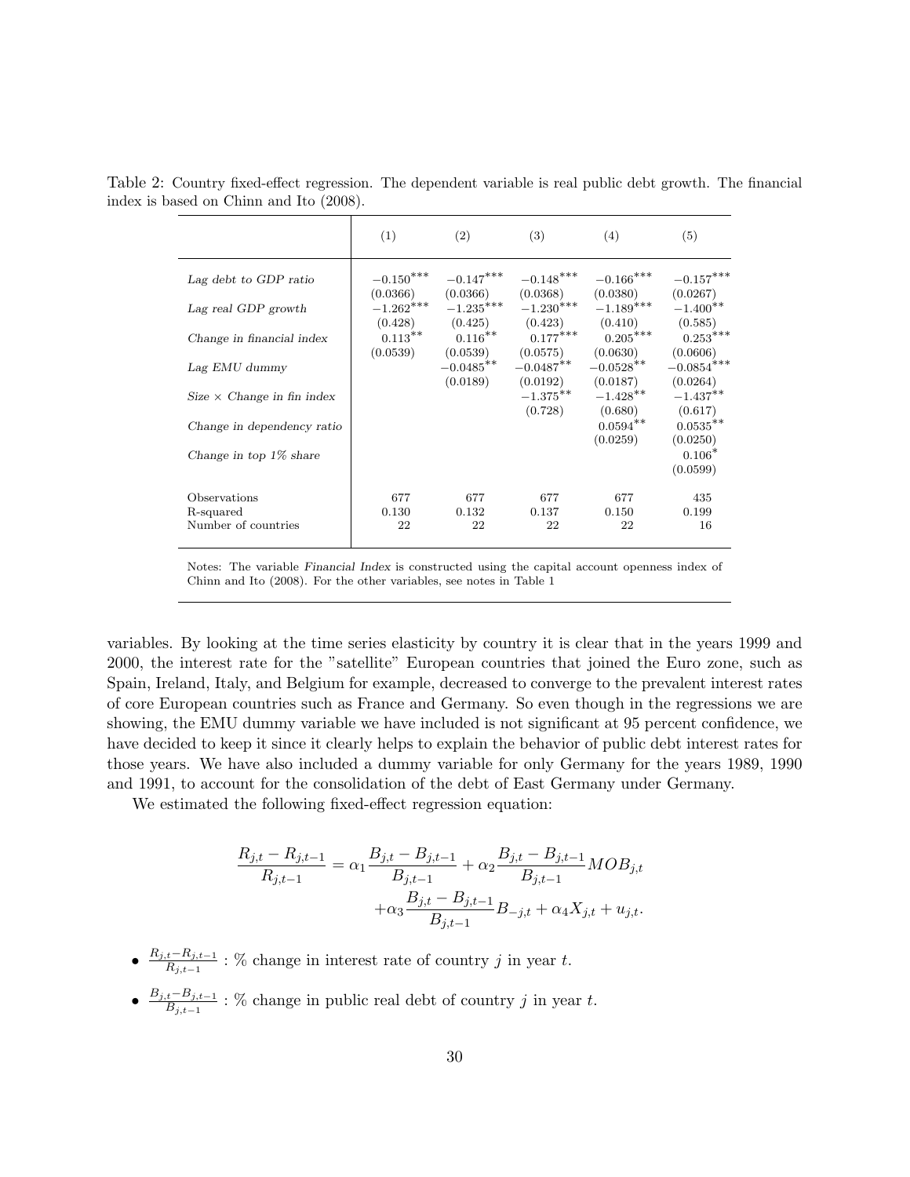Table 2: Country fixed-effect regression. The dependent variable is real public debt growth. The financial index is based on Chinn and Ito (2008).

| | (1) | (2) | (3) | (4) | (5) |
|---|---|---|---|---|---|
| *Lag debt to GDP ratio* | $-0.150^{***}$ | $-0.147^{***}$ | $-0.148^{***}$ | $-0.166^{***}$ | $-0.157^{***}$ |
| | (0.0366) | (0.0366) | (0.0368) | (0.0380) | (0.0267) |
| *Lag real GDP growth* | $-1.262^{***}$ | $-1.235^{***}$ | $-1.230^{***}$ | $-1.189^{***}$ | $-1.400^{**}$ |
| | (0.428) | (0.425) | (0.423) | (0.410) | (0.585) |
| *Change in financial index* | $0.113^{**}$ | $0.116^{**}$ | $0.177^{***}$ | $0.205^{***}$ | $0.253^{***}$ |
| | (0.0539) | (0.0539) | (0.0575) | (0.0630) | (0.0606) |
| *Lag EMU dummy* | | $-0.0485^{**}$ | $-0.0487^{**}$ | $-0.0528^{**}$ | $-0.0854^{***}$ |
| | | (0.0189) | (0.0192) | (0.0187) | (0.0264) |
| *Size × Change in fin index* | | | $-1.375^{**}$ | $-1.428^{**}$ | $-1.437^{**}$ |
| | | | (0.728) | (0.680) | (0.617) |
| *Change in dependency ratio* | | | | $0.0594^{**}$ | $0.0535^{**}$ |
| | | | | (0.0259) | (0.0250) |
| *Change in top 1% share* | | | | | $0.106^{*}$ |
| | | | | | (0.0599) |
| Observations | 677 | 677 | 677 | 677 | 435 |
| R-squared | 0.130 | 0.132 | 0.137 | 0.150 | 0.199 |
| Number of countries | 22 | 22 | 22 | 22 | 16 |

Notes: The variable *Financial Index* is constructed using the capital account openness index of Chinn and Ito (2008). For the other variables, see notes in Table 1

variables. By looking at the time series elasticity by country it is clear that in the years 1999 and 2000, the interest rate for the "satellite" European countries that joined the Euro zone, such as Spain, Ireland, Italy, and Belgium for example, decreased to converge to the prevalent interest rates of core European countries such as France and Germany. So even though in the regressions we are showing, the EMU dummy variable we have included is not significant at 95 percent confidence, we have decided to keep it since it clearly helps to explain the behavior of public debt interest rates for those years. We have also included a dummy variable for only Germany for the years 1989, 1990 and 1991, to account for the consolidation of the debt of East Germany under Germany.

We estimated the following fixed-effect regression equation:

$$\frac{R_{j,t} - R_{j,t-1}}{R_{j,t-1}} = \alpha_1 \frac{B_{j,t} - B_{j,t-1}}{B_{j,t-1}} + \alpha_2 \frac{B_{j,t} - B_{j,t-1}}{B_{j,t-1}} MOB_{j,t} + \alpha_3 \frac{B_{j,t} - B_{j,t-1}}{B_{j,t-1}} B_{-j,t} + \alpha_4 X_{j,t} + u_{j,t}.$$

- $\frac{R_{j,t} - R_{j,t-1}}{R_{j,t-1}}$ : % change in interest rate of country $j$ in year $t$.
- $\frac{B_{j,t} - B_{j,t-1}}{B_{j,t-1}}$ : % change in public real debt of country $j$ in year $t$.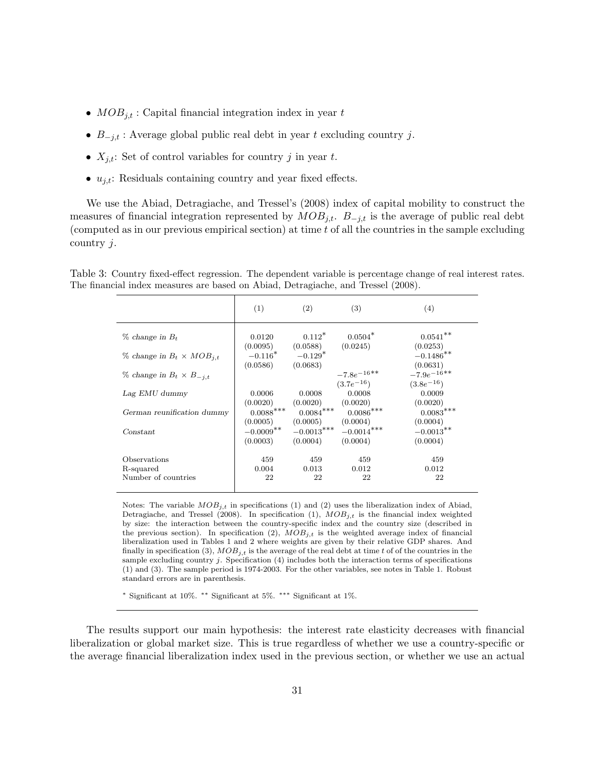- $MOB_{j,t}$ : Capital financial integration index in year $t$
- $B_{-j,t}$ : Average global public real debt in year $t$ excluding country $j$.
- $X_{j,t}$: Set of control variables for country $j$ in year $t$.
- $u_{j,t}$: Residuals containing country and year fixed effects.

We use the Abiad, Detragiache, and Tressel's (2008) index of capital mobility to construct the measures of financial integration represented by $MOB_{j,t}$. $B_{-j,t}$ is the average of public real debt (computed as in our previous empirical section) at time $t$ of all the countries in the sample excluding country $j$.

Table 3: Country fixed-effect regression. The dependent variable is percentage change of real interest rates. The financial index measures are based on Abiad, Detragiache, and Tressel (2008).

| | (1) | (2) | (3) | (4) |
|---|---|---|---|---|
| *% change in* $B_t$ | 0.0120 | $0.112^{*}$ | $0.0504^{*}$ | $0.0541^{**}$ |
| | (0.0095) | (0.0588) | (0.0245) | (0.0253) |
| *% change in* $B_t \times MOB_{j,t}$ | $-0.116^{*}$ | $-0.129^{*}$ | | $-0.1486^{**}$ |
| | (0.0586) | (0.0683) | | (0.0631) |
| *% change in* $B_t \times B_{-j,t}$ | | | $-7.8e^{-16**}$ | $-7.9e^{-16**}$ |
| | | | $(3.7e^{-16})$ | $(3.8e^{-16})$ |
| *Lag EMU dummy* | 0.0006 | 0.0008 | 0.0008 | 0.0009 |
| | (0.0020) | (0.0020) | (0.0020) | (0.0020) |
| *German reunification dummy* | $0.0088^{***}$ | $0.0084^{***}$ | $0.0086^{***}$ | $0.0083^{***}$ |
| | (0.0005) | (0.0005) | (0.0004) | (0.0004) |
| *Constant* | $-0.0009^{**}$ | $-0.0013^{***}$ | $-0.0014^{***}$ | $-0.0013^{**}$ |
| | (0.0003) | (0.0004) | (0.0004) | (0.0004) |
| Observations | 459 | 459 | 459 | 459 |
| R-squared | 0.004 | 0.013 | 0.012 | 0.012 |
| Number of countries | 22 | 22 | 22 | 22 |

Notes: The variable $MOB_{j,t}$ in specifications (1) and (2) uses the liberalization index of Abiad, Detragiache, and Tressel (2008). In specification (1), $MOB_{j,t}$ is the financial index weighted by size: the interaction between the country-specific index and the country size (described in the previous section). In specification (2), $MOB_{j,t}$ is the weighted average index of financial liberalization used in Tables 1 and 2 where weights are given by their relative GDP shares. And finally in specification (3), $MOB_{j,t}$ is the average of the real debt at time $t$ of of the countries in the sample excluding country $j$. Specification (4) includes both the interaction terms of specifications (1) and (3). The sample period is 1974-2003. For the other variables, see notes in Table 1. Robust standard errors are in parenthesis.

$^{*}$ Significant at 10%. $^{**}$ Significant at 5%. $^{***}$ Significant at 1%.

The results support our main hypothesis: the interest rate elasticity decreases with financial liberalization or global market size. This is true regardless of whether we use a country-specific or the average financial liberalization index used in the previous section, or whether we use an actual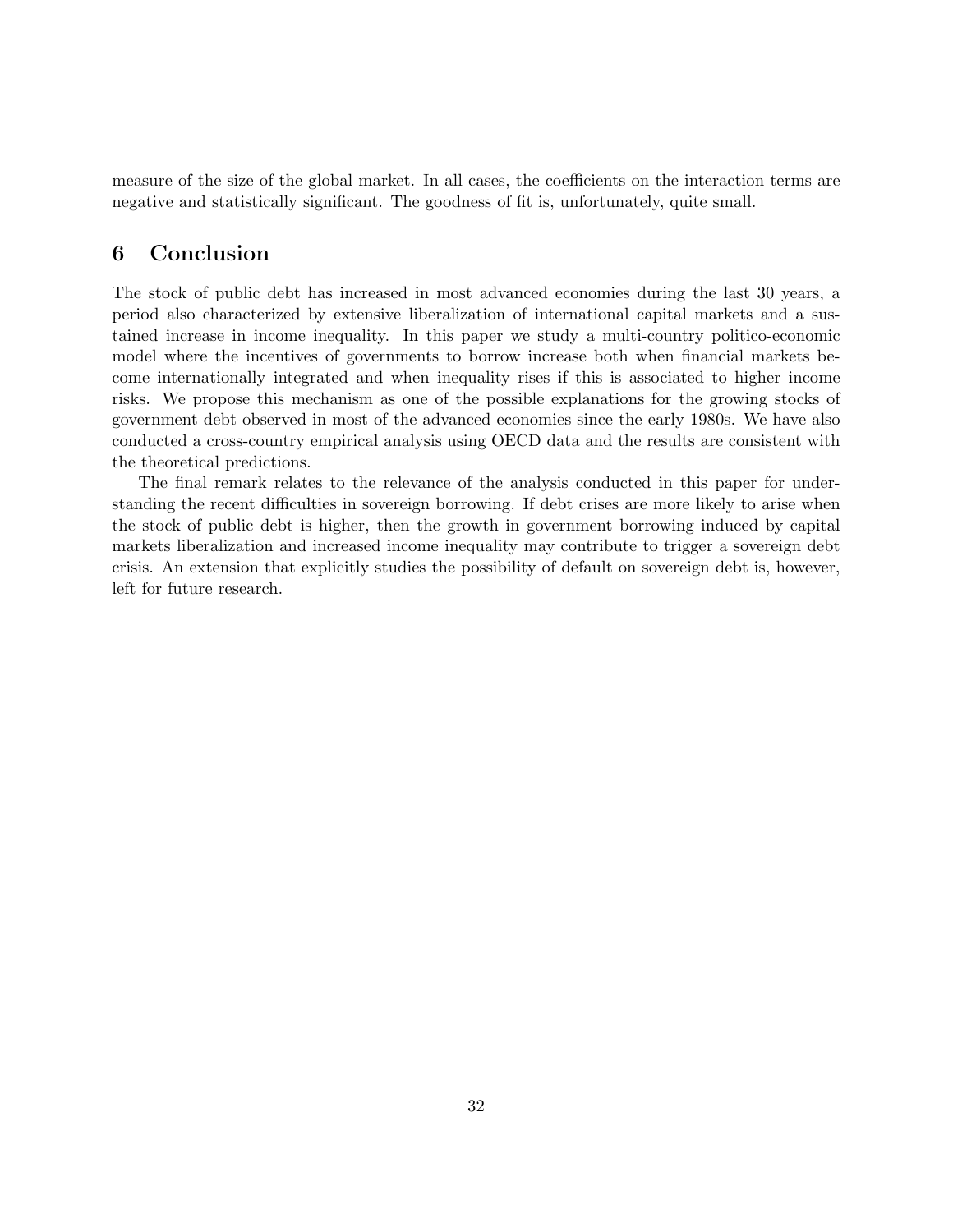measure of the size of the global market. In all cases, the coefficients on the interaction terms are negative and statistically significant. The goodness of fit is, unfortunately, quite small.

## 6 Conclusion

The stock of public debt has increased in most advanced economies during the last 30 years, a period also characterized by extensive liberalization of international capital markets and a sustained increase in income inequality. In this paper we study a multi-country politico-economic model where the incentives of governments to borrow increase both when financial markets become internationally integrated and when inequality rises if this is associated to higher income risks. We propose this mechanism as one of the possible explanations for the growing stocks of government debt observed in most of the advanced economies since the early 1980s. We have also conducted a cross-country empirical analysis using OECD data and the results are consistent with the theoretical predictions.

The final remark relates to the relevance of the analysis conducted in this paper for understanding the recent difficulties in sovereign borrowing. If debt crises are more likely to arise when the stock of public debt is higher, then the growth in government borrowing induced by capital markets liberalization and increased income inequality may contribute to trigger a sovereign debt crisis. An extension that explicitly studies the possibility of default on sovereign debt is, however, left for future research.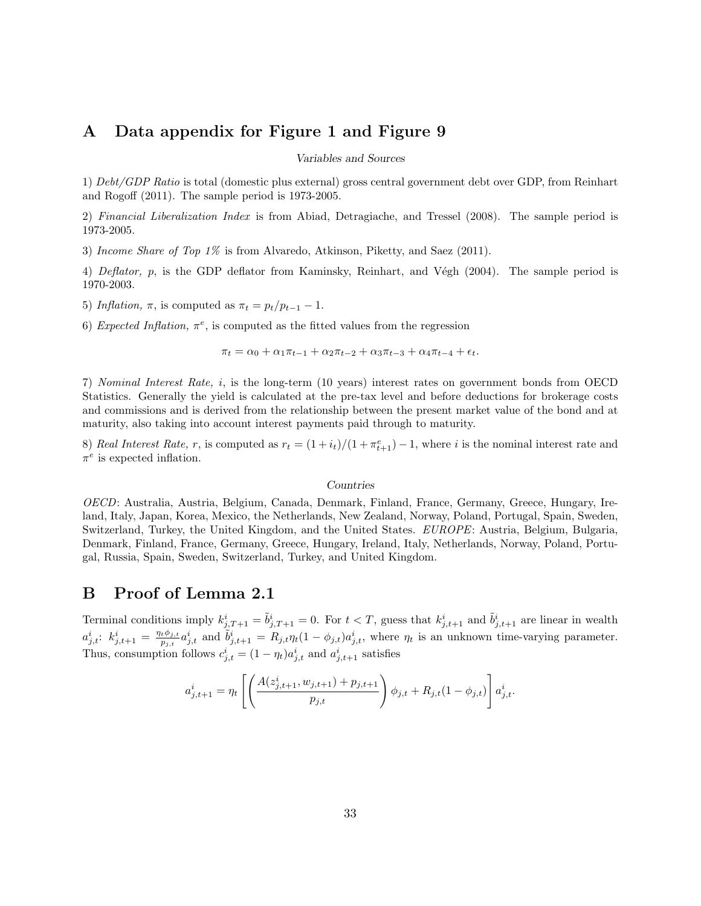# A Data appendix for Figure 1 and Figure 9

*Variables and Sources*

1) *Debt/GDP Ratio* is total (domestic plus external) gross central government debt over GDP, from Reinhart and Rogoff (2011). The sample period is 1973-2005.

2) *Financial Liberalization Index* is from Abiad, Detragiache, and Tressel (2008). The sample period is 1973-2005.

3) *Income Share of Top 1%* is from Alvaredo, Atkinson, Piketty, and Saez (2011).

4) *Deflator, p*, is the GDP deflator from Kaminsky, Reinhart, and Végh (2004). The sample period is 1970-2003.

5) *Inflation*, $\pi$, is computed as $\pi_t = p_t/p_{t-1} - 1$.

6) *Expected Inflation*, $\pi^e$, is computed as the fitted values from the regression

$$\pi_t = \alpha_0 + \alpha_1 \pi_{t-1} + \alpha_2 \pi_{t-2} + \alpha_3 \pi_{t-3} + \alpha_4 \pi_{t-4} + \epsilon_t.$$

7) *Nominal Interest Rate, i*, is the long-term (10 years) interest rates on government bonds from OECD Statistics. Generally the yield is calculated at the pre-tax level and before deductions for brokerage costs and commissions and is derived from the relationship between the present market value of the bond and at maturity, also taking into account interest payments paid through to maturity.

8) *Real Interest Rate, r*, is computed as $r_t = (1 + i_t)/(1 + \pi^e_{t+1}) - 1$, where $i$ is the nominal interest rate and $\pi^e$ is expected inflation.

*Countries*

*OECD*: Australia, Austria, Belgium, Canada, Denmark, Finland, France, Germany, Greece, Hungary, Ireland, Italy, Japan, Korea, Mexico, the Netherlands, New Zealand, Norway, Poland, Portugal, Spain, Sweden, Switzerland, Turkey, the United Kingdom, and the United States. *EUROPE*: Austria, Belgium, Bulgaria, Denmark, Finland, France, Germany, Greece, Hungary, Ireland, Italy, Netherlands, Norway, Poland, Portugal, Russia, Spain, Sweden, Switzerland, Turkey, and United Kingdom.

# B Proof of Lemma 2.1

Terminal conditions imply $k^i_{j,T+1} = \tilde{b}^i_{j,T+1} = 0$. For $t < T$, guess that $k^i_{j,t+1}$ and $\tilde{b}^i_{j,t+1}$ are linear in wealth $a^i_{j,t}$: $k^i_{j,t+1} = \frac{\eta_t \phi_{j,t}}{p_{j,t}} a^i_{j,t}$ and $\tilde{b}^i_{j,t+1} = R_{j,t}\eta_t(1 - \phi_{j,t})a^i_{j,t}$, where $\eta_t$ is an unknown time-varying parameter. Thus, consumption follows $c^i_{j,t} = (1 - \eta_t)a^i_{j,t}$ and $a^i_{j,t+1}$ satisfies

$$a^i_{j,t+1} = \eta_t \left[ \left( \frac{A(z^i_{j,t+1}, w_{j,t+1}) + p_{j,t+1}}{p_{j,t}} \right) \phi_{j,t} + R_{j,t}(1 - \phi_{j,t}) \right] a^i_{j,t}.$$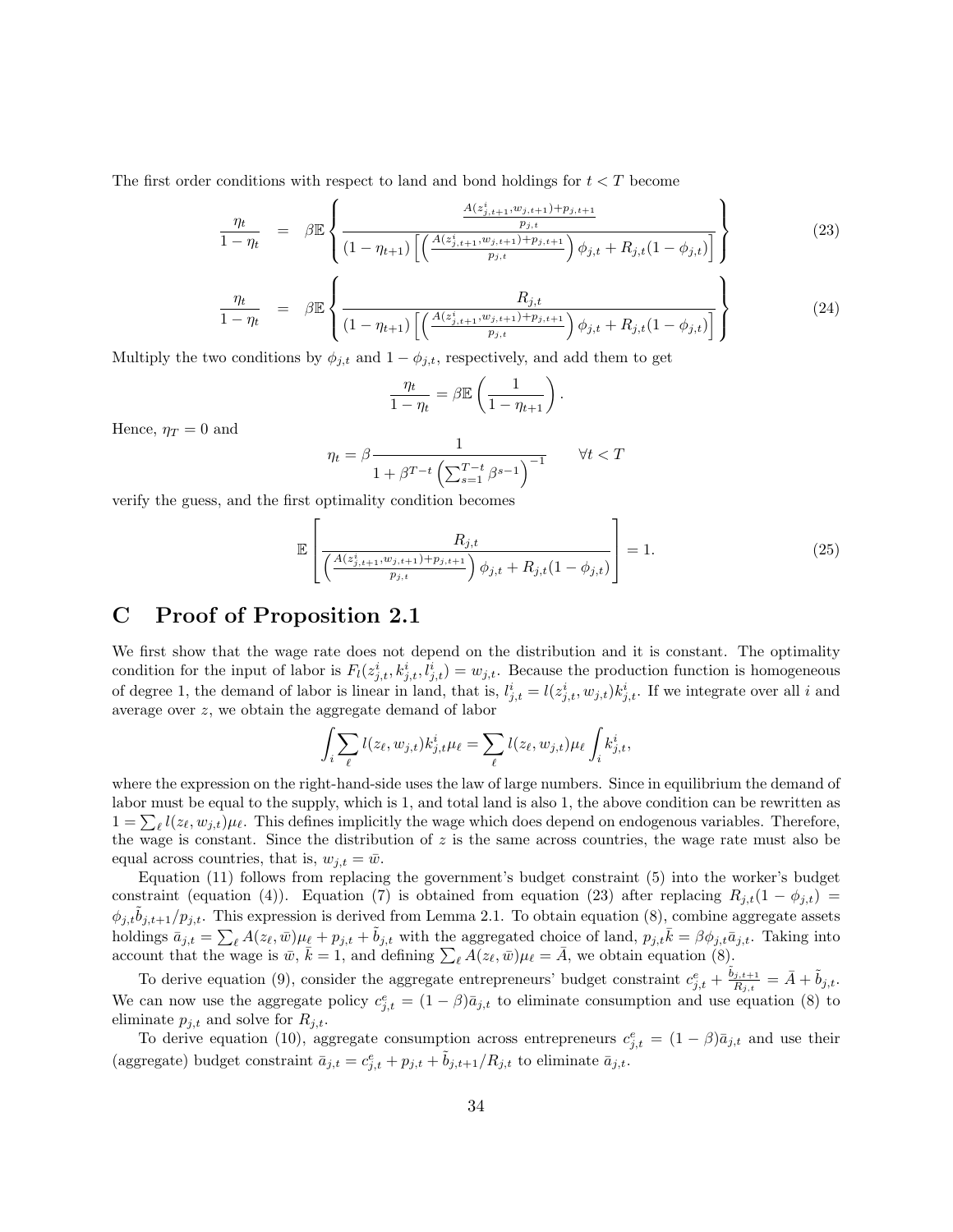The first order conditions with respect to land and bond holdings for $t < T$ become

$$\frac{\eta_t}{1-\eta_t} = \beta \mathbb{E}\left\{ \frac{\frac{A(z^i_{j,t+1}, w_{j,t+1}) + p_{j,t+1}}{p_{j,t}}}{(1-\eta_{t+1})\left[\left(\frac{A(z^i_{j,t+1}, w_{j,t+1}) + p_{j,t+1}}{p_{j,t}}\right)\phi_{j,t} + R_{j,t}(1-\phi_{j,t})\right]} \right\} \tag{23}$$

$$\frac{\eta_t}{1-\eta_t} = \beta \mathbb{E}\left\{ \frac{R_{j,t}}{(1-\eta_{t+1})\left[\left(\frac{A(z^i_{j,t+1}, w_{j,t+1}) + p_{j,t+1}}{p_{j,t}}\right)\phi_{j,t} + R_{j,t}(1-\phi_{j,t})\right]} \right\} \tag{24}$$

Multiply the two conditions by $\phi_{j,t}$ and $1 - \phi_{j,t}$, respectively, and add them to get

$$\frac{\eta_t}{1-\eta_t} = \beta \mathbb{E}\left(\frac{1}{1-\eta_{t+1}}\right).$$

Hence, $\eta_T = 0$ and

$$\eta_t = \beta \frac{1}{1 + \beta^{T-t}\left(\sum_{s=1}^{T-t} \beta^{s-1}\right)^{-1}} \qquad \forall t < T$$

verify the guess, and the first optimality condition becomes

$$\mathbb{E}\left[\frac{R_{j,t}}{\left(\frac{A(z^i_{j,t+1}, w_{j,t+1}) + p_{j,t+1}}{p_{j,t}}\right)\phi_{j,t} + R_{j,t}(1-\phi_{j,t})}\right] = 1. \tag{25}$$

# C Proof of Proposition 2.1

We first show that the wage rate does not depend on the distribution and it is constant. The optimality condition for the input of labor is $F_l(z^i_{j,t}, k^i_{j,t}, l^i_{j,t}) = w_{j,t}$. Because the production function is homogeneous of degree 1, the demand of labor is linear in land, that is, $l^i_{j,t} = l(z^i_{j,t}, w_{j,t})k^i_{j,t}$. If we integrate over all $i$ and average over $z$, we obtain the aggregate demand of labor

$$\int_i \sum_\ell l(z_\ell, w_{j,t}) k^i_{j,t} \mu_\ell = \sum_\ell l(z_\ell, w_{j,t}) \mu_\ell \int_i k^i_{j,t},$$

where the expression on the right-hand-side uses the law of large numbers. Since in equilibrium the demand of labor must be equal to the supply, which is 1, and total land is also 1, the above condition can be rewritten as $1 = \sum_\ell l(z_\ell, w_{j,t})\mu_\ell$. This defines implicitly the wage which does depend on endogenous variables. Therefore, the wage is constant. Since the distribution of $z$ is the same across countries, the wage rate must also be equal across countries, that is, $w_{j,t} = \bar{w}$.

Equation (11) follows from replacing the government's budget constraint (5) into the worker's budget constraint (equation (4)). Equation (7) is obtained from equation (23) after replacing $R_{j,t}(1 - \phi_{j,t}) = \phi_{j,t}\tilde{b}_{j,t+1}/p_{j,t}$. This expression is derived from Lemma 2.1. To obtain equation (8), combine aggregate assets holdings $\bar{a}_{j,t} = \sum_\ell A(z_\ell, \bar{w})\mu_\ell + p_{j,t} + \tilde{b}_{j,t}$ with the aggregated choice of land, $p_{j,t}\bar{k} = \beta\phi_{j,t}\bar{a}_{j,t}$. Taking into account that the wage is $\bar{w}$, $\bar{k} = 1$, and defining $\sum_\ell A(z_\ell, \bar{w})\mu_\ell = \bar{A}$, we obtain equation (8).

To derive equation (9), consider the aggregate entrepreneurs' budget constraint $c^e_{j,t} + \frac{\tilde{b}_{j,t+1}}{R_{j,t}} = \bar{A} + \tilde{b}_{j,t}$. We can now use the aggregate policy $c^e_{j,t} = (1-\beta)\bar{a}_{j,t}$ to eliminate consumption and use equation (8) to eliminate $p_{j,t}$ and solve for $R_{j,t}$.

To derive equation (10), aggregate consumption across entrepreneurs $c^e_{j,t} = (1-\beta)\bar{a}_{j,t}$ and use their (aggregate) budget constraint $\bar{a}_{j,t} = c^e_{j,t} + p_{j,t} + \tilde{b}_{j,t+1}/R_{j,t}$ to eliminate $\bar{a}_{j,t}$.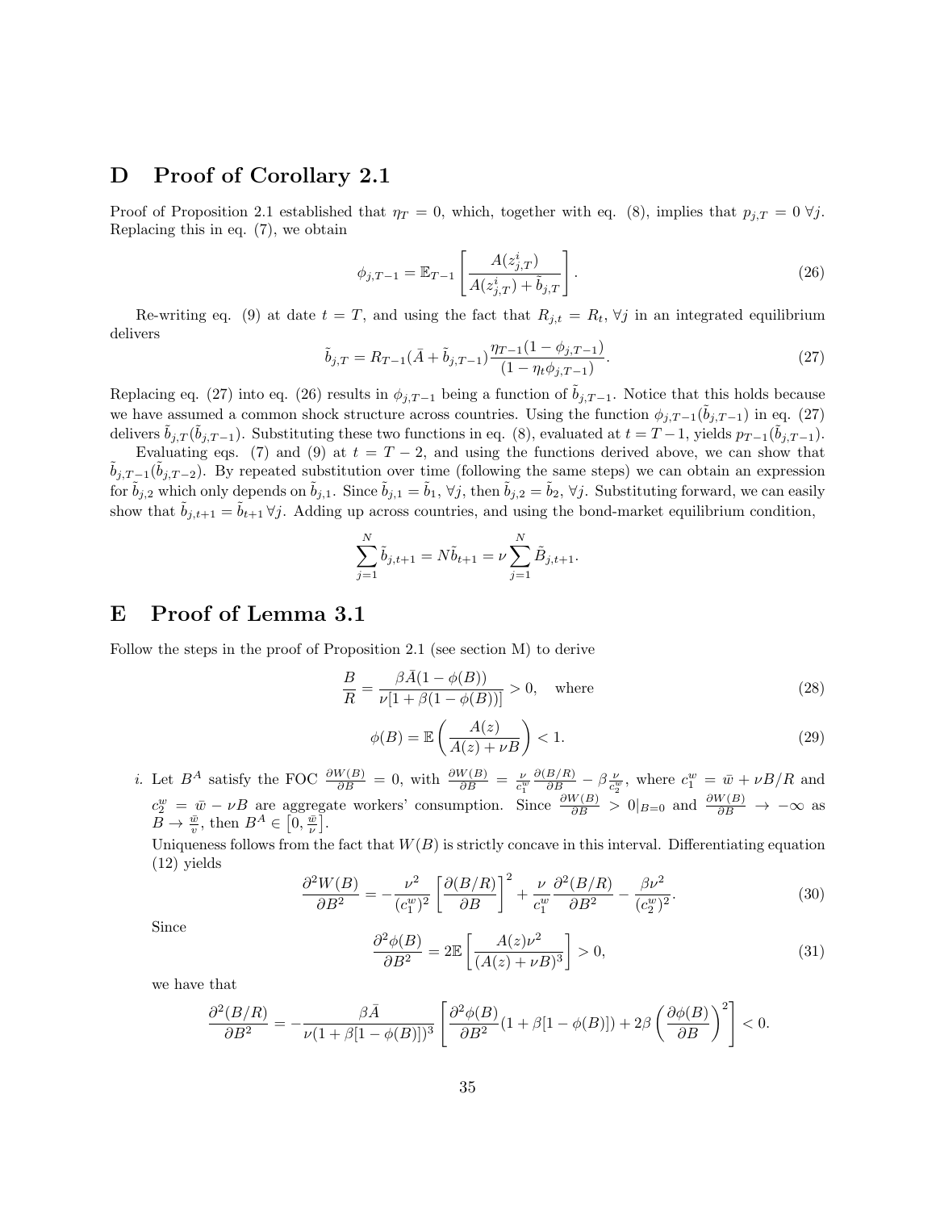## D Proof of Corollary 2.1

Proof of Proposition 2.1 established that $\eta_T = 0$, which, together with eq. (8), implies that $p_{j,T} = 0 \; \forall j$. Replacing this in eq. (7), we obtain

$$\phi_{j,T-1} = \mathbb{E}_{T-1}\left[\frac{A(z^i_{j,T})}{A(z^i_{j,T}) + \tilde{b}_{j,T}}\right]. \tag{26}$$

Re-writing eq. (9) at date $t = T$, and using the fact that $R_{j,t} = R_t$, $\forall j$ in an integrated equilibrium delivers

$$\tilde{b}_{j,T} = R_{T-1}(\bar{A} + \tilde{b}_{j,T-1})\frac{\eta_{T-1}(1 - \phi_{j,T-1})}{(1 - \eta_t \phi_{j,T-1})}. \tag{27}$$

Replacing eq. (27) into eq. (26) results in $\phi_{j,T-1}$ being a function of $\tilde{b}_{j,T-1}$. Notice that this holds because we have assumed a common shock structure across countries. Using the function $\phi_{j,T-1}(\tilde{b}_{j,T-1})$ in eq. (27) delivers $\tilde{b}_{j,T}(\tilde{b}_{j,T-1})$. Substituting these two functions in eq. (8), evaluated at $t = T-1$, yields $p_{T-1}(\tilde{b}_{j,T-1})$.

Evaluating eqs. (7) and (9) at $t = T-2$, and using the functions derived above, we can show that $\tilde{b}_{j,T-1}(\tilde{b}_{j,T-2})$. By repeated substitution over time (following the same steps) we can obtain an expression for $\tilde{b}_{j,2}$ which only depends on $\tilde{b}_{j,1}$. Since $\tilde{b}_{j,1} = \tilde{b}_1$, $\forall j$, then $\tilde{b}_{j,2} = \tilde{b}_2$, $\forall j$. Substituting forward, we can easily show that $\tilde{b}_{j,t+1} = \tilde{b}_{t+1} \, \forall j$. Adding up across countries, and using the bond-market equilibrium condition,

$$\sum_{j=1}^{N} \tilde{b}_{j,t+1} = N\tilde{b}_{t+1} = \nu \sum_{j=1}^{N} \tilde{B}_{j,t+1}.$$

## E Proof of Lemma 3.1

Follow the steps in the proof of Proposition 2.1 (see section M) to derive

$$\frac{B}{R} = \frac{\beta\bar{A}(1 - \phi(B))}{\nu[1 + \beta(1 - \phi(B))]} > 0, \quad \text{where} \tag{28}$$

$$\phi(B) = \mathbb{E}\left(\frac{A(z)}{A(z) + \nu B}\right) < 1. \tag{29}$$

*i.* Let $B^A$ satisfy the FOC $\frac{\partial W(B)}{\partial B} = 0$, with $\frac{\partial W(B)}{\partial B} = \frac{\nu}{c^w_1}\frac{\partial(B/R)}{\partial B} - \beta\frac{\nu}{c^w_2}$, where $c^w_1 = \bar{w} + \nu B/R$ and $c^w_2 = \bar{w} - \nu B$ are aggregate workers' consumption. Since $\frac{\partial W(B)}{\partial B} > 0|_{B=0}$ and $\frac{\partial W(B)}{\partial B} \to -\infty$ as $B \to \frac{\bar{w}}{v}$, then $B^A \in \left[0, \frac{\bar{w}}{\nu}\right]$.

Uniqueness follows from the fact that $W(B)$ is strictly concave in this interval. Differentiating equation (12) yields

$$\frac{\partial^2 W(B)}{\partial B^2} = -\frac{\nu^2}{(c^w_1)^2}\left[\frac{\partial(B/R)}{\partial B}\right]^2 + \frac{\nu}{c^w_1}\frac{\partial^2(B/R)}{\partial B^2} - \frac{\beta\nu^2}{(c^w_2)^2}. \tag{30}$$

Since

$$\frac{\partial^2\phi(B)}{\partial B^2} = 2\mathbb{E}\left[\frac{A(z)\nu^2}{(A(z) + \nu B)^3}\right] > 0, \tag{31}$$

we have that

$$\frac{\partial^2(B/R)}{\partial B^2} = -\frac{\beta\bar{A}}{\nu(1 + \beta[1 - \phi(B)])^3}\left[\frac{\partial^2\phi(B)}{\partial B^2}(1 + \beta[1 - \phi(B)]) + 2\beta\left(\frac{\partial\phi(B)}{\partial B}\right)^2\right] < 0.$$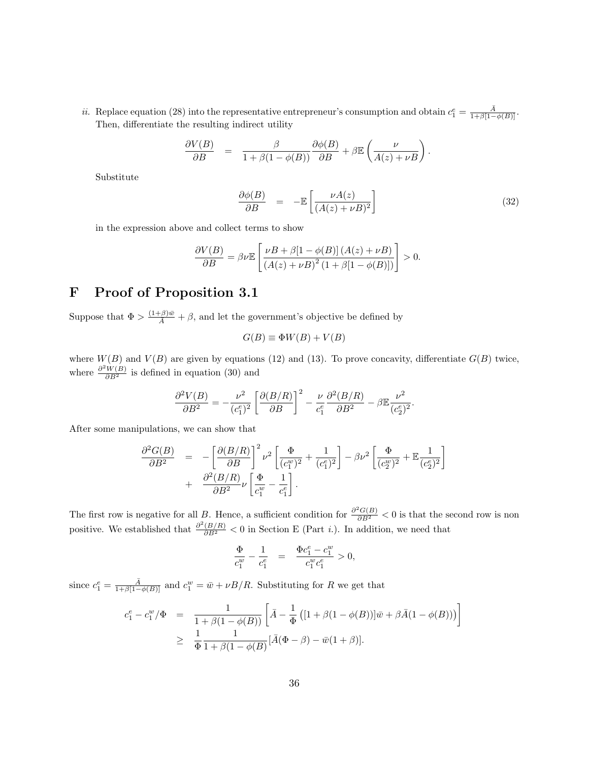*ii.* Replace equation (28) into the representative entrepreneur's consumption and obtain $c_1^e = \frac{\bar{A}}{1+\beta[1-\phi(B)]}$. Then, differentiate the resulting indirect utility

$$\frac{\partial V(B)}{\partial B} = \frac{\beta}{1+\beta(1-\phi(B))}\frac{\partial \phi(B)}{\partial B} + \beta\mathbb{E}\left(\frac{\nu}{A(z)+\nu B}\right).$$

Substitute

$$\frac{\partial \phi(B)}{\partial B} = -\mathbb{E}\left[\frac{\nu A(z)}{(A(z)+\nu B)^2}\right] \tag{32}$$

in the expression above and collect terms to show

$$\frac{\partial V(B)}{\partial B} = \beta\nu\mathbb{E}\left[\frac{\nu B + \beta[1-\phi(B)]\,(A(z)+\nu B)}{(A(z)+\nu B)^2\,(1+\beta[1-\phi(B)])}\right] > 0.$$

# F Proof of Proposition 3.1

Suppose that $\Phi > \frac{(1+\beta)\bar{w}}{\bar{A}} + \beta$, and let the government's objective be defined by

$$G(B) \equiv \Phi W(B) + V(B)$$

where $W(B)$ and $V(B)$ are given by equations (12) and (13). To prove concavity, differentiate $G(B)$ twice, where $\frac{\partial^2 W(B)}{\partial B^2}$ is defined in equation (30) and

$$\frac{\partial^2 V(B)}{\partial B^2} = -\frac{\nu^2}{(c_1^e)^2}\left[\frac{\partial(B/R)}{\partial B}\right]^2 - \frac{\nu}{c_1^e}\frac{\partial^2(B/R)}{\partial B^2} - \beta\mathbb{E}\frac{\nu^2}{(c_2^e)^2}.$$

After some manipulations, we can show that

$$\begin{aligned}\frac{\partial^2 G(B)}{\partial B^2} &= -\left[\frac{\partial(B/R)}{\partial B}\right]^2 \nu^2\left[\frac{\Phi}{(c_1^w)^2} + \frac{1}{(c_1^e)^2}\right] - \beta\nu^2\left[\frac{\Phi}{(c_2^w)^2} + \mathbb{E}\frac{1}{(c_2^e)^2}\right] \\ &+ \frac{\partial^2(B/R)}{\partial B^2}\nu\left[\frac{\Phi}{c_1^w} - \frac{1}{c_1^e}\right].\end{aligned}$$

The first row is negative for all $B$. Hence, a sufficient condition for $\frac{\partial^2 G(B)}{\partial B^2} < 0$ is that the second row is non positive. We established that $\frac{\partial^2(B/R)}{\partial B^2} < 0$ in Section E (Part *i.*). In addition, we need that

$$\frac{\Phi}{c_1^w} - \frac{1}{c_1^e} = \frac{\Phi c_1^e - c_1^w}{c_1^w c_1^e} > 0,$$

since $c_1^e = \frac{\bar{A}}{1+\beta[1-\phi(B)]}$ and $c_1^w = \bar{w} + \nu B/R$. Substituting for $R$ we get that

$$\begin{aligned}c_1^e - c_1^w/\Phi &= \frac{1}{1+\beta(1-\phi(B))}\left[\bar{A} - \frac{1}{\Phi}\left([1+\beta(1-\phi(B))]\bar{w} + \beta\bar{A}(1-\phi(B))\right)\right] \\ &\geq \frac{1}{\Phi}\frac{1}{1+\beta(1-\phi(B)}[\bar{A}(\Phi-\beta) - \bar{w}(1+\beta)].\end{aligned}$$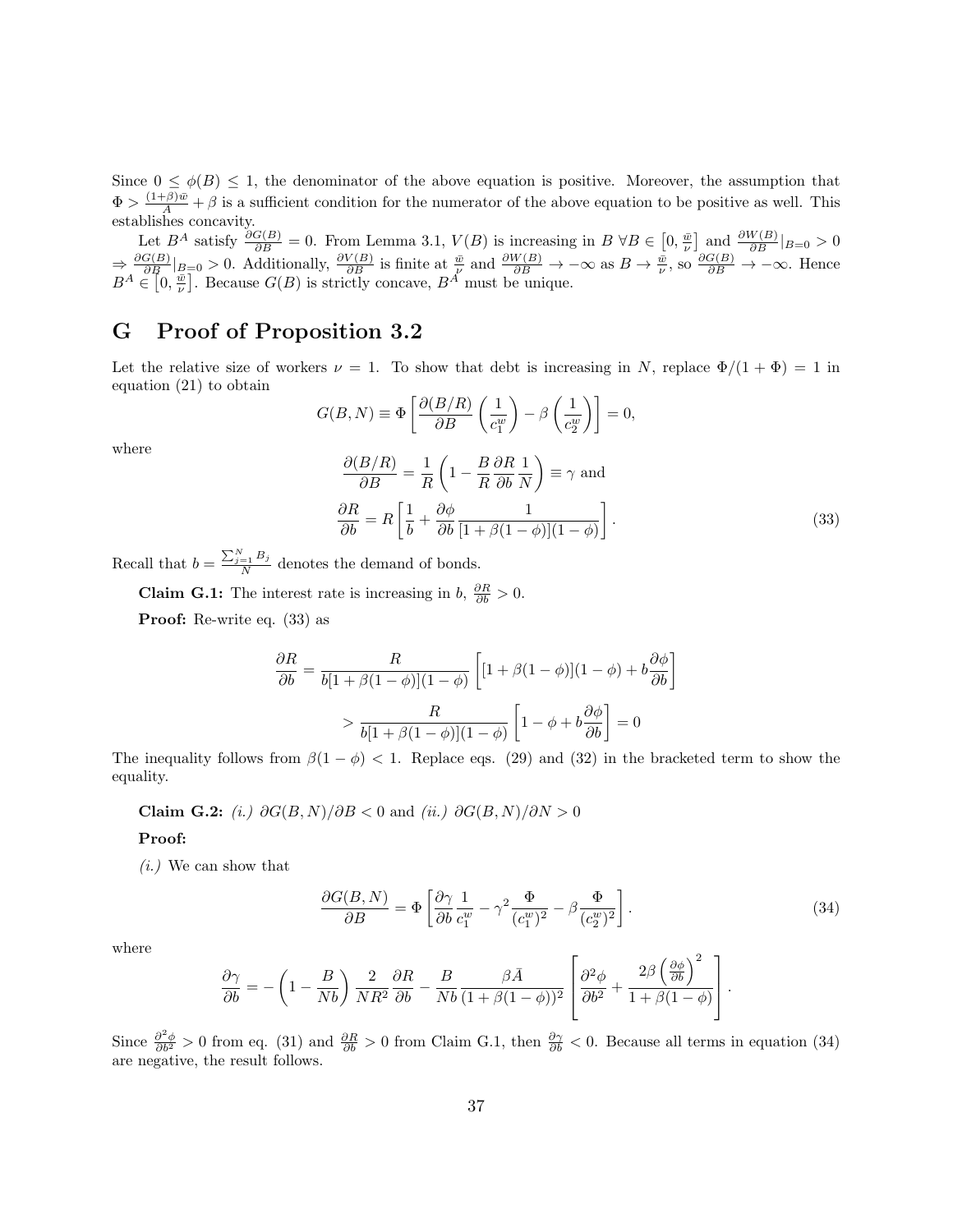Since $0 \leq \phi(B) \leq 1$, the denominator of the above equation is positive. Moreover, the assumption that $\Phi > \frac{(1+\beta)\bar{w}}{A} + \beta$ is a sufficient condition for the numerator of the above equation to be positive as well. This establishes concavity.

Let $B^A$ satisfy $\frac{\partial G(B)}{\partial B} = 0$. From Lemma 3.1, $V(B)$ is increasing in $B$ $\forall B \in \left[0, \frac{\bar{w}}{\nu}\right]$ and $\frac{\partial W(B)}{\partial B}|_{B=0} > 0$ $\Rightarrow \frac{\partial G(B)}{\partial B}|_{B=0} > 0$. Additionally, $\frac{\partial V(B)}{\partial B}$ is finite at $\frac{\bar{w}}{\nu}$ and $\frac{\partial W(B)}{\partial B} \to -\infty$ as $B \to \frac{\bar{w}}{\nu}$, so $\frac{\partial G(B)}{\partial B} \to -\infty$. Hence $B^A \in \left[0, \frac{\bar{w}}{\nu}\right]$. Because $G(B)$ is strictly concave, $B^A$ must be unique.

# G Proof of Proposition 3.2

Let the relative size of workers $\nu = 1$. To show that debt is increasing in $N$, replace $\Phi/(1+\Phi) = 1$ in equation (21) to obtain

$$G(B,N) \equiv \Phi\left[\frac{\partial (B/R)}{\partial B}\left(\frac{1}{c_1^w}\right) - \beta\left(\frac{1}{c_2^w}\right)\right] = 0,$$

where

$$\frac{\partial (B/R)}{\partial B} = \frac{1}{R}\left(1 - \frac{B}{R}\frac{\partial R}{\partial b}\frac{1}{N}\right) \equiv \gamma \text{ and}$$

$$\frac{\partial R}{\partial b} = R\left[\frac{1}{b} + \frac{\partial \phi}{\partial b}\frac{1}{[1+\beta(1-\phi)](1-\phi)}\right]. \tag{33}$$

Recall that $b = \frac{\sum_{j=1}^{N} B_j}{N}$ denotes the demand of bonds.

**Claim G.1:** The interest rate is increasing in $b$, $\frac{\partial R}{\partial b} > 0$.

**Proof:** Re-write eq. (33) as

$$\begin{aligned}
\frac{\partial R}{\partial b} &= \frac{R}{b[1+\beta(1-\phi)](1-\phi)}\left[[1+\beta(1-\phi)](1-\phi) + b\frac{\partial \phi}{\partial b}\right] \\
&> \frac{R}{b[1+\beta(1-\phi)](1-\phi)}\left[1 - \phi + b\frac{\partial \phi}{\partial b}\right] = 0
\end{aligned}$$

The inequality follows from $\beta(1-\phi) < 1$. Replace eqs. (29) and (32) in the bracketed term to show the equality.

**Claim G.2:** *(i.)* $\partial G(B,N)/\partial B < 0$ and *(ii.)* $\partial G(B,N)/\partial N > 0$

**Proof:**

*(i.)* We can show that

$$\frac{\partial G(B,N)}{\partial B} = \Phi\left[\frac{\partial \gamma}{\partial b}\frac{1}{c_1^w} - \gamma^2\frac{\Phi}{(c_1^w)^2} - \beta\frac{\Phi}{(c_2^w)^2}\right]. \tag{34}$$

where

$$\frac{\partial \gamma}{\partial b} = -\left(1 - \frac{B}{Nb}\right)\frac{2}{NR^2}\frac{\partial R}{\partial b} - \frac{B}{Nb}\frac{\beta \bar{A}}{(1+\beta(1-\phi))^2}\left[\frac{\partial^2 \phi}{\partial b^2} + \frac{2\beta\left(\frac{\partial \phi}{\partial b}\right)^2}{1+\beta(1-\phi)}\right].$$

Since $\frac{\partial^2 \phi}{\partial b^2} > 0$ from eq. (31) and $\frac{\partial R}{\partial b} > 0$ from Claim G.1, then $\frac{\partial \gamma}{\partial b} < 0$. Because all terms in equation (34) are negative, the result follows.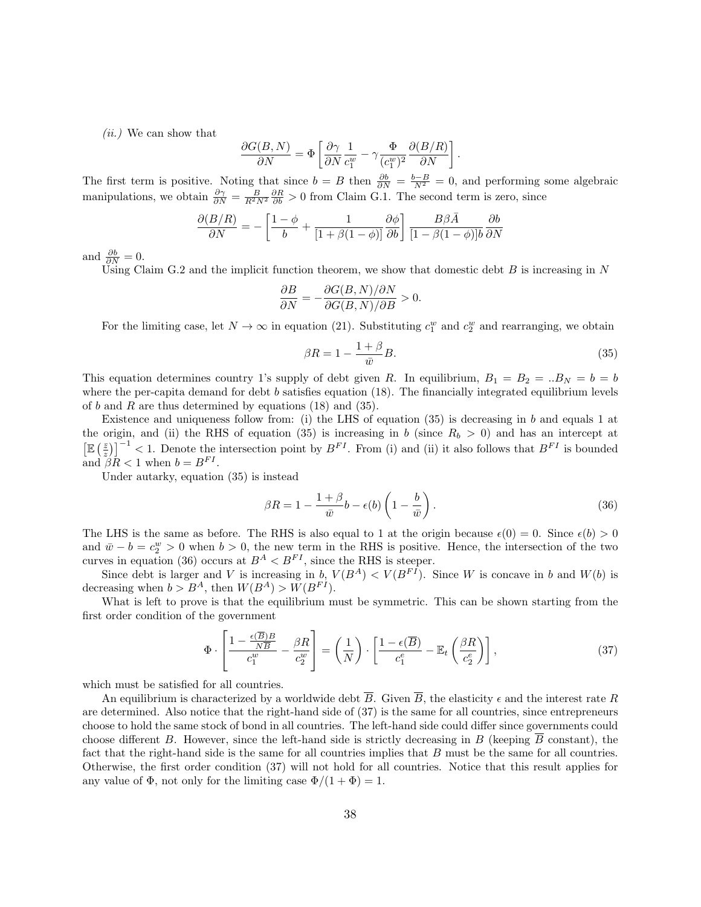*(ii.)* We can show that

$$\frac{\partial G(B,N)}{\partial N} = \Phi \left[ \frac{\partial \gamma}{\partial N} \frac{1}{c_1^w} - \gamma \frac{\Phi}{(c_1^w)^2} \frac{\partial (B/R)}{\partial N} \right].$$

The first term is positive. Noting that since $b = B$ then $\frac{\partial b}{\partial N} = \frac{b-B}{N^2} = 0$, and performing some algebraic manipulations, we obtain $\frac{\partial \gamma}{\partial N} = \frac{B}{R^2 N^2} \frac{\partial R}{\partial b} > 0$ from Claim G.1. The second term is zero, since

$$\frac{\partial (B/R)}{\partial N} = - \left[ \frac{1-\phi}{b} + \frac{1}{[1+\beta(1-\phi)]} \frac{\partial \phi}{\partial b} \right] \frac{B \beta \bar{A}}{[1-\beta(1-\phi)]b} \frac{\partial b}{\partial N}$$

and $\frac{\partial b}{\partial N} = 0$.

Using Claim G.2 and the implicit function theorem, we show that domestic debt $B$ is increasing in $N$

$$\frac{\partial B}{\partial N} = - \frac{\partial G(B,N)/\partial N}{\partial G(B,N)/\partial B} > 0.$$

For the limiting case, let $N \to \infty$ in equation (21). Substituting $c_1^w$ and $c_2^w$ and rearranging, we obtain

$$\beta R = 1 - \frac{1+\beta}{\bar{w}} B. \tag{35}$$

This equation determines country 1's supply of debt given $R$. In equilibrium, $B_1 = B_2 = ..B_N = b = b$ where the per-capita demand for debt $b$ satisfies equation (18). The financially integrated equilibrium levels of $b$ and $R$ are thus determined by equations (18) and (35).

Existence and uniqueness follow from: (i) the LHS of equation (35) is decreasing in $b$ and equals 1 at the origin, and (ii) the RHS of equation (35) is increasing in $b$ (since $R_b > 0$) and has an intercept at $\left[\mathbb{E}\left(\frac{\bar{z}}{z}\right)\right]^{-1} < 1$. Denote the intersection point by $B^{FI}$. From (i) and (ii) it also follows that $B^{FI}$ is bounded and $\beta R < 1$ when $b = B^{FI}$.

Under autarky, equation (35) is instead

$$\beta R = 1 - \frac{1+\beta}{\bar{w}} b - \epsilon(b) \left( 1 - \frac{b}{\bar{w}} \right). \tag{36}$$

The LHS is the same as before. The RHS is also equal to 1 at the origin because $\epsilon(0) = 0$. Since $\epsilon(b) > 0$ and $\bar{w} - b = c_2^w > 0$ when $b > 0$, the new term in the RHS is positive. Hence, the intersection of the two curves in equation (36) occurs at $B^A < B^{FI}$, since the RHS is steeper.

Since debt is larger and $V$ is increasing in $b$, $V(B^A) < V(B^{FI})$. Since $W$ is concave in $b$ and $W(b)$ is decreasing when $b > B^A$, then $W(B^A) > W(B^{FI})$.

What is left to prove is that the equilibrium must be symmetric. This can be shown starting from the first order condition of the government

$$\Phi \cdot \left[ \frac{1 - \frac{\epsilon(\overline{B})B}{N\overline{B}}}{c_1^w} - \frac{\beta R}{c_2^w} \right] = \left( \frac{1}{N} \right) \cdot \left[ \frac{1-\epsilon(\overline{B})}{c_1^e} - \mathbb{E}_t \left( \frac{\beta R}{c_2^e} \right) \right], \tag{37}$$

which must be satisfied for all countries.

An equilibrium is characterized by a worldwide debt $\overline{B}$. Given $\overline{B}$, the elasticity $\epsilon$ and the interest rate $R$ are determined. Also notice that the right-hand side of (37) is the same for all countries, since entrepreneurs choose to hold the same stock of bond in all countries. The left-hand side could differ since governments could choose different $B$. However, since the left-hand side is strictly decreasing in $B$ (keeping $\overline{B}$ constant), the fact that the right-hand side is the same for all countries implies that $B$ must be the same for all countries. Otherwise, the first order condition (37) will not hold for all countries. Notice that this result applies for any value of $\Phi$, not only for the limiting case $\Phi/(1+\Phi) = 1$.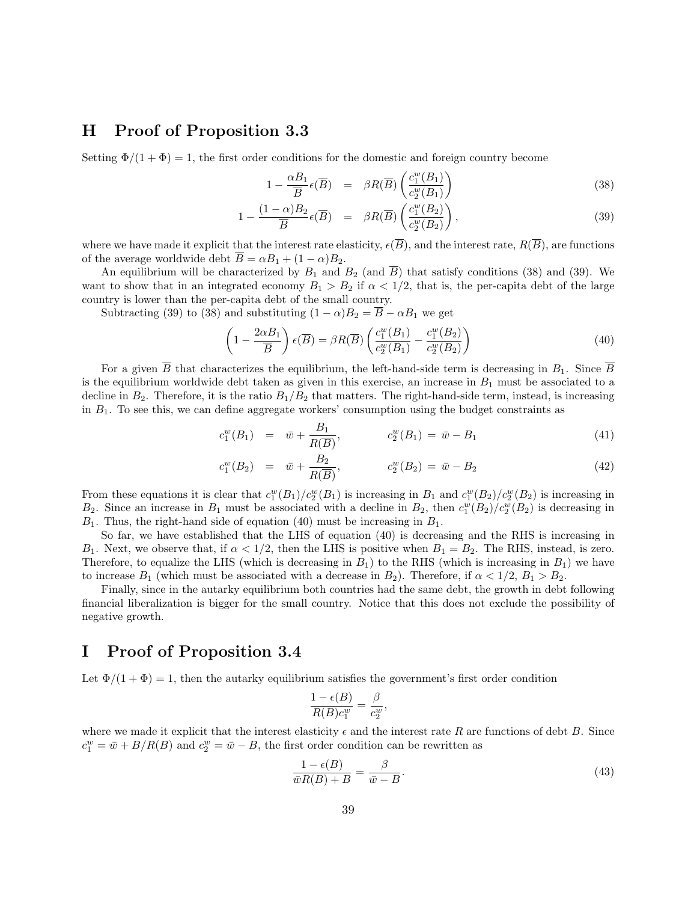## H Proof of Proposition 3.3

Setting $\Phi/(1+\Phi) = 1$, the first order conditions for the domestic and foreign country become

$$1 - \frac{\alpha B_1}{\overline{B}}\epsilon(\overline{B}) = \beta R(\overline{B})\left(\frac{c_1^w(B_1)}{c_2^w(B_1)}\right) \tag{38}$$

$$1 - \frac{(1-\alpha) B_2}{\overline{B}}\epsilon(\overline{B}) = \beta R(\overline{B})\left(\frac{c_1^w(B_2)}{c_2^w(B_2)}\right), \tag{39}$$

where we have made it explicit that the interest rate elasticity, $\epsilon(\overline{B})$, and the interest rate, $R(\overline{B})$, are functions of the average worldwide debt $\overline{B} = \alpha B_1 + (1-\alpha)B_2$.

An equilibrium will be characterized by $B_1$ and $B_2$ (and $\overline{B}$) that satisfy conditions (38) and (39). We want to show that in an integrated economy $B_1 > B_2$ if $\alpha < 1/2$, that is, the per-capita debt of the large country is lower than the per-capita debt of the small country.

Subtracting (39) to (38) and substituting $(1-\alpha)B_2 = \overline{B} - \alpha B_1$ we get

$$\left(1 - \frac{2\alpha B_1}{\overline{B}}\right)\epsilon(\overline{B}) = \beta R(\overline{B})\left(\frac{c_1^w(B_1)}{c_2^w(B_1)} - \frac{c_1^w(B_2)}{c_2^w(B_2)}\right) \tag{40}$$

For a given $\overline{B}$ that characterizes the equilibrium, the left-hand-side term is decreasing in $B_1$. Since $\overline{B}$ is the equilibrium worldwide debt taken as given in this exercise, an increase in $B_1$ must be associated to a decline in $B_2$. Therefore, it is the ratio $B_1/B_2$ that matters. The right-hand-side term, instead, is increasing in $B_1$. To see this, we can define aggregate workers' consumption using the budget constraints as

$$c_1^w(B_1) = \bar{w} + \frac{B_1}{R(\overline{B})}, \qquad c_2^w(B_1) = \bar{w} - B_1 \tag{41}$$

$$c_1^w(B_2) = \bar{w} + \frac{B_2}{R(\overline{B})}, \qquad c_2^w(B_2) = \bar{w} - B_2 \tag{42}$$

From these equations it is clear that $c_1^w(B_1)/c_2^w(B_1)$ is increasing in $B_1$ and $c_1^w(B_2)/c_2^w(B_2)$ is increasing in $B_2$. Since an increase in $B_1$ must be associated with a decline in $B_2$, then $c_1^w(B_2)/c_2^w(B_2)$ is decreasing in $B_1$. Thus, the right-hand side of equation (40) must be increasing in $B_1$.

So far, we have established that the LHS of equation (40) is decreasing and the RHS is increasing in $B_1$. Next, we observe that, if $\alpha < 1/2$, then the LHS is positive when $B_1 = B_2$. The RHS, instead, is zero. Therefore, to equalize the LHS (which is decreasing in $B_1$) to the RHS (which is increasing in $B_1$) we have to increase $B_1$ (which must be associated with a decrease in $B_2$). Therefore, if $\alpha < 1/2$, $B_1 > B_2$.

Finally, since in the autarky equilibrium both countries had the same debt, the growth in debt following financial liberalization is bigger for the small country. Notice that this does not exclude the possibility of negative growth.

## I Proof of Proposition 3.4

Let $\Phi/(1+\Phi) = 1$, then the autarky equilibrium satisfies the government's first order condition

$$\frac{1-\epsilon(B)}{R(B)c_1^w} = \frac{\beta}{c_2^w},$$

where we made it explicit that the interest elasticity $\epsilon$ and the interest rate $R$ are functions of debt $B$. Since $c_1^w = \bar{w} + B/R(B)$ and $c_2^w = \bar{w} - B$, the first order condition can be rewritten as

$$\frac{1-\epsilon(B)}{\bar{w}R(B) + B} = \frac{\beta}{\bar{w} - B}. \tag{43}$$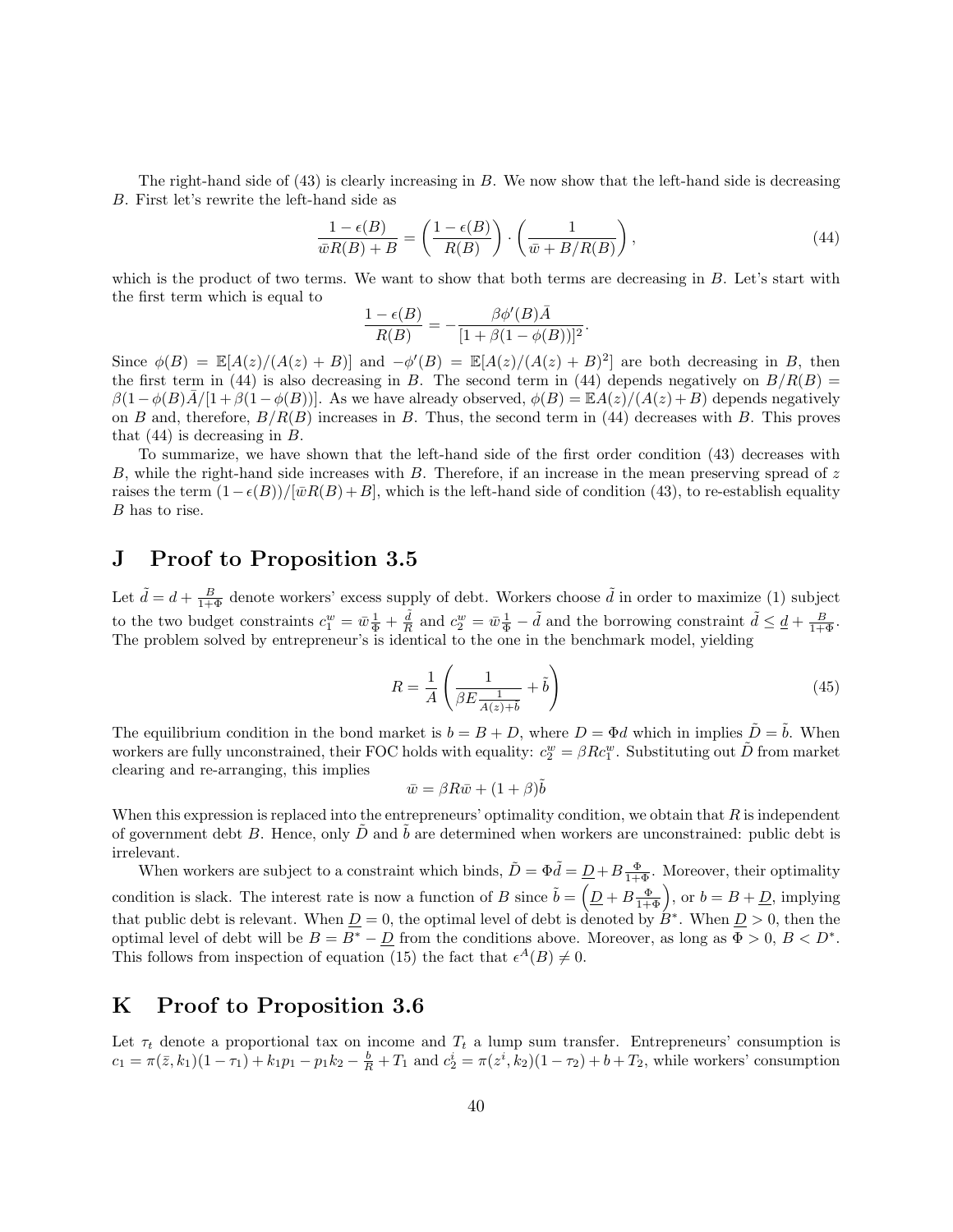The right-hand side of (43) is clearly increasing in $B$. We now show that the left-hand side is decreasing $B$. First let's rewrite the left-hand side as

$$\frac{1-\epsilon(B)}{\bar{w}R(B)+B} = \left(\frac{1-\epsilon(B)}{R(B)}\right)\cdot\left(\frac{1}{\bar{w}+B/R(B)}\right), \tag{44}$$

which is the product of two terms. We want to show that both terms are decreasing in $B$. Let's start with the first term which is equal to

$$\frac{1-\epsilon(B)}{R(B)} = -\frac{\beta\phi'(B)\bar{A}}{[1+\beta(1-\phi(B))]^2}.$$

Since $\phi(B) = \mathbb{E}[A(z)/(A(z)+B)]$ and $-\phi'(B) = \mathbb{E}[A(z)/(A(z)+B)^2]$ are both decreasing in $B$, then the first term in (44) is also decreasing in $B$. The second term in (44) depends negatively on $B/R(B) = \beta(1-\phi(B)\bar{A}/[1+\beta(1-\phi(B))]$. As we have already observed, $\phi(B) = \mathbb{E}A(z)/(A(z)+B)$ depends negatively on $B$ and, therefore, $B/R(B)$ increases in $B$. Thus, the second term in (44) decreases with $B$. This proves that (44) is decreasing in $B$.

To summarize, we have shown that the left-hand side of the first order condition (43) decreases with $B$, while the right-hand side increases with $B$. Therefore, if an increase in the mean preserving spread of $z$ raises the term $(1-\epsilon(B))/[\bar{w}R(B)+B]$, which is the left-hand side of condition (43), to re-establish equality $B$ has to rise.

## J Proof to Proposition 3.5

Let $\tilde{d} = d + \frac{B}{1+\Phi}$ denote workers' excess supply of debt. Workers choose $\tilde{d}$ in order to maximize (1) subject to the two budget constraints $c_1^w = \bar{w}\frac{1}{\Phi} + \frac{\tilde{d}}{R}$ and $c_2^w = \bar{w}\frac{1}{\Phi} - \tilde{d}$ and the borrowing constraint $\tilde{d} \leq \underline{d} + \frac{B}{1+\Phi}$. The problem solved by entrepreneur's is identical to the one in the benchmark model, yielding

$$R = \frac{1}{A}\left(\frac{1}{\beta E\frac{1}{A(z)+\tilde{b}}} + \tilde{b}\right) \tag{45}$$

The equilibrium condition in the bond market is $b = B + D$, where $D = \Phi d$ which in implies $\tilde{D} = \tilde{b}$. When workers are fully unconstrained, their FOC holds with equality: $c_2^w = \beta R c_1^w$. Substituting out $\tilde{D}$ from market clearing and re-arranging, this implies

$$\bar{w} = \beta R\bar{w} + (1+\beta)\tilde{b}$$

When this expression is replaced into the entrepreneurs' optimality condition, we obtain that $R$ is independent of government debt $B$. Hence, only $\tilde{D}$ and $\tilde{b}$ are determined when workers are unconstrained: public debt is irrelevant.

When workers are subject to a constraint which binds, $\tilde{D} = \Phi\tilde{d} = \underline{D} + B\frac{\Phi}{1+\Phi}$. Moreover, their optimality condition is slack. The interest rate is now a function of $B$ since $\tilde{b} = \left(\underline{D} + B\frac{\Phi}{1+\Phi}\right)$, or $b = B + \underline{D}$, implying that public debt is relevant. When $\underline{D} = 0$, the optimal level of debt is denoted by $B^*$. When $\underline{D} > 0$, then the optimal level of debt will be $B = B^* - \underline{D}$ from the conditions above. Moreover, as long as $\Phi > 0$, $B < D^*$. This follows from inspection of equation (15) the fact that $\epsilon^A(B) \neq 0$.

## K Proof to Proposition 3.6

Let $\tau_t$ denote a proportional tax on income and $T_t$ a lump sum transfer. Entrepreneurs' consumption is $c_1 = \pi(\bar{z}, k_1)(1-\tau_1) + k_1 p_1 - p_1 k_2 - \frac{b}{R} + T_1$ and $c_2^i = \pi(z^i, k_2)(1-\tau_2) + b + T_2$, while workers' consumption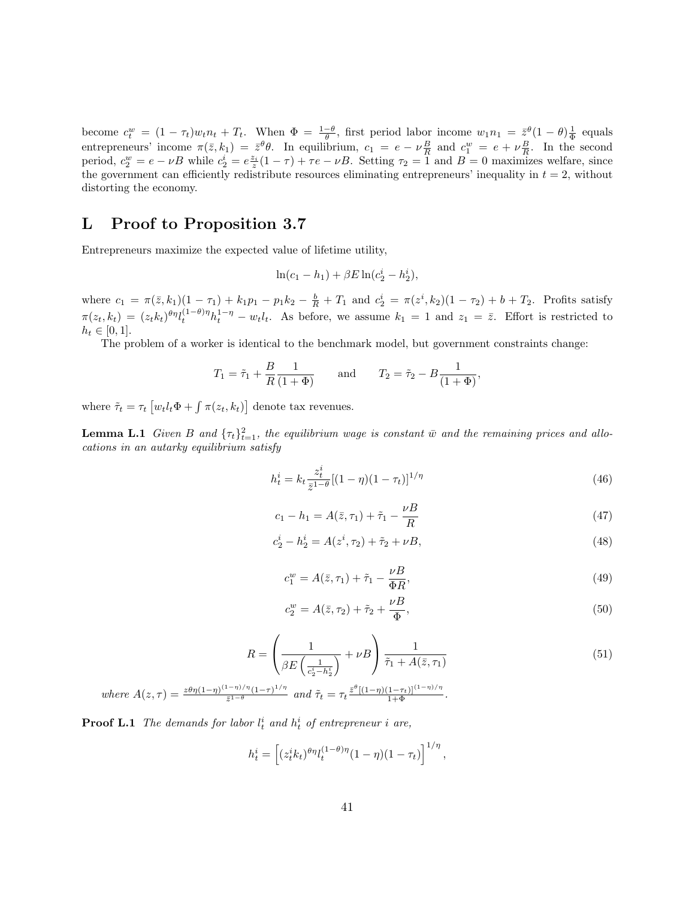become $c_t^w = (1-\tau_t)w_t n_t + T_t$. When $\Phi = \frac{1-\theta}{\theta}$, first period labor income $w_1 n_1 = \bar{z}^\theta(1-\theta)\frac{1}{\Phi}$ equals entrepreneurs' income $\pi(\bar{z}, k_1) = \bar{z}^\theta \theta$. In equilibrium, $c_1 = e - \nu\frac{B}{R}$ and $c_1^w = e + \nu\frac{B}{R}$. In the second period, $c_2^w = e - \nu B$ while $c_2^i = e\frac{z_i}{\bar{z}}(1-\tau) + \tau e - \nu B$. Setting $\tau_2 = 1$ and $B = 0$ maximizes welfare, since the government can efficiently redistribute resources eliminating entrepreneurs' inequality in $t = 2$, without distorting the economy.

# L Proof to Proposition 3.7

Entrepreneurs maximize the expected value of lifetime utility,

$$\ln(c_1 - h_1) + \beta E \ln(c_2^i - h_2^i),$$

where $c_1 = \pi(\bar{z}, k_1)(1-\tau_1) + k_1 p_1 - p_1 k_2 - \frac{b}{R} + T_1$ and $c_2^i = \pi(z^i, k_2)(1-\tau_2) + b + T_2$. Profits satisfy $\pi(z_t, k_t) = (z_t k_t)^{\theta\eta} l_t^{(1-\theta)\eta} h_t^{1-\eta} - w_t l_t$. As before, we assume $k_1 = 1$ and $z_1 = \bar{z}$. Effort is restricted to $h_t \in [0, 1]$.

The problem of a worker is identical to the benchmark model, but government constraints change:

$$T_1 = \tilde{\tau}_1 + \frac{B}{R}\frac{1}{(1+\Phi)} \qquad \text{and} \qquad T_2 = \tilde{\tau}_2 - B\frac{1}{(1+\Phi)},$$

where $\tilde{\tau}_t = \tau_t \left[w_t l_t \Phi + \int \pi(z_t, k_t)\right]$ denote tax revenues.

**Lemma L.1** *Given $B$ and $\{\tau_t\}_{t=1}^2$, the equilibrium wage is constant $\bar{w}$ and the remaining prices and allocations in an autarky equilibrium satisfy*

$$h_t^i = k_t \frac{z_t^i}{\bar{z}^{1-\theta}}[(1-\eta)(1-\tau_t)]^{1/\eta} \tag{46}$$

$$c_1 - h_1 = A(\bar{z}, \tau_1) + \tilde{\tau}_1 - \frac{\nu B}{R} \tag{47}$$

$$c_2^i - h_2^i = A(z^i, \tau_2) + \tilde{\tau}_2 + \nu B, \tag{48}$$

$$c_1^w = A(\bar{z}, \tau_1) + \tilde{\tau}_1 - \frac{\nu B}{\Phi R}, \tag{49}$$

$$c_2^w = A(\bar{z}, \tau_2) + \tilde{\tau}_2 + \frac{\nu B}{\Phi}, \tag{50}$$

$$R = \left(\frac{1}{\beta E\left(\frac{1}{c_2^i - h_2^i}\right)} + \nu B\right)\frac{1}{\tilde{\tau}_1 + A(\bar{z}, \tau_1)} \tag{51}$$

*where $A(z, \tau) = \frac{z\theta\eta(1-\eta)^{(1-\eta)/\eta}(1-\tau)^{1/\eta}}{\bar{z}^{1-\theta}}$ and $\tilde{\tau}_t = \tau_t \frac{\bar{z}^\theta[(1-\eta)(1-\tau_t)]^{(1-\eta)/\eta}}{1+\Phi}$.*

**Proof L.1** *The demands for labor $l_t^i$ and $h_t^i$ of entrepreneur $i$ are,*

$$h_t^i = \left[(z_t^i k_t)^{\theta\eta} l_t^{(1-\theta)\eta}(1-\eta)(1-\tau_t)\right]^{1/\eta},$$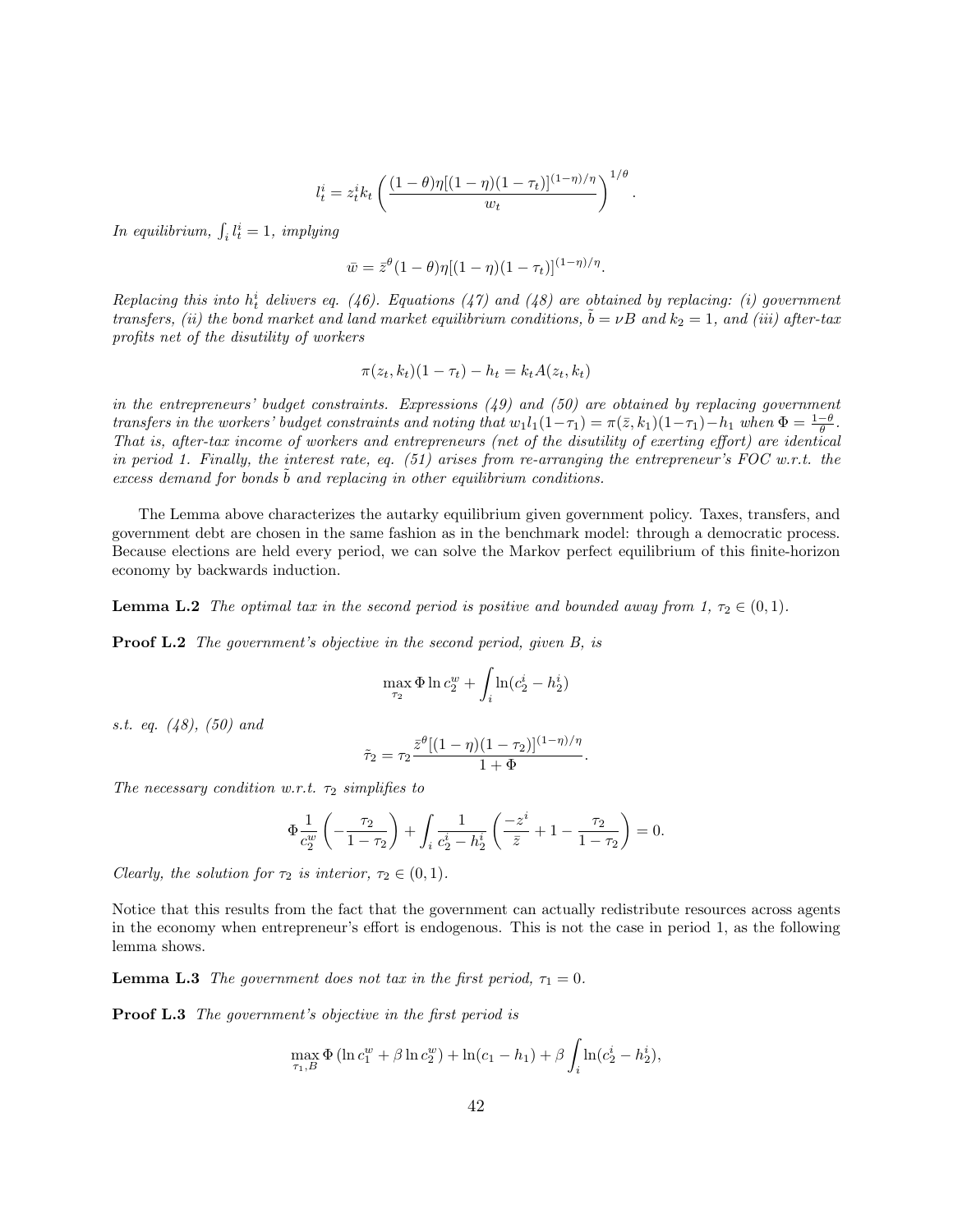$$l_t^i = z_t^i k_t \left( \frac{(1-\theta)\eta[(1-\eta)(1-\tau_t)]^{(1-\eta)/\eta}}{w_t} \right)^{1/\theta}.$$

*In equilibrium,* $\int_i l_t^i = 1$*, implying*

$$\bar{w} = \bar{z}^\theta (1-\theta)\eta[(1-\eta)(1-\tau_t)]^{(1-\eta)/\eta}.$$

*Replacing this into* $h_t^i$ *delivers eq. (46). Equations (47) and (48) are obtained by replacing: (i) government transfers, (ii) the bond market and land market equilibrium conditions,* $\tilde{b} = \nu B$ *and* $k_2 = 1$*, and (iii) after-tax profits net of the disutility of workers*

$$\pi(z_t, k_t)(1-\tau_t) - h_t = k_t A(z_t, k_t)$$

*in the entrepreneurs' budget constraints. Expressions (49) and (50) are obtained by replacing government transfers in the workers' budget constraints and noting that* $w_1 l_1 (1-\tau_1) = \pi(\bar{z}, k_1)(1-\tau_1) - h_1$ *when* $\Phi = \frac{1-\theta}{\theta}$*. That is, after-tax income of workers and entrepreneurs (net of the disutility of exerting effort) are identical in period 1. Finally, the interest rate, eq. (51) arises from re-arranging the entrepreneur's FOC w.r.t. the excess demand for bonds* $\tilde{b}$ *and replacing in other equilibrium conditions.*

The Lemma above characterizes the autarky equilibrium given government policy. Taxes, transfers, and government debt are chosen in the same fashion as in the benchmark model: through a democratic process. Because elections are held every period, we can solve the Markov perfect equilibrium of this finite-horizon economy by backwards induction.

**Lemma L.2** *The optimal tax in the second period is positive and bounded away from 1,* $\tau_2 \in (0,1)$*.*

**Proof L.2** *The government's objective in the second period, given B, is*

$$\max_{\tau_2} \Phi \ln c_2^w + \int_i \ln(c_2^i - h_2^i)$$

*s.t. eq. (48), (50) and*

$$\tilde{\tau}_2 = \tau_2 \frac{\bar{z}^\theta [(1-\eta)(1-\tau_2)]^{(1-\eta)/\eta}}{1+\Phi}.$$

*The necessary condition w.r.t.* $\tau_2$ *simplifies to*

$$\Phi \frac{1}{c_2^w}\left(-\frac{\tau_2}{1-\tau_2}\right) + \int_i \frac{1}{c_2^i - h_2^i}\left(\frac{-z^i}{\bar{z}} + 1 - \frac{\tau_2}{1-\tau_2}\right) = 0.$$

*Clearly, the solution for* $\tau_2$ *is interior,* $\tau_2 \in (0,1)$*.*

Notice that this results from the fact that the government can actually redistribute resources across agents in the economy when entrepreneur's effort is endogenous. This is not the case in period 1, as the following lemma shows.

**Lemma L.3** *The government does not tax in the first period,* $\tau_1 = 0$*.*

**Proof L.3** *The government's objective in the first period is*

$$\max_{\tau_1, B} \Phi \left(\ln c_1^w + \beta \ln c_2^w\right) + \ln(c_1 - h_1) + \beta \int_i \ln(c_2^i - h_2^i),$$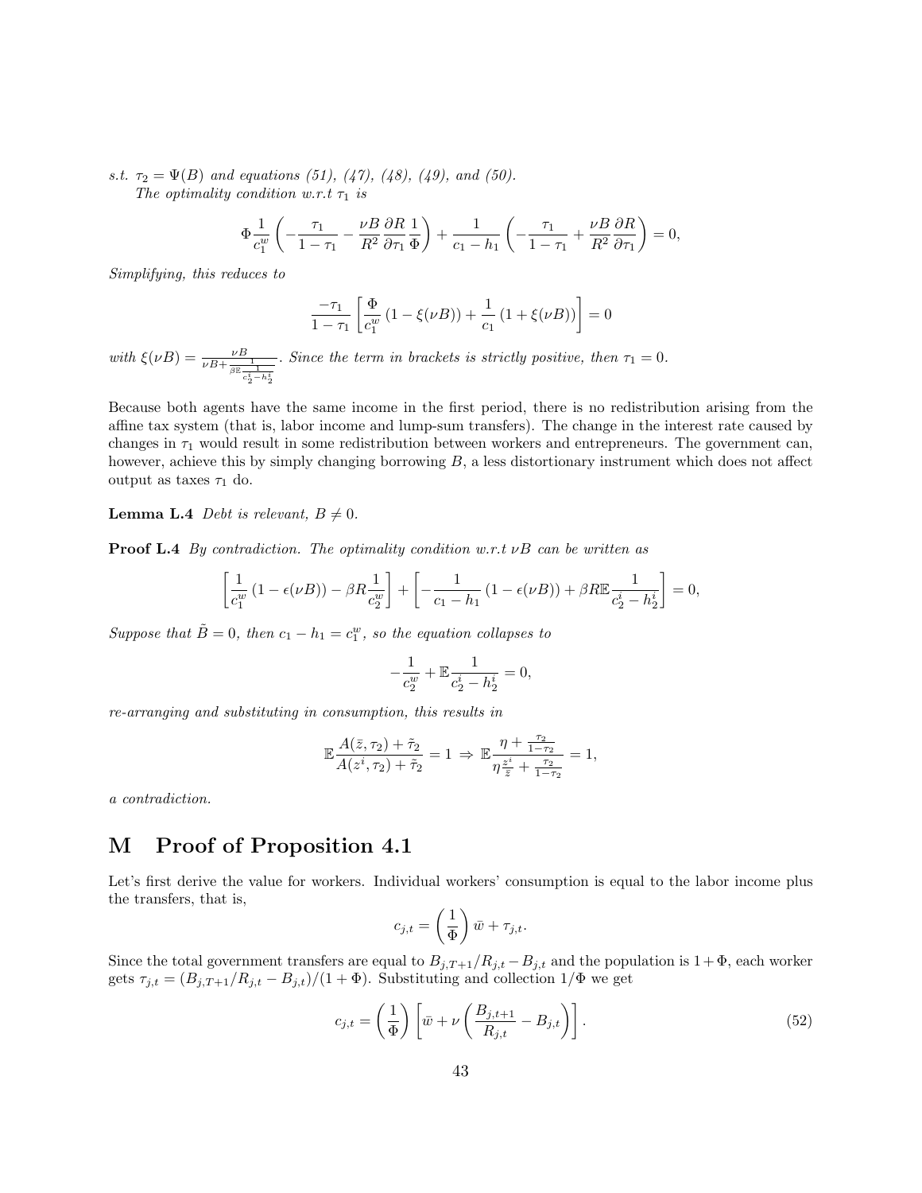*s.t.* $\tau_2 = \Psi(B)$ *and equations (51), (47), (48), (49), and (50).*

*The optimality condition w.r.t* $\tau_1$ *is*

$$\Phi \frac{1}{c_1^w}\left(-\frac{\tau_1}{1-\tau_1} - \frac{\nu B}{R^2}\frac{\partial R}{\partial \tau_1}\frac{1}{\Phi}\right) + \frac{1}{c_1 - h_1}\left(-\frac{\tau_1}{1-\tau_1} + \frac{\nu B}{R^2}\frac{\partial R}{\partial \tau_1}\right) = 0,$$

*Simplifying, this reduces to*

$$\frac{-\tau_1}{1-\tau_1}\left[\frac{\Phi}{c_1^w}\left(1 - \xi(\nu B)\right) + \frac{1}{c_1}\left(1 + \xi(\nu B)\right)\right] = 0$$

*with* $\xi(\nu B) = \frac{\nu B}{\nu B + \frac{1}{\beta \mathbb{E}\frac{1}{c_2^i - h_2^i}}}$. *Since the term in brackets is strictly positive, then* $\tau_1 = 0$.

Because both agents have the same income in the first period, there is no redistribution arising from the affine tax system (that is, labor income and lump-sum transfers). The change in the interest rate caused by changes in $\tau_1$ would result in some redistribution between workers and entrepreneurs. The government can, however, achieve this by simply changing borrowing $B$, a less distortionary instrument which does not affect output as taxes $\tau_1$ do.

**Lemma L.4** *Debt is relevant,* $B \neq 0$.

**Proof L.4** *By contradiction. The optimality condition w.r.t* $\nu B$ *can be written as*

$$\left[\frac{1}{c_1^w}\left(1 - \epsilon(\nu B)\right) - \beta R \frac{1}{c_2^w}\right] + \left[-\frac{1}{c_1 - h_1}\left(1 - \epsilon(\nu B)\right) + \beta R \mathbb{E}\frac{1}{c_2^i - h_2^i}\right] = 0,$$

*Suppose that* $\tilde{B} = 0$, *then* $c_1 - h_1 = c_1^w$, *so the equation collapses to*

$$-\frac{1}{c_2^w} + \mathbb{E}\frac{1}{c_2^i - h_2^i} = 0,$$

*re-arranging and substituting in consumption, this results in*

$$\mathbb{E}\frac{A(\bar{z}, \tau_2) + \tilde{\tau}_2}{A(z^i, \tau_2) + \tilde{\tau}_2} = 1 \Rightarrow \mathbb{E}\frac{\eta + \frac{\tau_2}{1-\tau_2}}{\eta\frac{z^i}{\bar{z}} + \frac{\tau_2}{1-\tau_2}} = 1,$$

*a contradiction.*

## M Proof of Proposition 4.1

Let's first derive the value for workers. Individual workers' consumption is equal to the labor income plus the transfers, that is,

$$c_{j,t} = \left(\frac{1}{\Phi}\right)\bar{w} + \tau_{j,t}.$$

Since the total government transfers are equal to $B_{j,T+1}/R_{j,t} - B_{j,t}$ and the population is $1+\Phi$, each worker gets $\tau_{j,t} = (B_{j,T+1}/R_{j,t} - B_{j,t})/(1+\Phi)$. Substituting and collection $1/\Phi$ we get

$$c_{j,t} = \left(\frac{1}{\Phi}\right)\left[\bar{w} + \nu\left(\frac{B_{j,t+1}}{R_{j,t}} - B_{j,t}\right)\right]. \tag{52}$$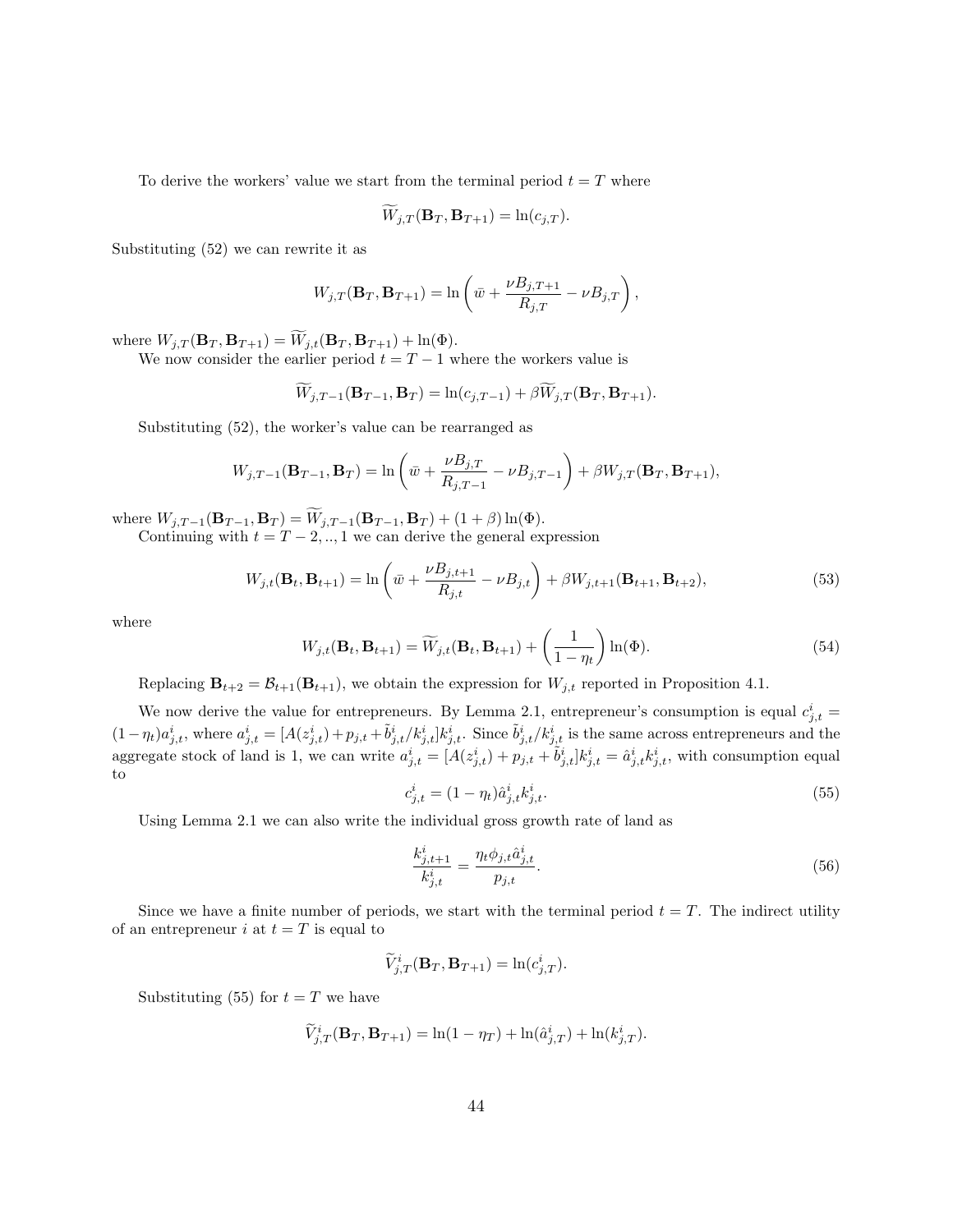To derive the workers' value we start from the terminal period $t = T$ where

$$\widetilde{W}_{j,T}(\mathbf{B}_T, \mathbf{B}_{T+1}) = \ln(c_{j,T}).$$

Substituting (52) we can rewrite it as

$$W_{j,T}(\mathbf{B}_T, \mathbf{B}_{T+1}) = \ln\left(\bar{w} + \frac{\nu B_{j,T+1}}{R_{j,T}} - \nu B_{j,T}\right),$$

where $W_{j,T}(\mathbf{B}_T, \mathbf{B}_{T+1}) = \widetilde{W}_{j,t}(\mathbf{B}_T, \mathbf{B}_{T+1}) + \ln(\Phi)$.

We now consider the earlier period $t = T-1$ where the workers value is

$$\widetilde{W}_{j,T-1}(\mathbf{B}_{T-1}, \mathbf{B}_T) = \ln(c_{j,T-1}) + \beta \widetilde{W}_{j,T}(\mathbf{B}_T, \mathbf{B}_{T+1}).$$

Substituting (52), the worker's value can be rearranged as

$$W_{j,T-1}(\mathbf{B}_{T-1}, \mathbf{B}_T) = \ln\left(\bar{w} + \frac{\nu B_{j,T}}{R_{j,T-1}} - \nu B_{j,T-1}\right) + \beta W_{j,T}(\mathbf{B}_T, \mathbf{B}_{T+1}),$$

where $W_{j,T-1}(\mathbf{B}_{T-1}, \mathbf{B}_T) = \widetilde{W}_{j,T-1}(\mathbf{B}_{T-1}, \mathbf{B}_T) + (1+\beta)\ln(\Phi)$.

Continuing with $t = T-2, .., 1$ we can derive the general expression

$$W_{j,t}(\mathbf{B}_t, \mathbf{B}_{t+1}) = \ln\left(\bar{w} + \frac{\nu B_{j,t+1}}{R_{j,t}} - \nu B_{j,t}\right) + \beta W_{j,t+1}(\mathbf{B}_{t+1}, \mathbf{B}_{t+2}), \tag{53}$$

where

$$W_{j,t}(\mathbf{B}_t, \mathbf{B}_{t+1}) = \widetilde{W}_{j,t}(\mathbf{B}_t, \mathbf{B}_{t+1}) + \left(\frac{1}{1-\eta_t}\right)\ln(\Phi). \tag{54}$$

Replacing $\mathbf{B}_{t+2} = \mathcal{B}_{t+1}(\mathbf{B}_{t+1})$, we obtain the expression for $W_{j,t}$ reported in Proposition 4.1.

We now derive the value for entrepreneurs. By Lemma 2.1, entrepreneur's consumption is equal $c^i_{j,t} = (1-\eta_t)a^i_{j,t}$, where $a^i_{j,t} = [A(z^i_{j,t}) + p_{j,t} + \tilde{b}^i_{j,t}/k^i_{j,t}]k^i_{j,t}$. Since $\tilde{b}^i_{j,t}/k^i_{j,t}$ is the same across entrepreneurs and the aggregate stock of land is 1, we can write $a^i_{j,t} = [A(z^i_{j,t}) + p_{j,t} + \tilde{b}^i_{j,t}]k^i_{j,t} = \hat{a}^i_{j,t}k^i_{j,t}$, with consumption equal to

$$c^i_{j,t} = (1-\eta_t)\hat{a}^i_{j,t}k^i_{j,t}. \tag{55}$$

Using Lemma 2.1 we can also write the individual gross growth rate of land as

$$\frac{k^i_{j,t+1}}{k^i_{j,t}} = \frac{\eta_t \phi_{j,t}\hat{a}^i_{j,t}}{p_{j,t}}. \tag{56}$$

Since we have a finite number of periods, we start with the terminal period $t = T$. The indirect utility of an entrepreneur $i$ at $t = T$ is equal to

$$\widetilde{V}^i_{j,T}(\mathbf{B}_T, \mathbf{B}_{T+1}) = \ln(c^i_{j,T}).$$

Substituting (55) for $t = T$ we have

$$\widetilde{V}^i_{j,T}(\mathbf{B}_T, \mathbf{B}_{T+1}) = \ln(1-\eta_T) + \ln(\hat{a}^i_{j,T}) + \ln(k^i_{j,T}).$$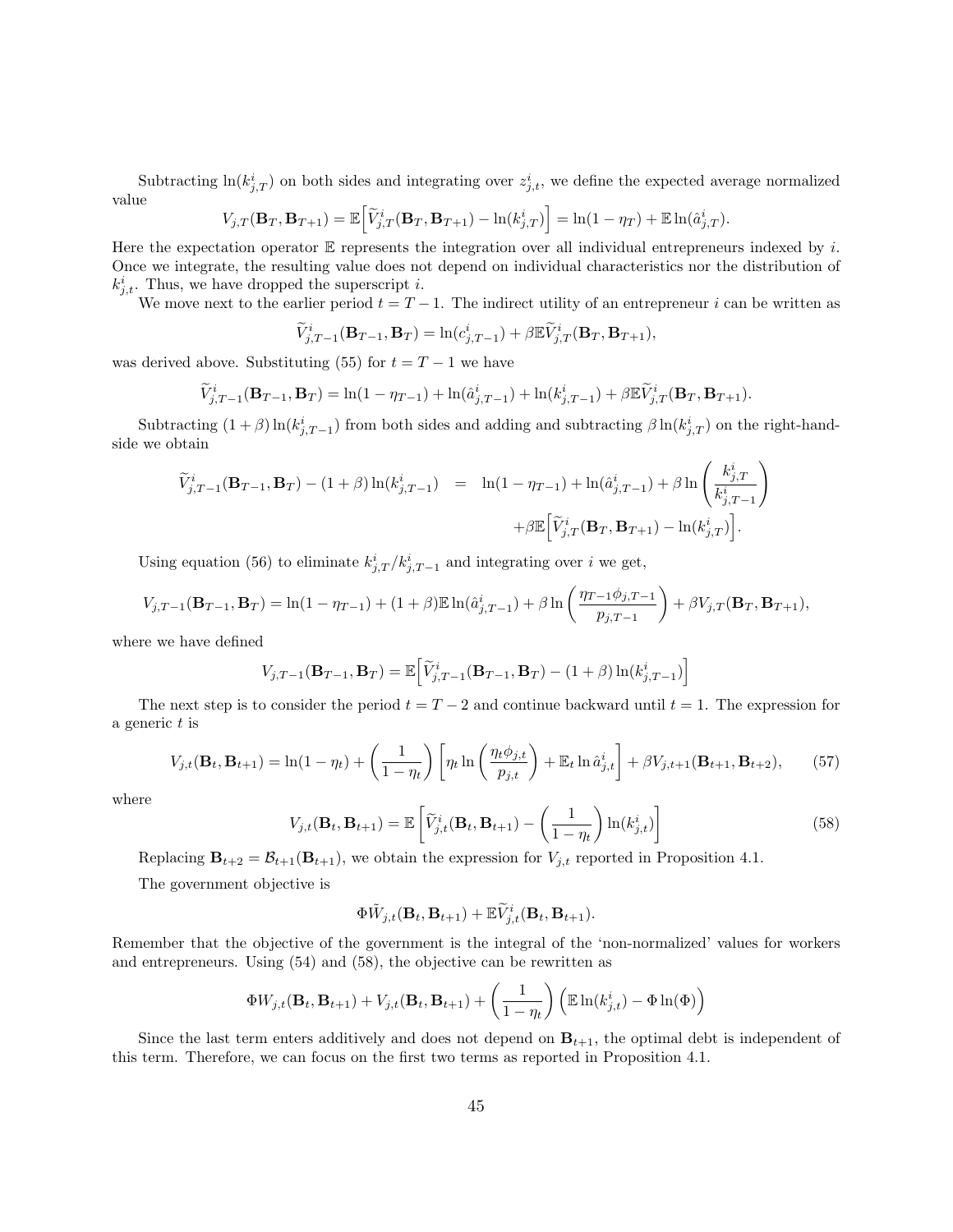Subtracting $\ln(k^i_{j,T})$ on both sides and integrating over $z^i_{j,t}$, we define the expected average normalized value

$$V_{j,T}(\mathbf{B}_T, \mathbf{B}_{T+1}) = \mathbb{E}\Big[\widetilde{V}^i_{j,T}(\mathbf{B}_T, \mathbf{B}_{T+1}) - \ln(k^i_{j,T})\Big] = \ln(1-\eta_T) + \mathbb{E}\ln(\hat{a}^i_{j,T}).$$

Here the expectation operator $\mathbb{E}$ represents the integration over all individual entrepreneurs indexed by $i$. Once we integrate, the resulting value does not depend on individual characteristics nor the distribution of $k^i_{j,t}$. Thus, we have dropped the superscript $i$.

We move next to the earlier period $t = T-1$. The indirect utility of an entrepreneur $i$ can be written as

$$\widetilde{V}^i_{j,T-1}(\mathbf{B}_{T-1}, \mathbf{B}_T) = \ln(c^i_{j,T-1}) + \beta\mathbb{E}\widetilde{V}^i_{j,T}(\mathbf{B}_T, \mathbf{B}_{T+1}),$$

was derived above. Substituting (55) for $t = T-1$ we have

$$\widetilde{V}^i_{j,T-1}(\mathbf{B}_{T-1}, \mathbf{B}_T) = \ln(1-\eta_{T-1}) + \ln(\hat{a}^i_{j,T-1}) + \ln(k^i_{j,T-1}) + \beta\mathbb{E}\widetilde{V}^i_{j,T}(\mathbf{B}_T, \mathbf{B}_{T+1}).$$

Subtracting $(1+\beta)\ln(k^i_{j,T-1})$ from both sides and adding and subtracting $\beta\ln(k^i_{j,T})$ on the right-hand-side we obtain

$$\begin{aligned}\widetilde{V}^i_{j,T-1}(\mathbf{B}_{T-1}, \mathbf{B}_T) - (1+\beta)\ln(k^i_{j,T-1}) \;&=\; \ln(1-\eta_{T-1}) + \ln(\hat{a}^i_{j,T-1}) + \beta\ln\left(\frac{k^i_{j,T}}{k^i_{j,T-1}}\right) \\ &\quad + \beta\mathbb{E}\Big[\widetilde{V}^i_{j,T}(\mathbf{B}_T, \mathbf{B}_{T+1}) - \ln(k^i_{j,T})\Big].\end{aligned}$$

Using equation (56) to eliminate $k^i_{j,T}/k^i_{j,T-1}$ and integrating over $i$ we get,

$$V_{j,T-1}(\mathbf{B}_{T-1}, \mathbf{B}_T) = \ln(1-\eta_{T-1}) + (1+\beta)\mathbb{E}\ln(\hat{a}^i_{j,T-1}) + \beta\ln\left(\frac{\eta_{T-1}\phi_{j,T-1}}{p_{j,T-1}}\right) + \beta V_{j,T}(\mathbf{B}_T, \mathbf{B}_{T+1}),$$

where we have defined

$$V_{j,T-1}(\mathbf{B}_{T-1}, \mathbf{B}_T) = \mathbb{E}\Big[\widetilde{V}^i_{j,T-1}(\mathbf{B}_{T-1}, \mathbf{B}_T) - (1+\beta)\ln(k^i_{j,T-1})\Big]$$

The next step is to consider the period $t = T-2$ and continue backward until $t = 1$. The expression for a generic $t$ is

$$V_{j,t}(\mathbf{B}_t, \mathbf{B}_{t+1}) = \ln(1-\eta_t) + \left(\frac{1}{1-\eta_t}\right)\left[\eta_t\ln\left(\frac{\eta_t\phi_{j,t}}{p_{j,t}}\right) + \mathbb{E}_t\ln\hat{a}^i_{j,t}\right] + \beta V_{j,t+1}(\mathbf{B}_{t+1}, \mathbf{B}_{t+2}), \tag{57}$$

where

$$V_{j,t}(\mathbf{B}_t, \mathbf{B}_{t+1}) = \mathbb{E}\left[\widetilde{V}^i_{j,t}(\mathbf{B}_t, \mathbf{B}_{t+1}) - \left(\frac{1}{1-\eta_t}\right)\ln(k^i_{j,t})\right] \tag{58}$$

Replacing $\mathbf{B}_{t+2} = \mathcal{B}_{t+1}(\mathbf{B}_{t+1})$, we obtain the expression for $V_{j,t}$ reported in Proposition 4.1.

The government objective is

$$\Phi\tilde{W}_{j,t}(\mathbf{B}_t, \mathbf{B}_{t+1}) + \mathbb{E}\widetilde{V}^i_{j,t}(\mathbf{B}_t, \mathbf{B}_{t+1}).$$

Remember that the objective of the government is the integral of the 'non-normalized' values for workers and entrepreneurs. Using (54) and (58), the objective can be rewritten as

$$\Phi W_{j,t}(\mathbf{B}_t, \mathbf{B}_{t+1}) + V_{j,t}(\mathbf{B}_t, \mathbf{B}_{t+1}) + \left(\frac{1}{1-\eta_t}\right)\Big(\mathbb{E}\ln(k^i_{j,t}) - \Phi\ln(\Phi)\Big)$$

Since the last term enters additively and does not depend on $\mathbf{B}_{t+1}$, the optimal debt is independent of this term. Therefore, we can focus on the first two terms as reported in Proposition 4.1.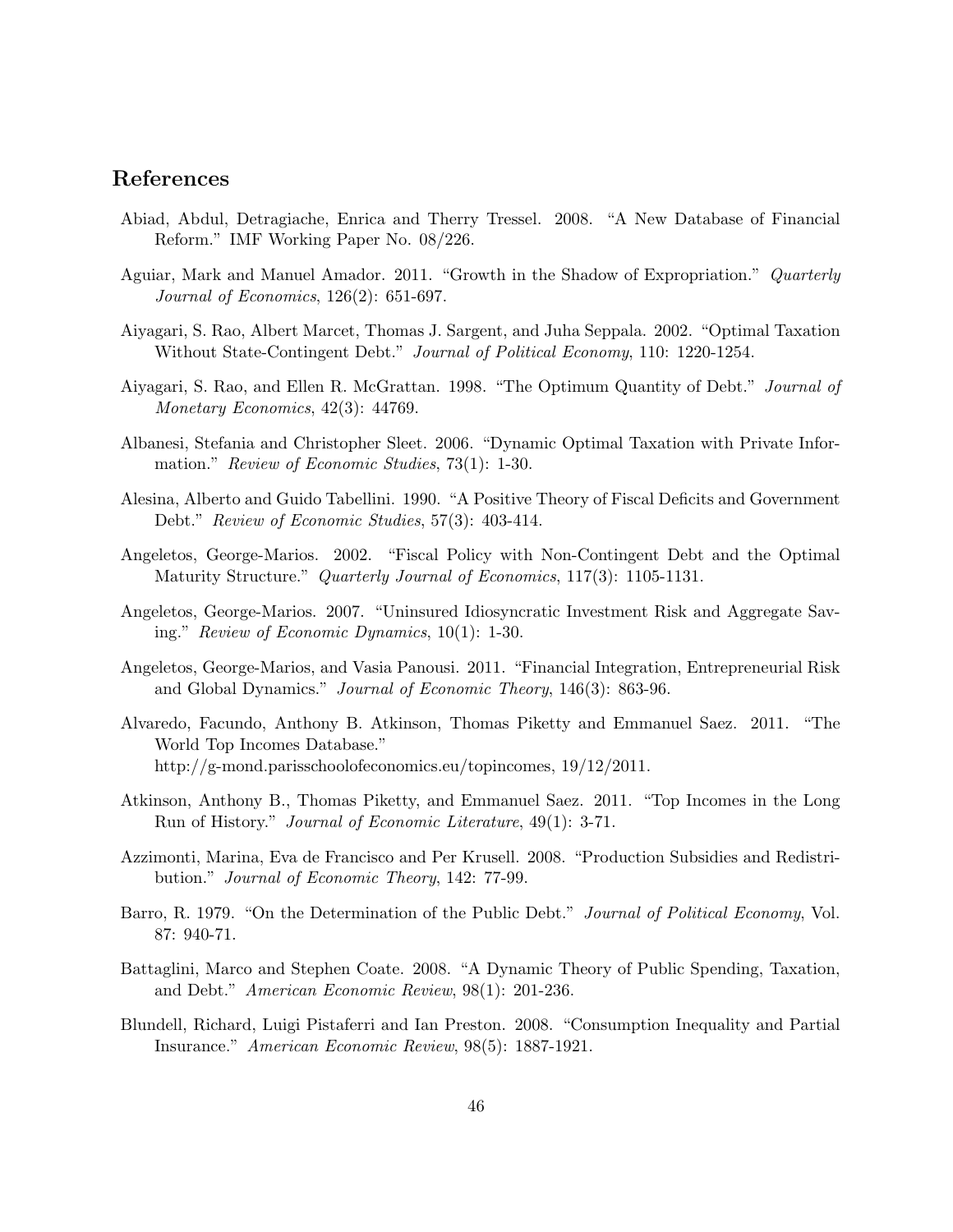## References

Abiad, Abdul, Detragiache, Enrica and Therry Tressel. 2008. "A New Database of Financial Reform." IMF Working Paper No. 08/226.

Aguiar, Mark and Manuel Amador. 2011. "Growth in the Shadow of Expropriation." *Quarterly Journal of Economics*, 126(2): 651-697.

Aiyagari, S. Rao, Albert Marcet, Thomas J. Sargent, and Juha Seppala. 2002. "Optimal Taxation Without State-Contingent Debt." *Journal of Political Economy*, 110: 1220-1254.

Aiyagari, S. Rao, and Ellen R. McGrattan. 1998. "The Optimum Quantity of Debt." *Journal of Monetary Economics*, 42(3): 44769.

Albanesi, Stefania and Christopher Sleet. 2006. "Dynamic Optimal Taxation with Private Information." *Review of Economic Studies*, 73(1): 1-30.

Alesina, Alberto and Guido Tabellini. 1990. "A Positive Theory of Fiscal Deficits and Government Debt." *Review of Economic Studies*, 57(3): 403-414.

Angeletos, George-Marios. 2002. "Fiscal Policy with Non-Contingent Debt and the Optimal Maturity Structure." *Quarterly Journal of Economics*, 117(3): 1105-1131.

Angeletos, George-Marios. 2007. "Uninsured Idiosyncratic Investment Risk and Aggregate Saving." *Review of Economic Dynamics*, 10(1): 1-30.

Angeletos, George-Marios, and Vasia Panousi. 2011. "Financial Integration, Entrepreneurial Risk and Global Dynamics." *Journal of Economic Theory*, 146(3): 863-96.

Alvaredo, Facundo, Anthony B. Atkinson, Thomas Piketty and Emmanuel Saez. 2011. "The World Top Incomes Database."
http://g-mond.parisschoolofeconomics.eu/topincomes, 19/12/2011.

Atkinson, Anthony B., Thomas Piketty, and Emmanuel Saez. 2011. "Top Incomes in the Long Run of History." *Journal of Economic Literature*, 49(1): 3-71.

Azzimonti, Marina, Eva de Francisco and Per Krusell. 2008. "Production Subsidies and Redistribution." *Journal of Economic Theory*, 142: 77-99.

Barro, R. 1979. "On the Determination of the Public Debt." *Journal of Political Economy*, Vol. 87: 940-71.

Battaglini, Marco and Stephen Coate. 2008. "A Dynamic Theory of Public Spending, Taxation, and Debt." *American Economic Review*, 98(1): 201-236.

Blundell, Richard, Luigi Pistaferri and Ian Preston. 2008. "Consumption Inequality and Partial Insurance." *American Economic Review*, 98(5): 1887-1921.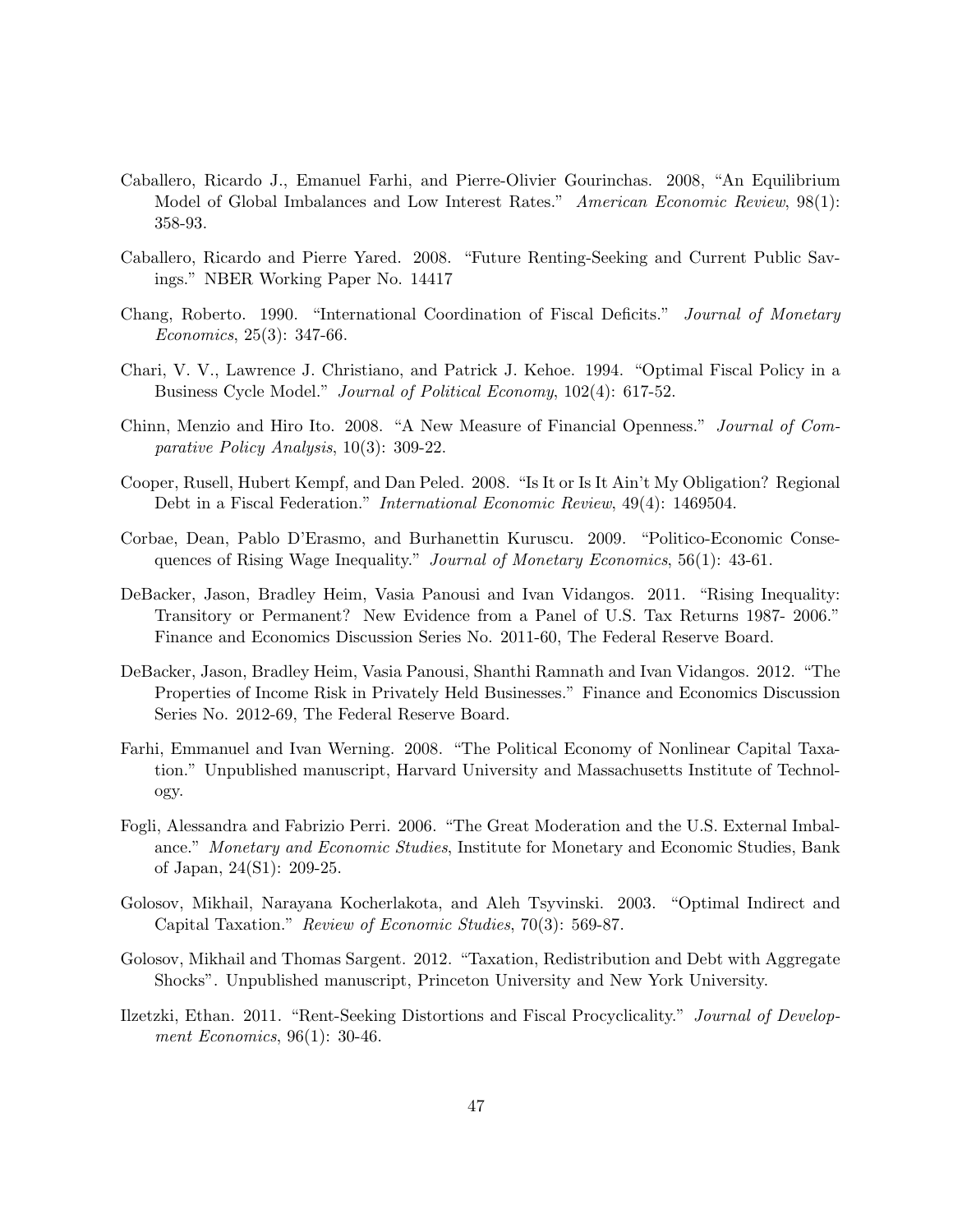Caballero, Ricardo J., Emanuel Farhi, and Pierre-Olivier Gourinchas. 2008, "An Equilibrium Model of Global Imbalances and Low Interest Rates." *American Economic Review*, 98(1): 358-93.

Caballero, Ricardo and Pierre Yared. 2008. "Future Renting-Seeking and Current Public Savings." NBER Working Paper No. 14417

Chang, Roberto. 1990. "International Coordination of Fiscal Deficits." *Journal of Monetary Economics*, 25(3): 347-66.

Chari, V. V., Lawrence J. Christiano, and Patrick J. Kehoe. 1994. "Optimal Fiscal Policy in a Business Cycle Model." *Journal of Political Economy*, 102(4): 617-52.

Chinn, Menzio and Hiro Ito. 2008. "A New Measure of Financial Openness." *Journal of Comparative Policy Analysis*, 10(3): 309-22.

Cooper, Rusell, Hubert Kempf, and Dan Peled. 2008. "Is It or Is It Ain't My Obligation? Regional Debt in a Fiscal Federation." *International Economic Review*, 49(4): 1469504.

Corbae, Dean, Pablo D'Erasmo, and Burhanettin Kuruscu. 2009. "Politico-Economic Consequences of Rising Wage Inequality." *Journal of Monetary Economics*, 56(1): 43-61.

DeBacker, Jason, Bradley Heim, Vasia Panousi and Ivan Vidangos. 2011. "Rising Inequality: Transitory or Permanent? New Evidence from a Panel of U.S. Tax Returns 1987- 2006." Finance and Economics Discussion Series No. 2011-60, The Federal Reserve Board.

DeBacker, Jason, Bradley Heim, Vasia Panousi, Shanthi Ramnath and Ivan Vidangos. 2012. "The Properties of Income Risk in Privately Held Businesses." Finance and Economics Discussion Series No. 2012-69, The Federal Reserve Board.

Farhi, Emmanuel and Ivan Werning. 2008. "The Political Economy of Nonlinear Capital Taxation." Unpublished manuscript, Harvard University and Massachusetts Institute of Technology.

Fogli, Alessandra and Fabrizio Perri. 2006. "The Great Moderation and the U.S. External Imbalance." *Monetary and Economic Studies*, Institute for Monetary and Economic Studies, Bank of Japan, 24(S1): 209-25.

Golosov, Mikhail, Narayana Kocherlakota, and Aleh Tsyvinski. 2003. "Optimal Indirect and Capital Taxation." *Review of Economic Studies*, 70(3): 569-87.

Golosov, Mikhail and Thomas Sargent. 2012. "Taxation, Redistribution and Debt with Aggregate Shocks". Unpublished manuscript, Princeton University and New York University.

Ilzetzki, Ethan. 2011. "Rent-Seeking Distortions and Fiscal Procyclicality." *Journal of Development Economics*, 96(1): 30-46.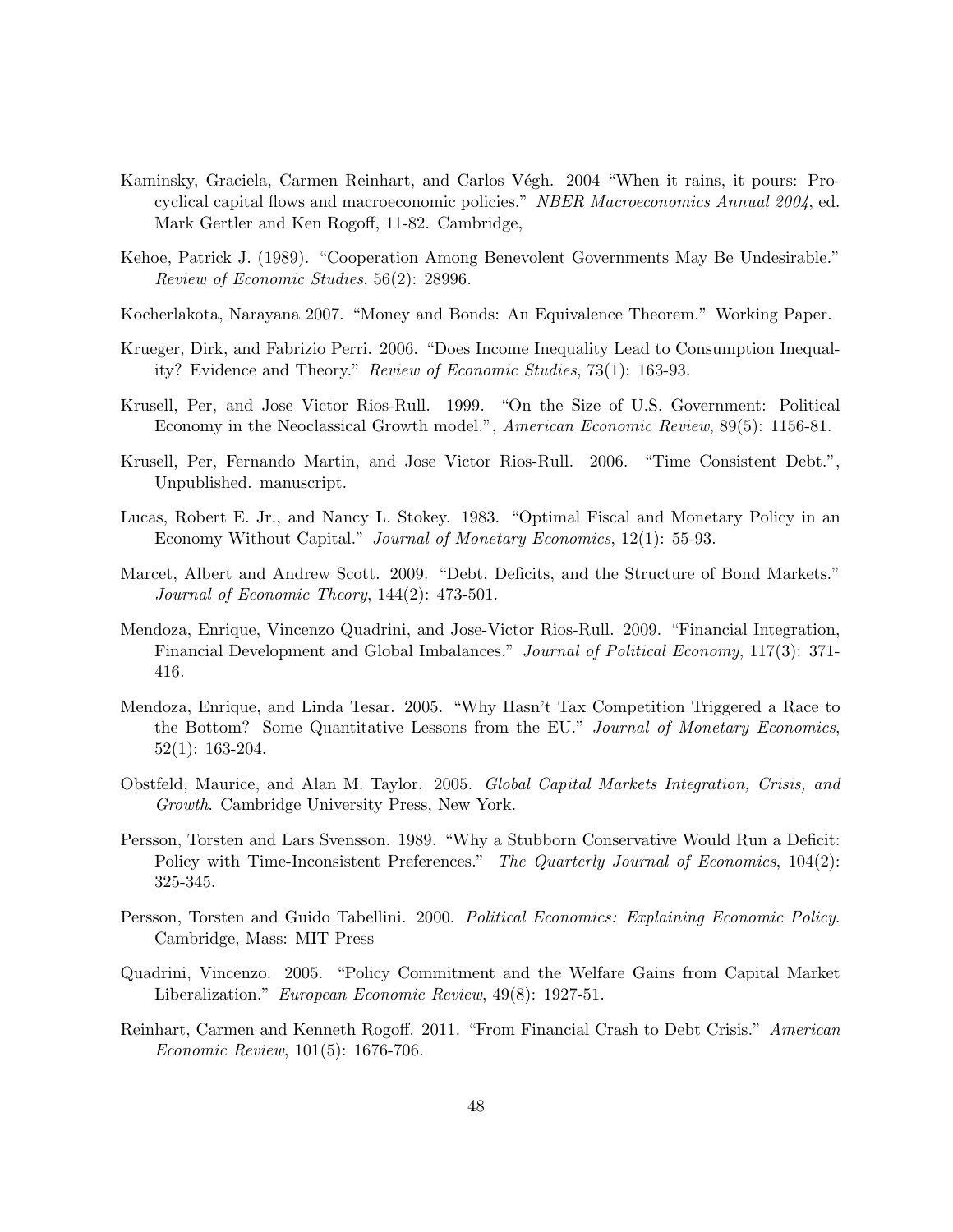Kaminsky, Graciela, Carmen Reinhart, and Carlos Végh. 2004 "When it rains, it pours: Procyclical capital flows and macroeconomic policies." *NBER Macroeconomics Annual 2004*, ed. Mark Gertler and Ken Rogoff, 11-82. Cambridge,

Kehoe, Patrick J. (1989). "Cooperation Among Benevolent Governments May Be Undesirable." *Review of Economic Studies*, 56(2): 28996.

Kocherlakota, Narayana 2007. "Money and Bonds: An Equivalence Theorem." Working Paper.

Krueger, Dirk, and Fabrizio Perri. 2006. "Does Income Inequality Lead to Consumption Inequality? Evidence and Theory." *Review of Economic Studies*, 73(1): 163-93.

Krusell, Per, and Jose Victor Rios-Rull. 1999. "On the Size of U.S. Government: Political Economy in the Neoclassical Growth model.", *American Economic Review*, 89(5): 1156-81.

Krusell, Per, Fernando Martin, and Jose Victor Rios-Rull. 2006. "Time Consistent Debt.", Unpublished. manuscript.

Lucas, Robert E. Jr., and Nancy L. Stokey. 1983. "Optimal Fiscal and Monetary Policy in an Economy Without Capital." *Journal of Monetary Economics*, 12(1): 55-93.

Marcet, Albert and Andrew Scott. 2009. "Debt, Deficits, and the Structure of Bond Markets." *Journal of Economic Theory*, 144(2): 473-501.

Mendoza, Enrique, Vincenzo Quadrini, and Jose-Victor Rios-Rull. 2009. "Financial Integration, Financial Development and Global Imbalances." *Journal of Political Economy*, 117(3): 371-416.

Mendoza, Enrique, and Linda Tesar. 2005. "Why Hasn't Tax Competition Triggered a Race to the Bottom? Some Quantitative Lessons from the EU." *Journal of Monetary Economics*, 52(1): 163-204.

Obstfeld, Maurice, and Alan M. Taylor. 2005. *Global Capital Markets Integration, Crisis, and Growth*. Cambridge University Press, New York.

Persson, Torsten and Lars Svensson. 1989. "Why a Stubborn Conservative Would Run a Deficit: Policy with Time-Inconsistent Preferences." *The Quarterly Journal of Economics*, 104(2): 325-345.

Persson, Torsten and Guido Tabellini. 2000. *Political Economics: Explaining Economic Policy.* Cambridge, Mass: MIT Press

Quadrini, Vincenzo. 2005. "Policy Commitment and the Welfare Gains from Capital Market Liberalization." *European Economic Review*, 49(8): 1927-51.

Reinhart, Carmen and Kenneth Rogoff. 2011. "From Financial Crash to Debt Crisis." *American Economic Review*, 101(5): 1676-706.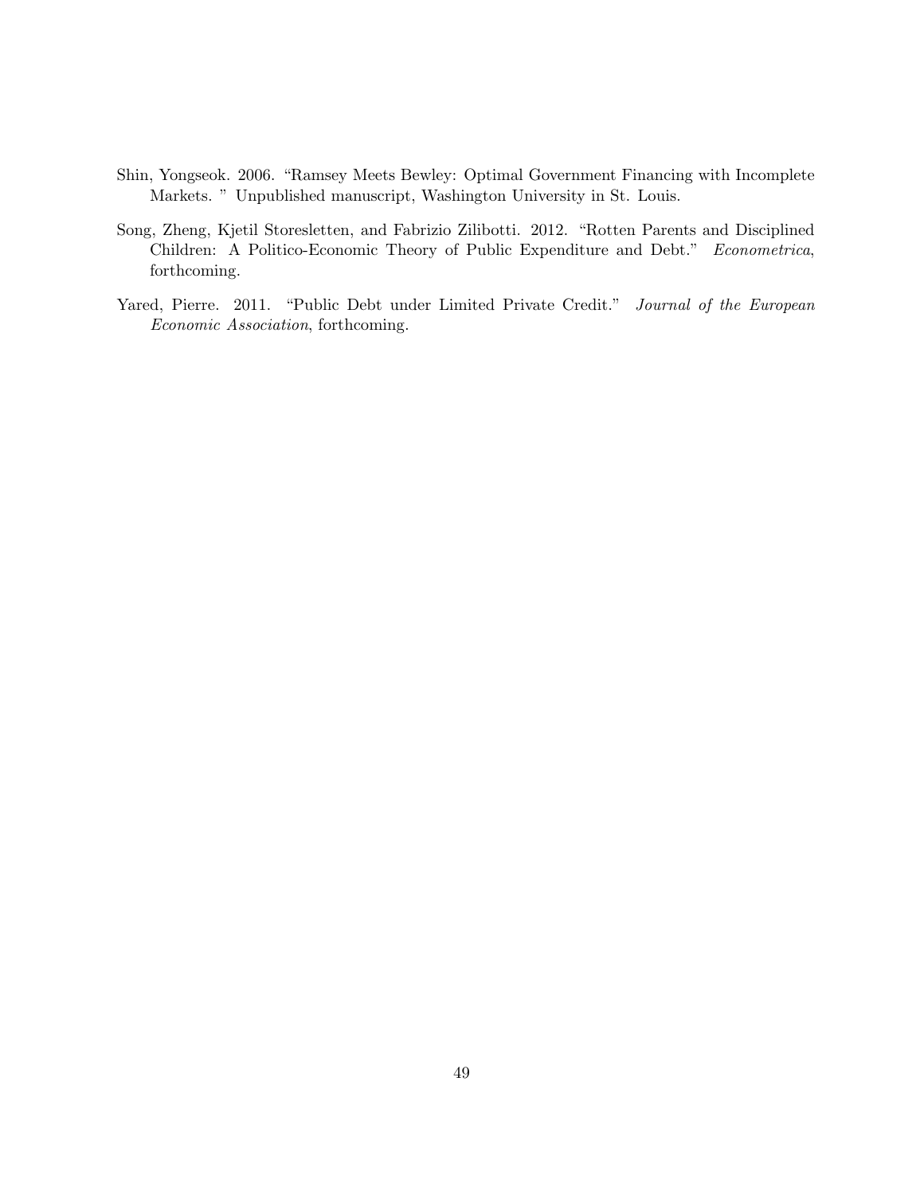Shin, Yongseok. 2006. "Ramsey Meets Bewley: Optimal Government Financing with Incomplete Markets. " Unpublished manuscript, Washington University in St. Louis.

Song, Zheng, Kjetil Storesletten, and Fabrizio Zilibotti. 2012. "Rotten Parents and Disciplined Children: A Politico-Economic Theory of Public Expenditure and Debt." *Econometrica*, forthcoming.

Yared, Pierre. 2011. "Public Debt under Limited Private Credit." *Journal of the European Economic Association*, forthcoming.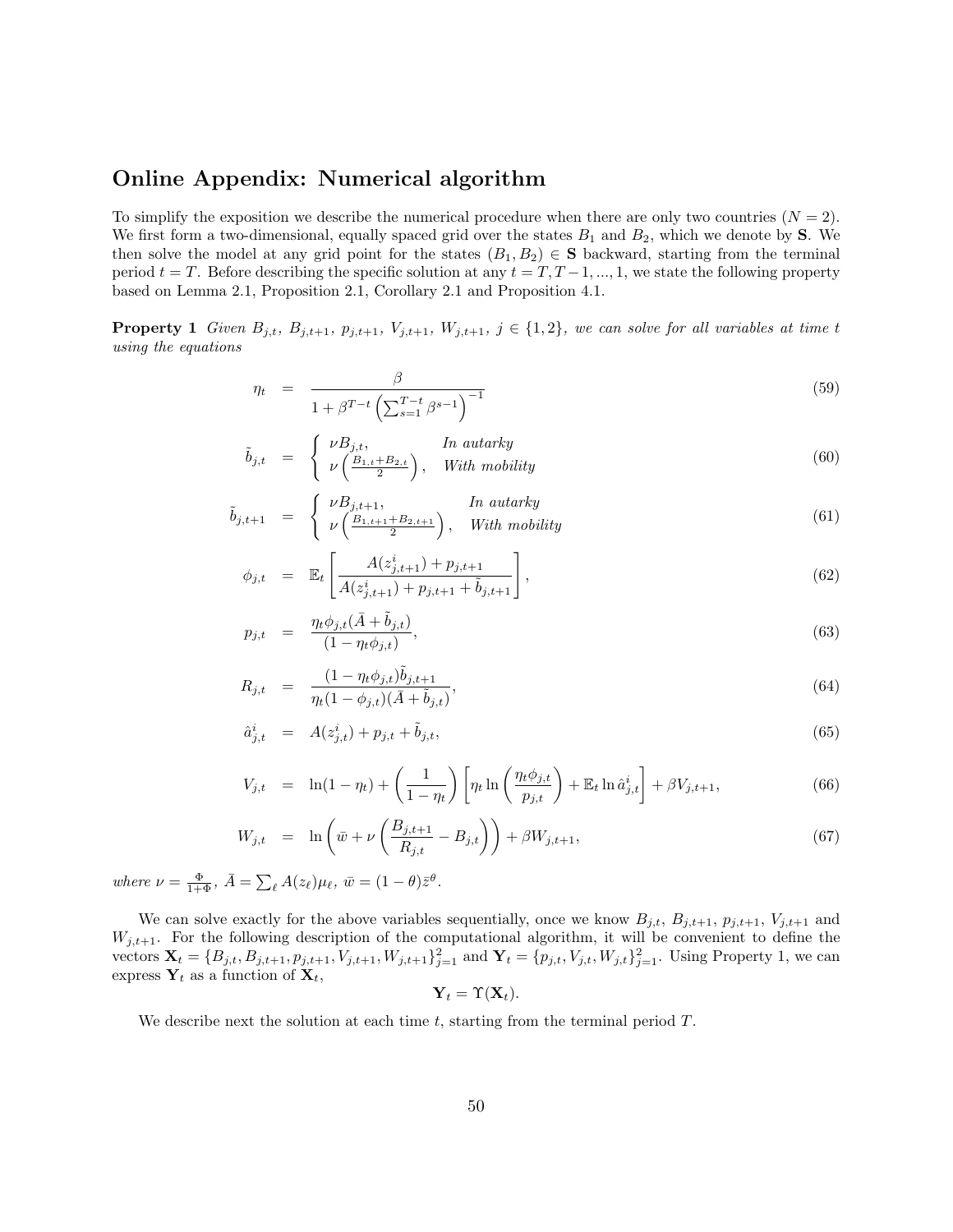## Online Appendix: Numerical algorithm

To simplify the exposition we describe the numerical procedure when there are only two countries ($N = 2$). We first form a two-dimensional, equally spaced grid over the states $B_1$ and $B_2$, which we denote by $\mathbf{S}$. We then solve the model at any grid point for the states $(B_1, B_2) \in \mathbf{S}$ backward, starting from the terminal period $t = T$. Before describing the specific solution at any $t = T, T-1, ..., 1$, we state the following property based on Lemma 2.1, Proposition 2.1, Corollary 2.1 and Proposition 4.1.

**Property 1** *Given $B_{j,t}$, $B_{j,t+1}$, $p_{j,t+1}$, $V_{j,t+1}$, $W_{j,t+1}$, $j \in \{1,2\}$, we can solve for all variables at time $t$ using the equations*

$$\eta_t = \frac{\beta}{1 + \beta^{T-t}\left(\sum_{s=1}^{T-t}\beta^{s-1}\right)^{-1}} \tag{59}$$

$$\tilde{b}_{j,t} = \begin{cases} \nu B_{j,t}, & \textit{In autarky} \\ \nu\left(\frac{B_{1,t}+B_{2,t}}{2}\right), & \textit{With mobility} \end{cases} \tag{60}$$

$$\tilde{b}_{j,t+1} = \begin{cases} \nu B_{j,t+1}, & \textit{In autarky} \\ \nu\left(\frac{B_{1,t+1}+B_{2,t+1}}{2}\right), & \textit{With mobility} \end{cases} \tag{61}$$

$$\phi_{j,t} = \mathbb{E}_t\left[\frac{A(z^i_{j,t+1}) + p_{j,t+1}}{A(z^i_{j,t+1}) + p_{j,t+1} + \tilde{b}_{j,t+1}}\right], \tag{62}$$

$$p_{j,t} = \frac{\eta_t\phi_{j,t}(\bar{A} + \tilde{b}_{j,t})}{(1 - \eta_t\phi_{j,t})}, \tag{63}$$

$$R_{j,t} = \frac{(1 - \eta_t\phi_{j,t})\tilde{b}_{j,t+1}}{\eta_t(1 - \phi_{j,t})(\bar{A} + \tilde{b}_{j,t})}, \tag{64}$$

$$\hat{a}^i_{j,t} = A(z^i_{j,t}) + p_{j,t} + \tilde{b}_{j,t}, \tag{65}$$

$$V_{j,t} = \ln(1 - \eta_t) + \left(\frac{1}{1 - \eta_t}\right)\left[\eta_t \ln\left(\frac{\eta_t\phi_{j,t}}{p_{j,t}}\right) + \mathbb{E}_t \ln \hat{a}^i_{j,t}\right] + \beta V_{j,t+1}, \tag{66}$$

$$W_{j,t} = \ln\left(\bar{w} + \nu\left(\frac{B_{j,t+1}}{R_{j,t}} - B_{j,t}\right)\right) + \beta W_{j,t+1}, \tag{67}$$

*where $\nu = \frac{\Phi}{1+\Phi}$, $\bar{A} = \sum_\ell A(z_\ell)\mu_\ell$, $\bar{w} = (1-\theta)\bar{z}^\theta$.*

We can solve exactly for the above variables sequentially, once we know $B_{j,t}$, $B_{j,t+1}$, $p_{j,t+1}$, $V_{j,t+1}$ and $W_{j,t+1}$. For the following description of the computational algorithm, it will be convenient to define the vectors $\mathbf{X}_t = \{B_{j,t}, B_{j,t+1}, p_{j,t+1}, V_{j,t+1}, W_{j,t+1}\}_{j=1}^2$ and $\mathbf{Y}_t = \{p_{j,t}, V_{j,t}, W_{j,t}\}_{j=1}^2$. Using Property 1, we can express $\mathbf{Y}_t$ as a function of $\mathbf{X}_t$,

$$\mathbf{Y}_t = \Upsilon(\mathbf{X}_t).$$

We describe next the solution at each time $t$, starting from the terminal period $T$.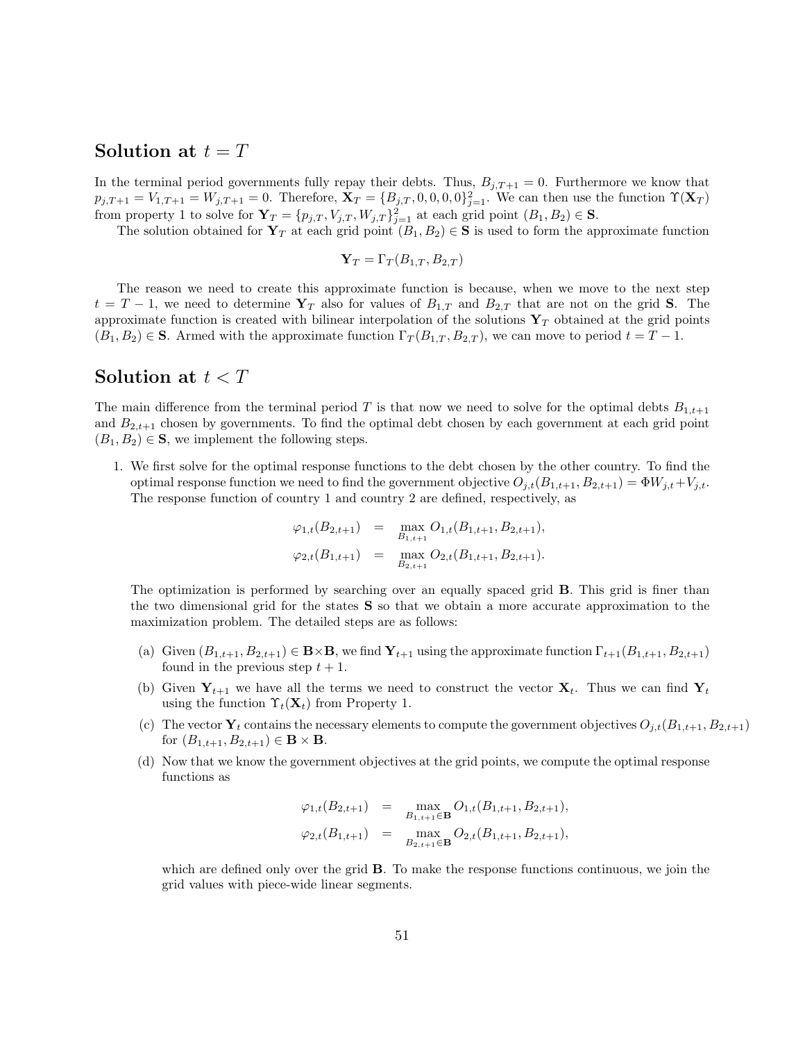## Solution at $t = T$

In the terminal period governments fully repay their debts. Thus, $B_{j,T+1} = 0$. Furthermore we know that $p_{j,T+1} = V_{1,T+1} = W_{j,T+1} = 0$. Therefore, $\mathbf{X}_T = \{B_{j,T}, 0, 0, 0, 0\}_{j=1}^{2}$. We can then use the function $\Upsilon(\mathbf{X}_T)$ from property 1 to solve for $\mathbf{Y}_T = \{p_{j,T}, V_{j,T}, W_{j,T}\}_{j=1}^{2}$ at each grid point $(B_1, B_2) \in \mathbf{S}$.

The solution obtained for $\mathbf{Y}_T$ at each grid point $(B_1, B_2) \in \mathbf{S}$ is used to form the approximate function

$$\mathbf{Y}_T = \Gamma_T(B_{1,T}, B_{2,T})$$

The reason we need to create this approximate function is because, when we move to the next step $t = T-1$, we need to determine $\mathbf{Y}_T$ also for values of $B_{1,T}$ and $B_{2,T}$ that are not on the grid $\mathbf{S}$. The approximate function is created with bilinear interpolation of the solutions $\mathbf{Y}_T$ obtained at the grid points $(B_1, B_2) \in \mathbf{S}$. Armed with the approximate function $\Gamma_T(B_{1,T}, B_{2,T})$, we can move to period $t = T-1$.

## Solution at $t < T$

The main difference from the terminal period $T$ is that now we need to solve for the optimal debts $B_{1,t+1}$ and $B_{2,t+1}$ chosen by governments. To find the optimal debt chosen by each government at each grid point $(B_1, B_2) \in \mathbf{S}$, we implement the following steps.

1. We first solve for the optimal response functions to the debt chosen by the other country. To find the optimal response function we need to find the government objective $O_{j,t}(B_{1,t+1}, B_{2,t+1}) = \Phi W_{j,t} + V_{j,t}$. The response function of country 1 and country 2 are defined, respectively, as

$$\begin{aligned}
\varphi_{1,t}(B_{2,t+1}) &= \max_{B_{1,t+1}} O_{1,t}(B_{1,t+1}, B_{2,t+1}), \\
\varphi_{2,t}(B_{1,t+1}) &= \max_{B_{2,t+1}} O_{2,t}(B_{1,t+1}, B_{2,t+1}).
\end{aligned}$$

   The optimization is performed by searching over an equally spaced grid $\mathbf{B}$. This grid is finer than the two dimensional grid for the states $\mathbf{S}$ so that we obtain a more accurate approximation to the maximization problem. The detailed steps are as follows:

   (a) Given $(B_{1,t+1}, B_{2,t+1}) \in \mathbf{B} \times \mathbf{B}$, we find $\mathbf{Y}_{t+1}$ using the approximate function $\Gamma_{t+1}(B_{1,t+1}, B_{2,t+1})$ found in the previous step $t+1$.

   (b) Given $\mathbf{Y}_{t+1}$ we have all the terms we need to construct the vector $\mathbf{X}_t$. Thus we can find $\mathbf{Y}_t$ using the function $\Upsilon_t(\mathbf{X}_t)$ from Property 1.

   (c) The vector $\mathbf{Y}_t$ contains the necessary elements to compute the government objectives $O_{j,t}(B_{1,t+1}, B_{2,t+1})$ for $(B_{1,t+1}, B_{2,t+1}) \in \mathbf{B} \times \mathbf{B}$.

   (d) Now that we know the government objectives at the grid points, we compute the optimal response functions as

$$\begin{aligned}
\varphi_{1,t}(B_{2,t+1}) &= \max_{B_{1,t+1} \in \mathbf{B}} O_{1,t}(B_{1,t+1}, B_{2,t+1}), \\
\varphi_{2,t}(B_{1,t+1}) &= \max_{B_{2,t+1} \in \mathbf{B}} O_{2,t}(B_{1,t+1}, B_{2,t+1}),
\end{aligned}$$

   which are defined only over the grid $\mathbf{B}$. To make the response functions continuous, we join the grid values with piece-wide linear segments.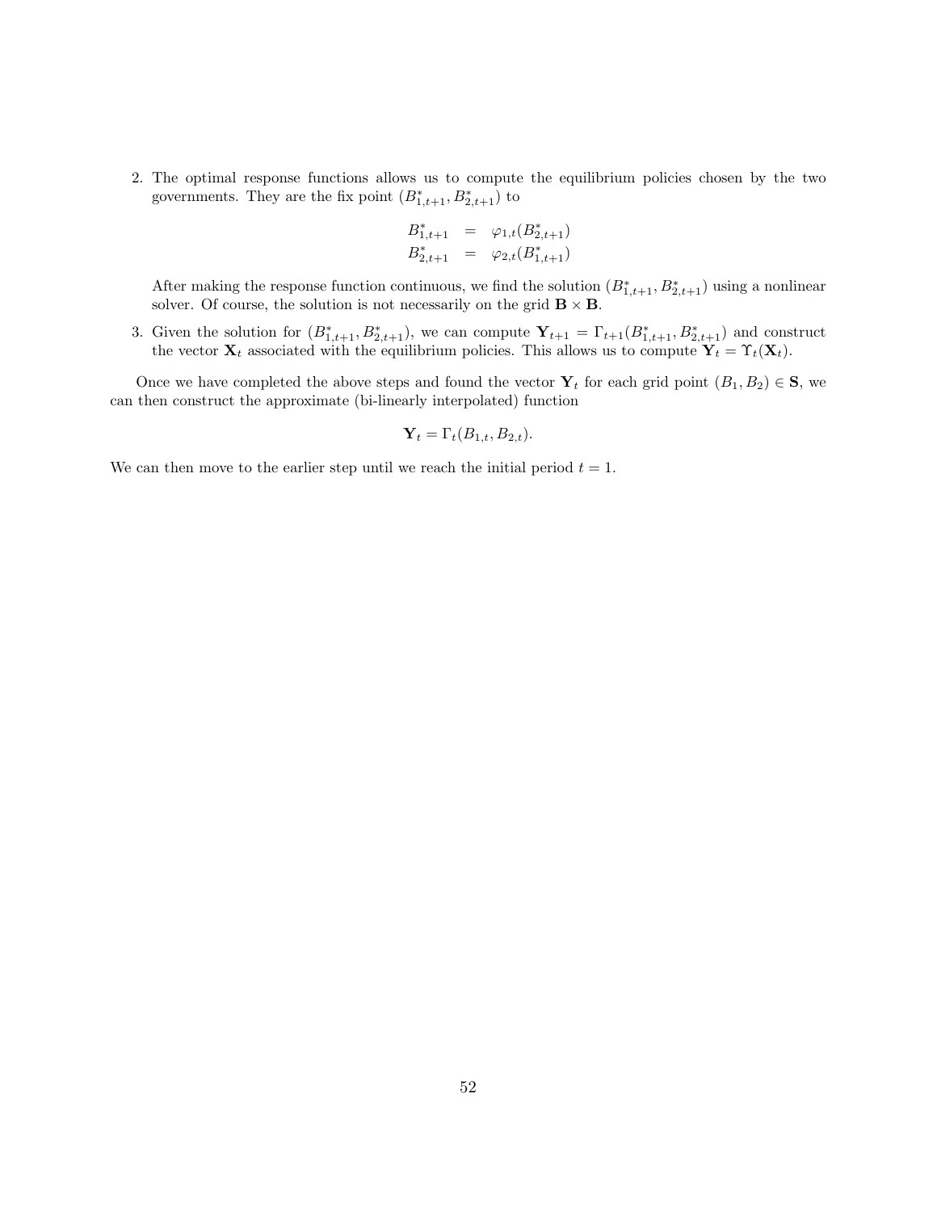2. The optimal response functions allows us to compute the equilibrium policies chosen by the two governments. They are the fix point $(B^*_{1,t+1}, B^*_{2,t+1})$ to

$$
\begin{aligned}
B^*_{1,t+1} &= \varphi_{1,t}(B^*_{2,t+1}) \\
B^*_{2,t+1} &= \varphi_{2,t}(B^*_{1,t+1})
\end{aligned}
$$

   After making the response function continuous, we find the solution $(B^*_{1,t+1}, B^*_{2,t+1})$ using a nonlinear solver. Of course, the solution is not necessarily on the grid $\mathbf{B} \times \mathbf{B}$.

3. Given the solution for $(B^*_{1,t+1}, B^*_{2,t+1})$, we can compute $\mathbf{Y}_{t+1} = \Gamma_{t+1}(B^*_{1,t+1}, B^*_{2,t+1})$ and construct the vector $\mathbf{X}_t$ associated with the equilibrium policies. This allows us to compute $\mathbf{Y}_t = \Upsilon_t(\mathbf{X}_t)$.

Once we have completed the above steps and found the vector $\mathbf{Y}_t$ for each grid point $(B_1, B_2) \in \mathbf{S}$, we can then construct the approximate (bi-linearly interpolated) function

$$\mathbf{Y}_t = \Gamma_t(B_{1,t}, B_{2,t}).$$

We can then move to the earlier step until we reach the initial period $t = 1$.